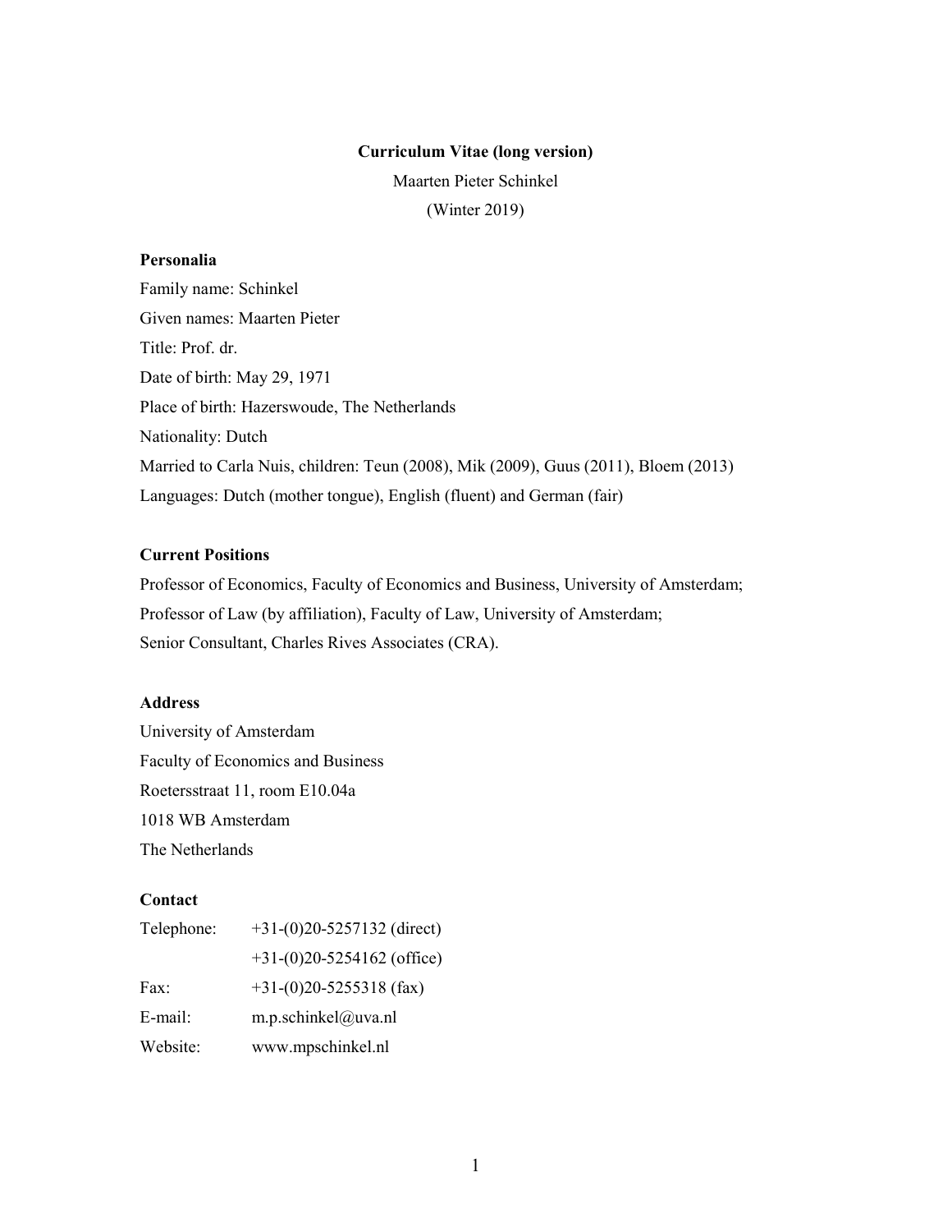**Curriculum Vitae (long version)**

Maarten Pieter Schinkel

(Winter 2019)

## Personalia

Family name: Schinkel

Given names: Maarten Pieter

Title: Prof. dr.

Date of birth: May 29, 1971

Place of birth: Hazerswoude, The Netherlands

Nationality: Dutch

Married to Carla Nuis, children: Teun (2008), Mik (2009), Guus (2011), Bloem (2013)

Languages: Dutch (mother tongue), English (fluent) and German (fair)

## Current Positions

Professor of Economics, Faculty of Economics and Business, University of Amsterdam;

Professor of Law (by affiliation), Faculty of Law, University of Amsterdam;

Senior Consultant, Charles Rives Associates (CRA).

## Address

University of Amsterdam

Faculty of Economics and Business

Roetersstraat 11, room E10.04a

1018 WB Amsterdam

The Netherlands

## Contact

| | |
|---|---|
| Telephone: | +31-(0)20-5257132 (direct) |
| | +31-(0)20-5254162 (office) |
| Fax: | +31-(0)20-5255318 (fax) |
| E-mail: | m.p.schinkel@uva.nl |
| Website: | www.mpschinkel.nl |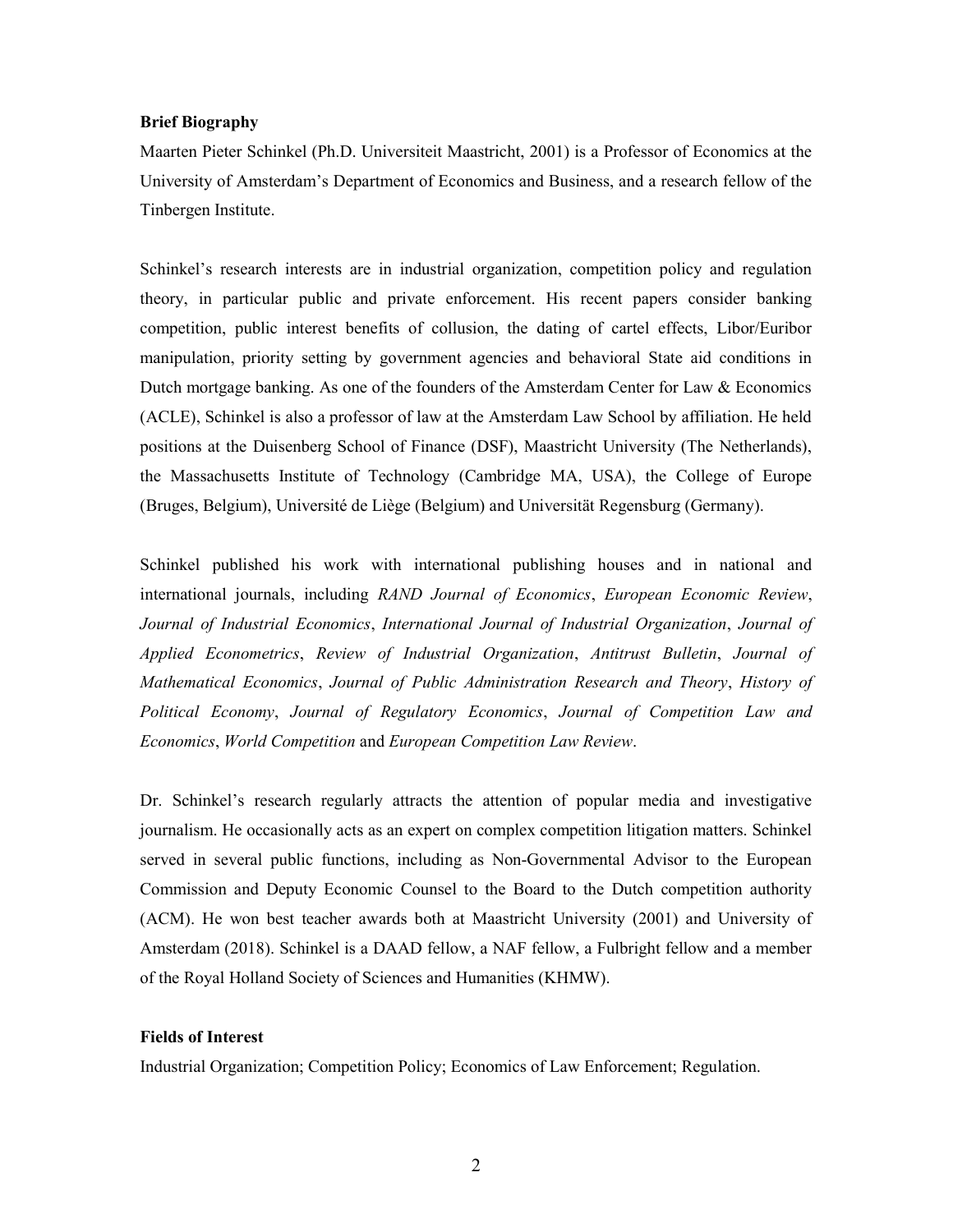**Brief Biography**

Maarten Pieter Schinkel (Ph.D. Universiteit Maastricht, 2001) is a Professor of Economics at the University of Amsterdam's Department of Economics and Business, and a research fellow of the Tinbergen Institute.

Schinkel's research interests are in industrial organization, competition policy and regulation theory, in particular public and private enforcement. His recent papers consider banking competition, public interest benefits of collusion, the dating of cartel effects, Libor/Euribor manipulation, priority setting by government agencies and behavioral State aid conditions in Dutch mortgage banking. As one of the founders of the Amsterdam Center for Law & Economics (ACLE), Schinkel is also a professor of law at the Amsterdam Law School by affiliation. He held positions at the Duisenberg School of Finance (DSF), Maastricht University (The Netherlands), the Massachusetts Institute of Technology (Cambridge MA, USA), the College of Europe (Bruges, Belgium), Université de Liège (Belgium) and Universität Regensburg (Germany).

Schinkel published his work with international publishing houses and in national and international journals, including *RAND Journal of Economics*, *European Economic Review*, *Journal of Industrial Economics*, *International Journal of Industrial Organization*, *Journal of Applied Econometrics*, *Review of Industrial Organization*, *Antitrust Bulletin*, *Journal of Mathematical Economics*, *Journal of Public Administration Research and Theory*, *History of Political Economy*, *Journal of Regulatory Economics*, *Journal of Competition Law and Economics*, *World Competition* and *European Competition Law Review*.

Dr. Schinkel's research regularly attracts the attention of popular media and investigative journalism. He occasionally acts as an expert on complex competition litigation matters. Schinkel served in several public functions, including as Non-Governmental Advisor to the European Commission and Deputy Economic Counsel to the Board to the Dutch competition authority (ACM). He won best teacher awards both at Maastricht University (2001) and University of Amsterdam (2018). Schinkel is a DAAD fellow, a NAF fellow, a Fulbright fellow and a member of the Royal Holland Society of Sciences and Humanities (KHMW).

**Fields of Interest**

Industrial Organization; Competition Policy; Economics of Law Enforcement; Regulation.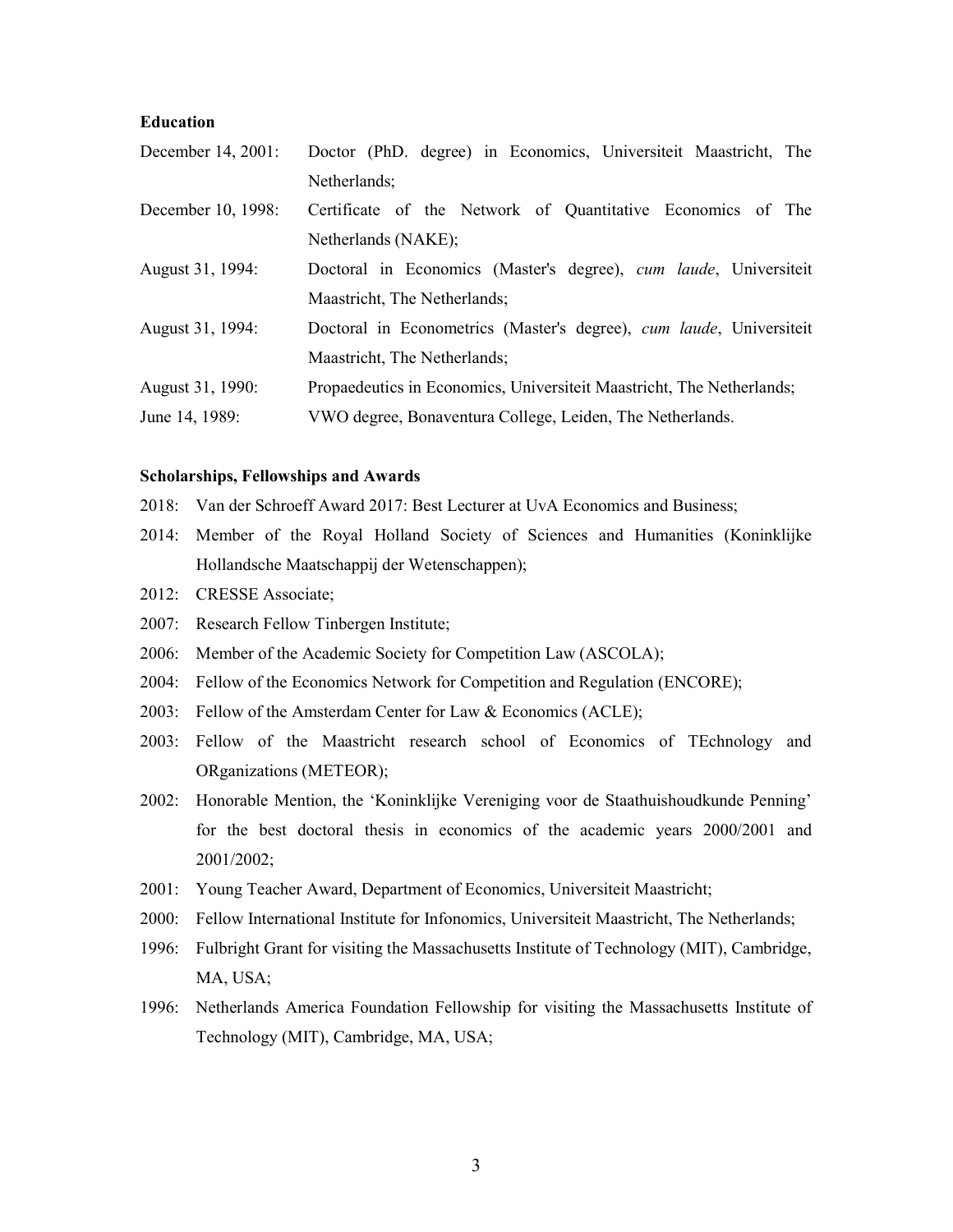**Education**

| | |
|---|---|
| December 14, 2001: | Doctor (PhD. degree) in Economics, Universiteit Maastricht, The Netherlands; |
| December 10, 1998: | Certificate of the Network of Quantitative Economics of The Netherlands (NAKE); |
| August 31, 1994: | Doctoral in Economics (Master's degree), *cum laude*, Universiteit Maastricht, The Netherlands; |
| August 31, 1994: | Doctoral in Econometrics (Master's degree), *cum laude*, Universiteit Maastricht, The Netherlands; |
| August 31, 1990: | Propaedeutics in Economics, Universiteit Maastricht, The Netherlands; |
| June 14, 1989: | VWO degree, Bonaventura College, Leiden, The Netherlands. |

**Scholarships, Fellowships and Awards**

- 2018: Van der Schroeff Award 2017: Best Lecturer at UvA Economics and Business;
- 2014: Member of the Royal Holland Society of Sciences and Humanities (Koninklijke Hollandsche Maatschappij der Wetenschappen);
- 2012: CRESSE Associate;
- 2007: Research Fellow Tinbergen Institute;
- 2006: Member of the Academic Society for Competition Law (ASCOLA);
- 2004: Fellow of the Economics Network for Competition and Regulation (ENCORE);
- 2003: Fellow of the Amsterdam Center for Law & Economics (ACLE);
- 2003: Fellow of the Maastricht research school of Economics of TEchnology and ORganizations (METEOR);
- 2002: Honorable Mention, the 'Koninklijke Vereniging voor de Staathuishoudkunde Penning' for the best doctoral thesis in economics of the academic years 2000/2001 and 2001/2002;
- 2001: Young Teacher Award, Department of Economics, Universiteit Maastricht;
- 2000: Fellow International Institute for Infonomics, Universiteit Maastricht, The Netherlands;
- 1996: Fulbright Grant for visiting the Massachusetts Institute of Technology (MIT), Cambridge, MA, USA;
- 1996: Netherlands America Foundation Fellowship for visiting the Massachusetts Institute of Technology (MIT), Cambridge, MA, USA;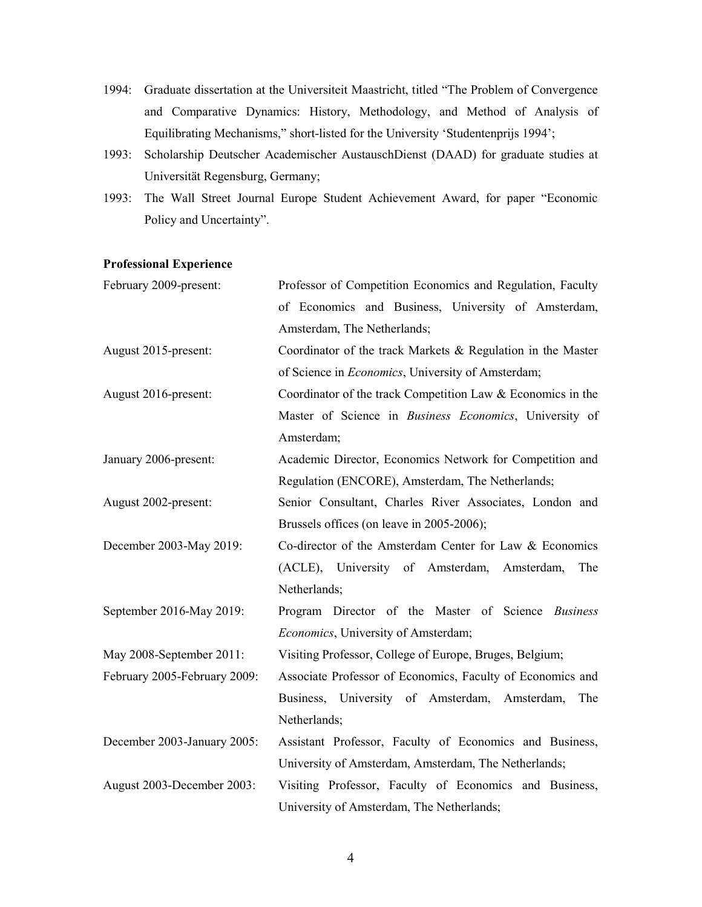1994: Graduate dissertation at the Universiteit Maastricht, titled "The Problem of Convergence and Comparative Dynamics: History, Methodology, and Method of Analysis of Equilibrating Mechanisms," short-listed for the University 'Studentenprijs 1994';

1993: Scholarship Deutscher Academischer AustauschDienst (DAAD) for graduate studies at Universität Regensburg, Germany;

1993: The Wall Street Journal Europe Student Achievement Award, for paper "Economic Policy and Uncertainty".

**Professional Experience**

| | |
|---|---|
| February 2009-present: | Professor of Competition Economics and Regulation, Faculty of Economics and Business, University of Amsterdam, Amsterdam, The Netherlands; |
| August 2015-present: | Coordinator of the track Markets & Regulation in the Master of Science in *Economics*, University of Amsterdam; |
| August 2016-present: | Coordinator of the track Competition Law & Economics in the Master of Science in *Business Economics*, University of Amsterdam; |
| January 2006-present: | Academic Director, Economics Network for Competition and Regulation (ENCORE), Amsterdam, The Netherlands; |
| August 2002-present: | Senior Consultant, Charles River Associates, London and Brussels offices (on leave in 2005-2006); |
| December 2003-May 2019: | Co-director of the Amsterdam Center for Law & Economics (ACLE), University of Amsterdam, Amsterdam, The Netherlands; |
| September 2016-May 2019: | Program Director of the Master of Science *Business Economics*, University of Amsterdam; |
| May 2008-September 2011: | Visiting Professor, College of Europe, Bruges, Belgium; |
| February 2005-February 2009: | Associate Professor of Economics, Faculty of Economics and Business, University of Amsterdam, Amsterdam, The Netherlands; |
| December 2003-January 2005: | Assistant Professor, Faculty of Economics and Business, University of Amsterdam, Amsterdam, The Netherlands; |
| August 2003-December 2003: | Visiting Professor, Faculty of Economics and Business, University of Amsterdam, The Netherlands; |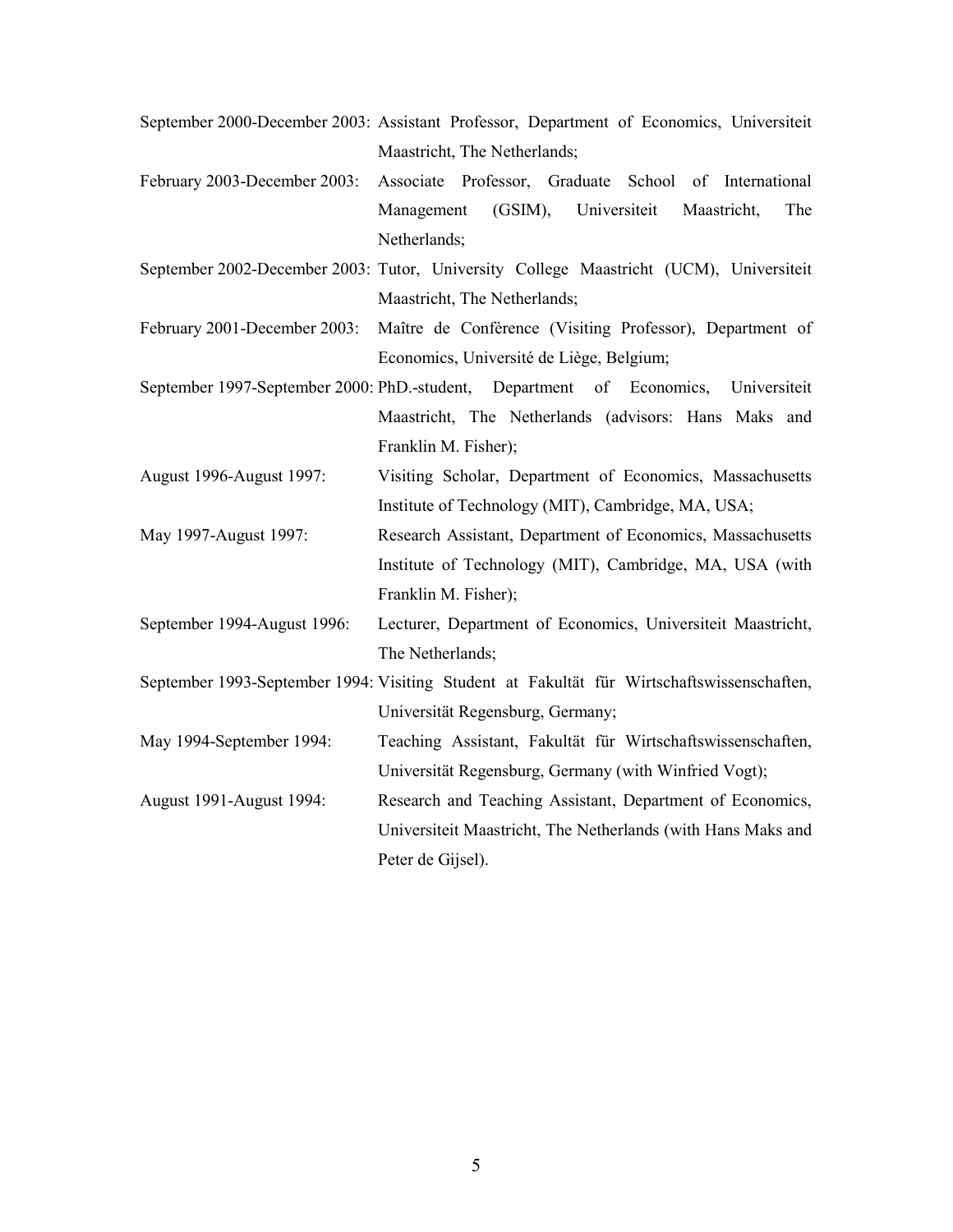September 2000-December 2003: Assistant Professor, Department of Economics, Universiteit Maastricht, The Netherlands;

February 2003-December 2003: Associate Professor, Graduate School of International Management (GSIM), Universiteit Maastricht, The Netherlands;

September 2002-December 2003: Tutor, University College Maastricht (UCM), Universiteit Maastricht, The Netherlands;

February 2001-December 2003: Maître de Confèrence (Visiting Professor), Department of Economics, Université de Liège, Belgium;

September 1997-September 2000: PhD.-student, Department of Economics, Universiteit Maastricht, The Netherlands (advisors: Hans Maks and Franklin M. Fisher);

August 1996-August 1997: Visiting Scholar, Department of Economics, Massachusetts Institute of Technology (MIT), Cambridge, MA, USA;

May 1997-August 1997: Research Assistant, Department of Economics, Massachusetts Institute of Technology (MIT), Cambridge, MA, USA (with Franklin M. Fisher);

September 1994-August 1996: Lecturer, Department of Economics, Universiteit Maastricht, The Netherlands;

September 1993-September 1994: Visiting Student at Fakultät für Wirtschaftswissenschaften, Universität Regensburg, Germany;

May 1994-September 1994: Teaching Assistant, Fakultät für Wirtschaftswissenschaften, Universität Regensburg, Germany (with Winfried Vogt);

August 1991-August 1994: Research and Teaching Assistant, Department of Economics, Universiteit Maastricht, The Netherlands (with Hans Maks and Peter de Gijsel).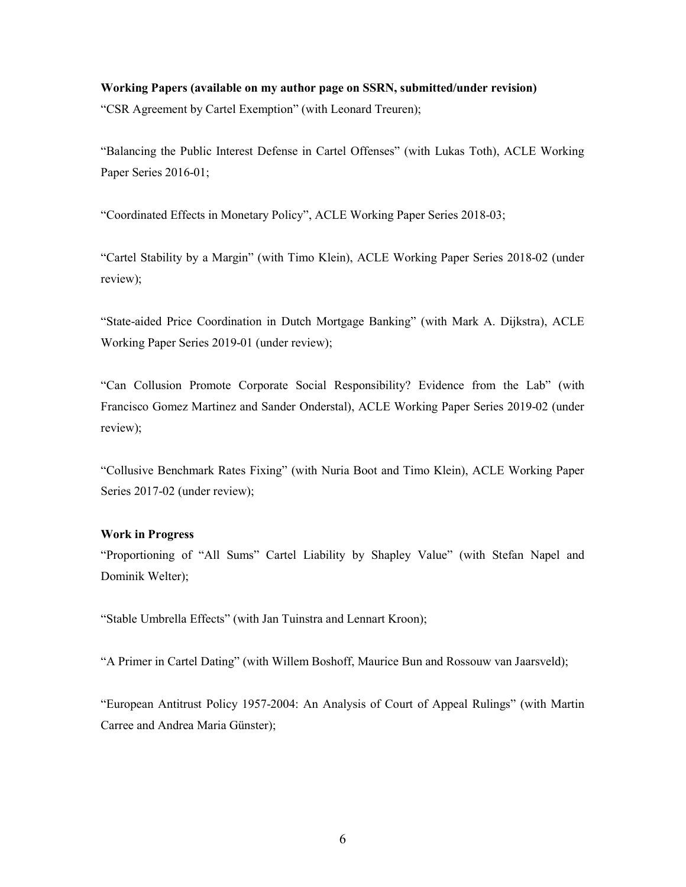**Working Papers (available on my author page on SSRN, submitted/under revision)**

"CSR Agreement by Cartel Exemption" (with Leonard Treuren);

"Balancing the Public Interest Defense in Cartel Offenses" (with Lukas Toth), ACLE Working Paper Series 2016-01;

"Coordinated Effects in Monetary Policy", ACLE Working Paper Series 2018-03;

"Cartel Stability by a Margin" (with Timo Klein), ACLE Working Paper Series 2018-02 (under review);

"State-aided Price Coordination in Dutch Mortgage Banking" (with Mark A. Dijkstra), ACLE Working Paper Series 2019-01 (under review);

"Can Collusion Promote Corporate Social Responsibility? Evidence from the Lab" (with Francisco Gomez Martinez and Sander Onderstal), ACLE Working Paper Series 2019-02 (under review);

"Collusive Benchmark Rates Fixing" (with Nuria Boot and Timo Klein), ACLE Working Paper Series 2017-02 (under review);

**Work in Progress**

"Proportioning of "All Sums" Cartel Liability by Shapley Value" (with Stefan Napel and Dominik Welter);

"Stable Umbrella Effects" (with Jan Tuinstra and Lennart Kroon);

"A Primer in Cartel Dating" (with Willem Boshoff, Maurice Bun and Rossouw van Jaarsveld);

"European Antitrust Policy 1957-2004: An Analysis of Court of Appeal Rulings" (with Martin Carree and Andrea Maria Günster);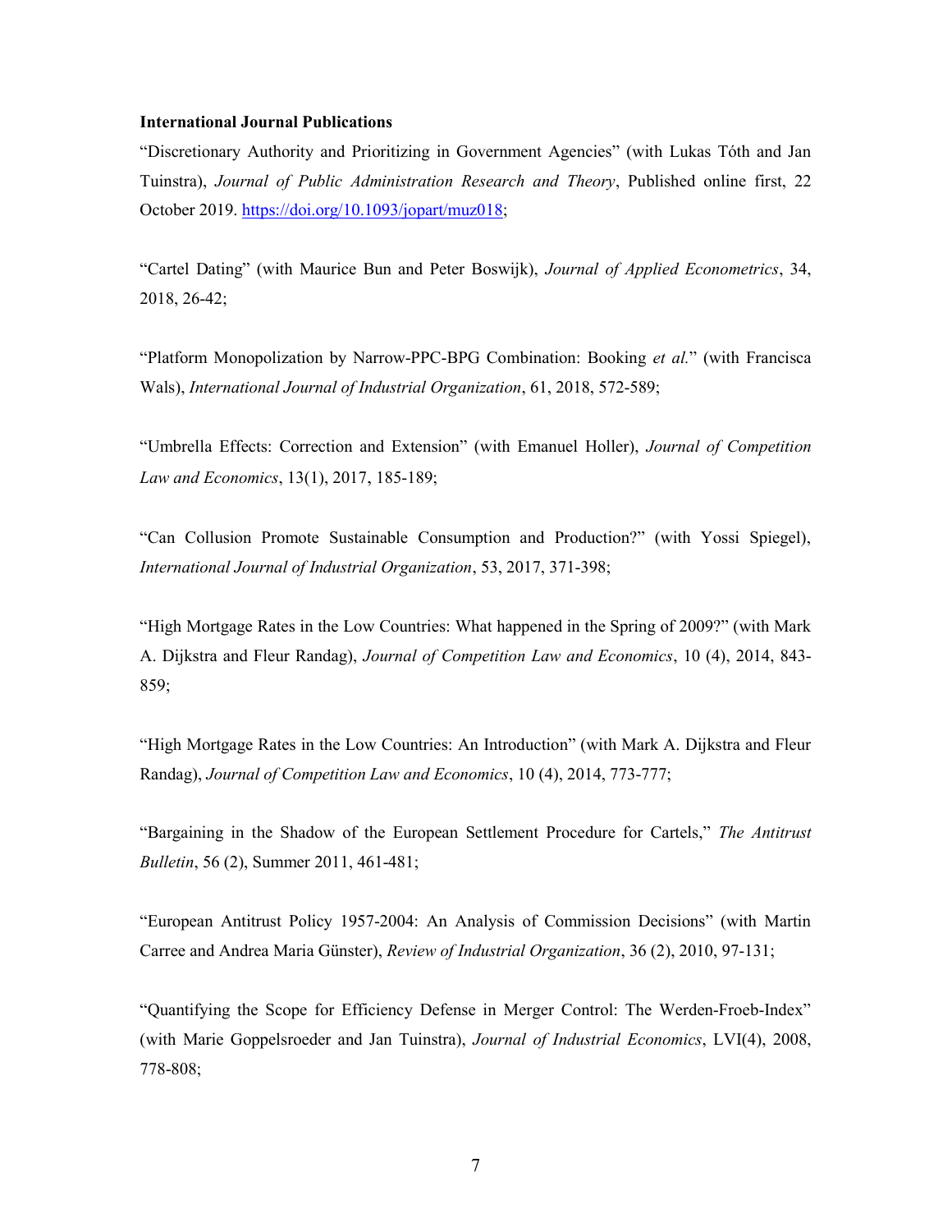**International Journal Publications**

“Discretionary Authority and Prioritizing in Government Agencies” (with Lukas Tóth and Jan Tuinstra), *Journal of Public Administration Research and Theory*, Published online first, 22 October 2019. https://doi.org/10.1093/jopart/muz018;

“Cartel Dating” (with Maurice Bun and Peter Boswijk), *Journal of Applied Econometrics*, 34, 2018, 26-42;

“Platform Monopolization by Narrow-PPC-BPG Combination: Booking *et al.*” (with Francisca Wals), *International Journal of Industrial Organization*, 61, 2018, 572-589;

“Umbrella Effects: Correction and Extension” (with Emanuel Holler), *Journal of Competition Law and Economics*, 13(1), 2017, 185-189;

“Can Collusion Promote Sustainable Consumption and Production?” (with Yossi Spiegel), *International Journal of Industrial Organization*, 53, 2017, 371-398;

“High Mortgage Rates in the Low Countries: What happened in the Spring of 2009?” (with Mark A. Dijkstra and Fleur Randag), *Journal of Competition Law and Economics*, 10 (4), 2014, 843-859;

“High Mortgage Rates in the Low Countries: An Introduction” (with Mark A. Dijkstra and Fleur Randag), *Journal of Competition Law and Economics*, 10 (4), 2014, 773-777;

“Bargaining in the Shadow of the European Settlement Procedure for Cartels,” *The Antitrust Bulletin*, 56 (2), Summer 2011, 461-481;

“European Antitrust Policy 1957-2004: An Analysis of Commission Decisions” (with Martin Carree and Andrea Maria Günster), *Review of Industrial Organization*, 36 (2), 2010, 97-131;

“Quantifying the Scope for Efficiency Defense in Merger Control: The Werden-Froeb-Index” (with Marie Goppelsroeder and Jan Tuinstra), *Journal of Industrial Economics*, LVI(4), 2008, 778-808;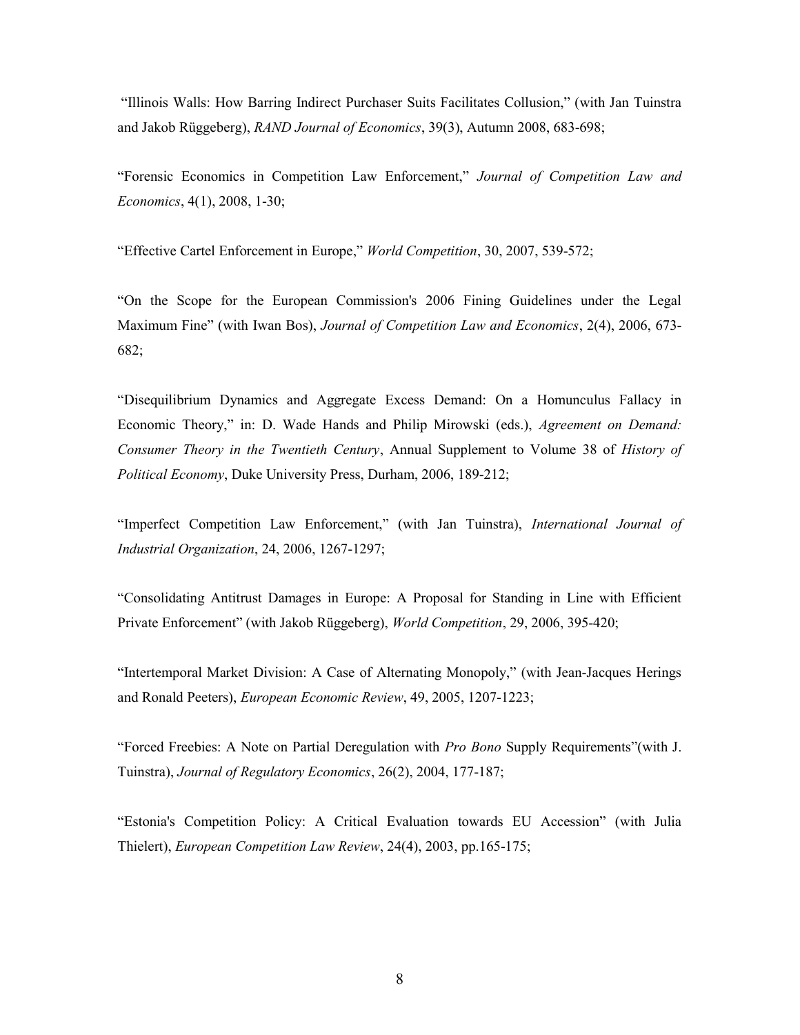"Illinois Walls: How Barring Indirect Purchaser Suits Facilitates Collusion," (with Jan Tuinstra and Jakob Rüggeberg), *RAND Journal of Economics*, 39(3), Autumn 2008, 683-698;

"Forensic Economics in Competition Law Enforcement," *Journal of Competition Law and Economics*, 4(1), 2008, 1-30;

"Effective Cartel Enforcement in Europe," *World Competition*, 30, 2007, 539-572;

"On the Scope for the European Commission's 2006 Fining Guidelines under the Legal Maximum Fine" (with Iwan Bos), *Journal of Competition Law and Economics*, 2(4), 2006, 673-682;

"Disequilibrium Dynamics and Aggregate Excess Demand: On a Homunculus Fallacy in Economic Theory," in: D. Wade Hands and Philip Mirowski (eds.), *Agreement on Demand: Consumer Theory in the Twentieth Century*, Annual Supplement to Volume 38 of *History of Political Economy*, Duke University Press, Durham, 2006, 189-212;

"Imperfect Competition Law Enforcement," (with Jan Tuinstra), *International Journal of Industrial Organization*, 24, 2006, 1267-1297;

"Consolidating Antitrust Damages in Europe: A Proposal for Standing in Line with Efficient Private Enforcement" (with Jakob Rüggeberg), *World Competition*, 29, 2006, 395-420;

"Intertemporal Market Division: A Case of Alternating Monopoly," (with Jean-Jacques Herings and Ronald Peeters), *European Economic Review*, 49, 2005, 1207-1223;

"Forced Freebies: A Note on Partial Deregulation with *Pro Bono* Supply Requirements"(with J. Tuinstra), *Journal of Regulatory Economics*, 26(2), 2004, 177-187;

"Estonia's Competition Policy: A Critical Evaluation towards EU Accession" (with Julia Thielert), *European Competition Law Review*, 24(4), 2003, pp.165-175;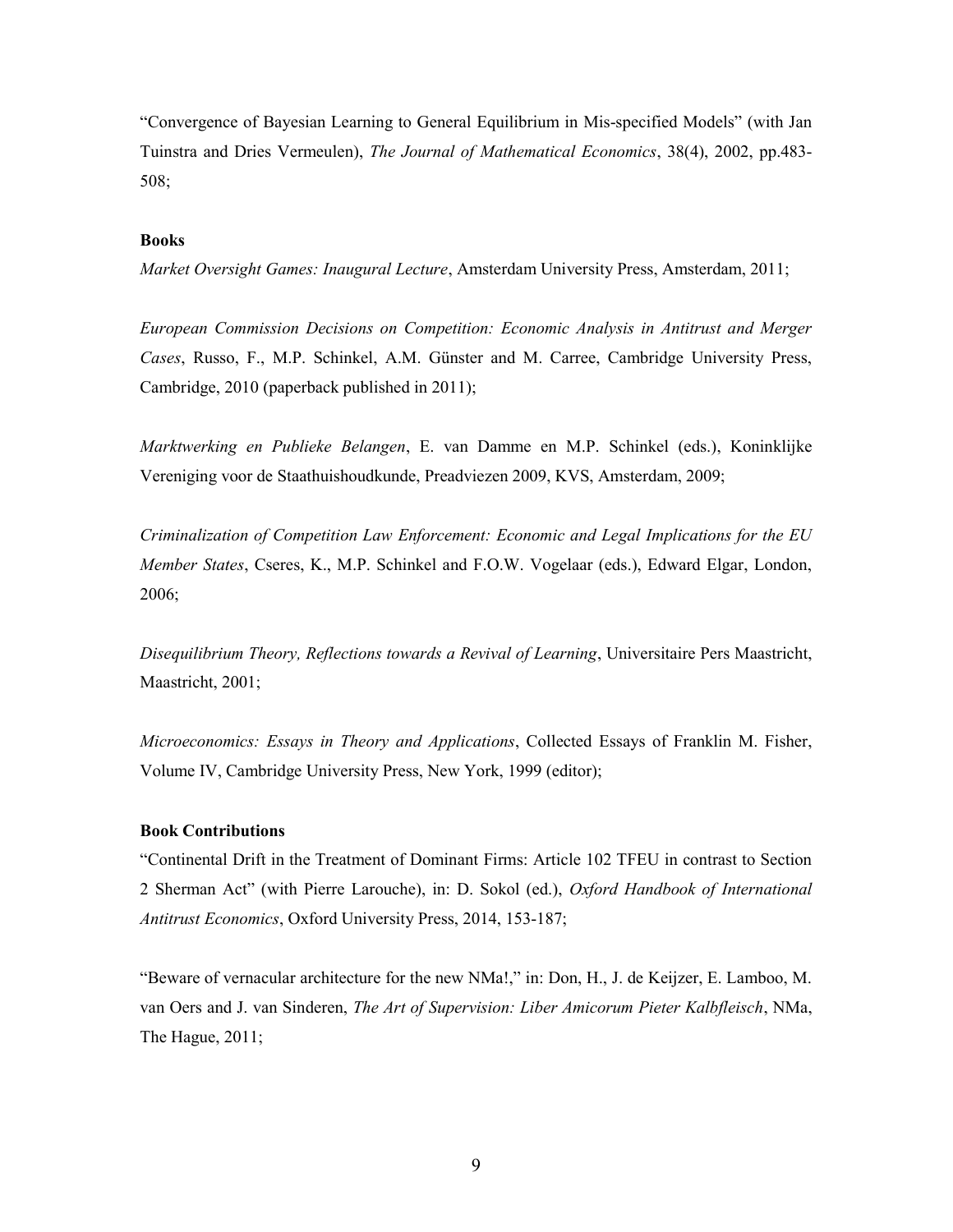"Convergence of Bayesian Learning to General Equilibrium in Mis-specified Models" (with Jan Tuinstra and Dries Vermeulen), *The Journal of Mathematical Economics*, 38(4), 2002, pp.483-508;

**Books**

*Market Oversight Games: Inaugural Lecture*, Amsterdam University Press, Amsterdam, 2011;

*European Commission Decisions on Competition: Economic Analysis in Antitrust and Merger Cases*, Russo, F., M.P. Schinkel, A.M. Günster and M. Carree, Cambridge University Press, Cambridge, 2010 (paperback published in 2011);

*Marktwerking en Publieke Belangen*, E. van Damme en M.P. Schinkel (eds.), Koninklijke Vereniging voor de Staathuishoudkunde, Preadviezen 2009, KVS, Amsterdam, 2009;

*Criminalization of Competition Law Enforcement: Economic and Legal Implications for the EU Member States*, Cseres, K., M.P. Schinkel and F.O.W. Vogelaar (eds.), Edward Elgar, London, 2006;

*Disequilibrium Theory, Reflections towards a Revival of Learning*, Universitaire Pers Maastricht, Maastricht, 2001;

*Microeconomics: Essays in Theory and Applications*, Collected Essays of Franklin M. Fisher, Volume IV, Cambridge University Press, New York, 1999 (editor);

**Book Contributions**

"Continental Drift in the Treatment of Dominant Firms: Article 102 TFEU in contrast to Section 2 Sherman Act" (with Pierre Larouche), in: D. Sokol (ed.), *Oxford Handbook of International Antitrust Economics*, Oxford University Press, 2014, 153-187;

"Beware of vernacular architecture for the new NMa!," in: Don, H., J. de Keijzer, E. Lamboo, M. van Oers and J. van Sinderen, *The Art of Supervision: Liber Amicorum Pieter Kalbfleisch*, NMa, The Hague, 2011;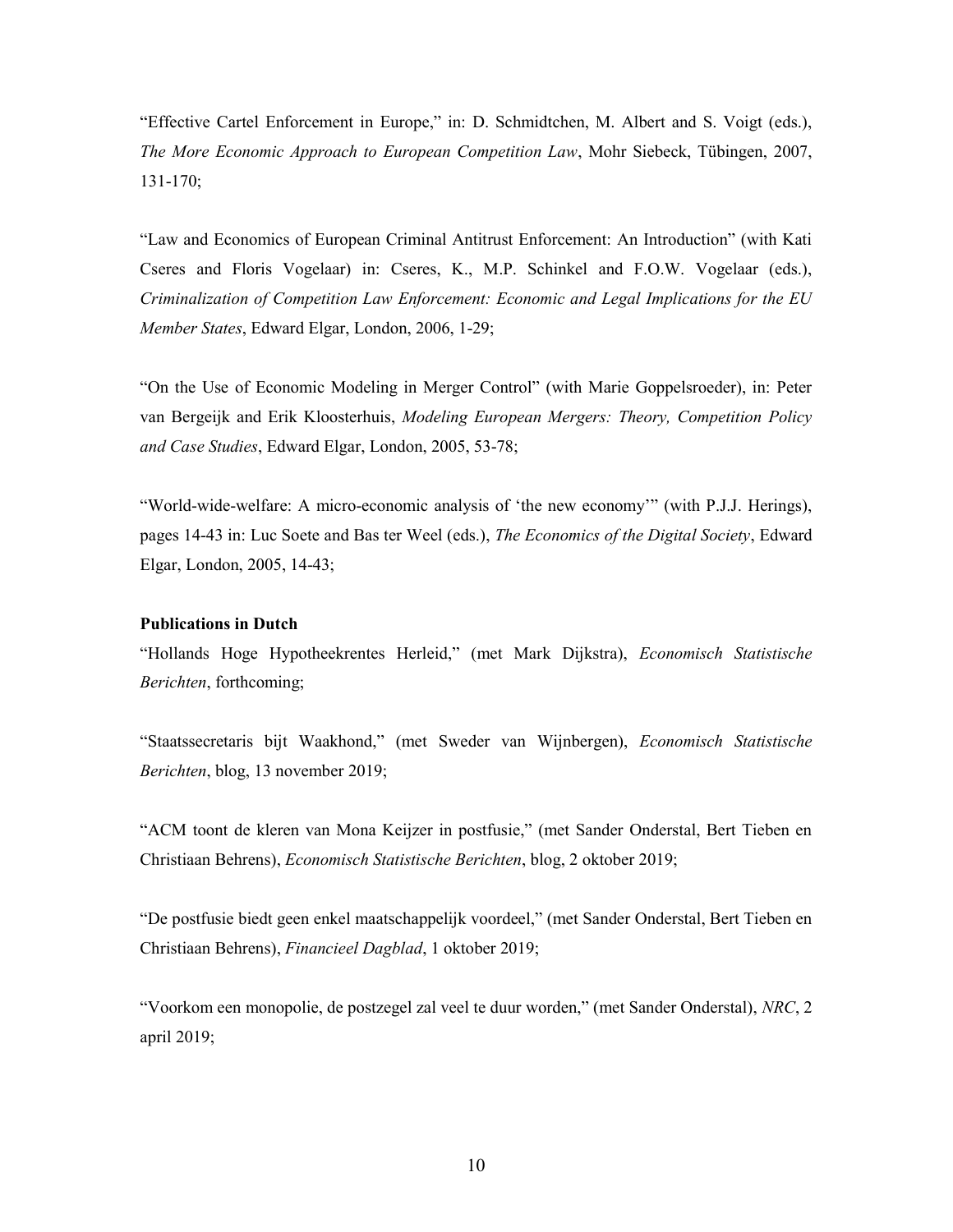"Effective Cartel Enforcement in Europe," in: D. Schmidtchen, M. Albert and S. Voigt (eds.), *The More Economic Approach to European Competition Law*, Mohr Siebeck, Tübingen, 2007, 131-170;

"Law and Economics of European Criminal Antitrust Enforcement: An Introduction" (with Kati Cseres and Floris Vogelaar) in: Cseres, K., M.P. Schinkel and F.O.W. Vogelaar (eds.), *Criminalization of Competition Law Enforcement: Economic and Legal Implications for the EU Member States*, Edward Elgar, London, 2006, 1-29;

"On the Use of Economic Modeling in Merger Control" (with Marie Goppelsroeder), in: Peter van Bergeijk and Erik Kloosterhuis, *Modeling European Mergers: Theory, Competition Policy and Case Studies*, Edward Elgar, London, 2005, 53-78;

"World-wide-welfare: A micro-economic analysis of 'the new economy'" (with P.J.J. Herings), pages 14-43 in: Luc Soete and Bas ter Weel (eds.), *The Economics of the Digital Society*, Edward Elgar, London, 2005, 14-43;

**Publications in Dutch**

"Hollands Hoge Hypotheekrentes Herleid," (met Mark Dijkstra), *Economisch Statistische Berichten*, forthcoming;

"Staatssecretaris bijt Waakhond," (met Sweder van Wijnbergen), *Economisch Statistische Berichten*, blog, 13 november 2019;

"ACM toont de kleren van Mona Keijzer in postfusie," (met Sander Onderstal, Bert Tieben en Christiaan Behrens), *Economisch Statistische Berichten*, blog, 2 oktober 2019;

"De postfusie biedt geen enkel maatschappelijk voordeel," (met Sander Onderstal, Bert Tieben en Christiaan Behrens), *Financieel Dagblad*, 1 oktober 2019;

"Voorkom een monopolie, de postzegel zal veel te duur worden," (met Sander Onderstal), *NRC*, 2 april 2019;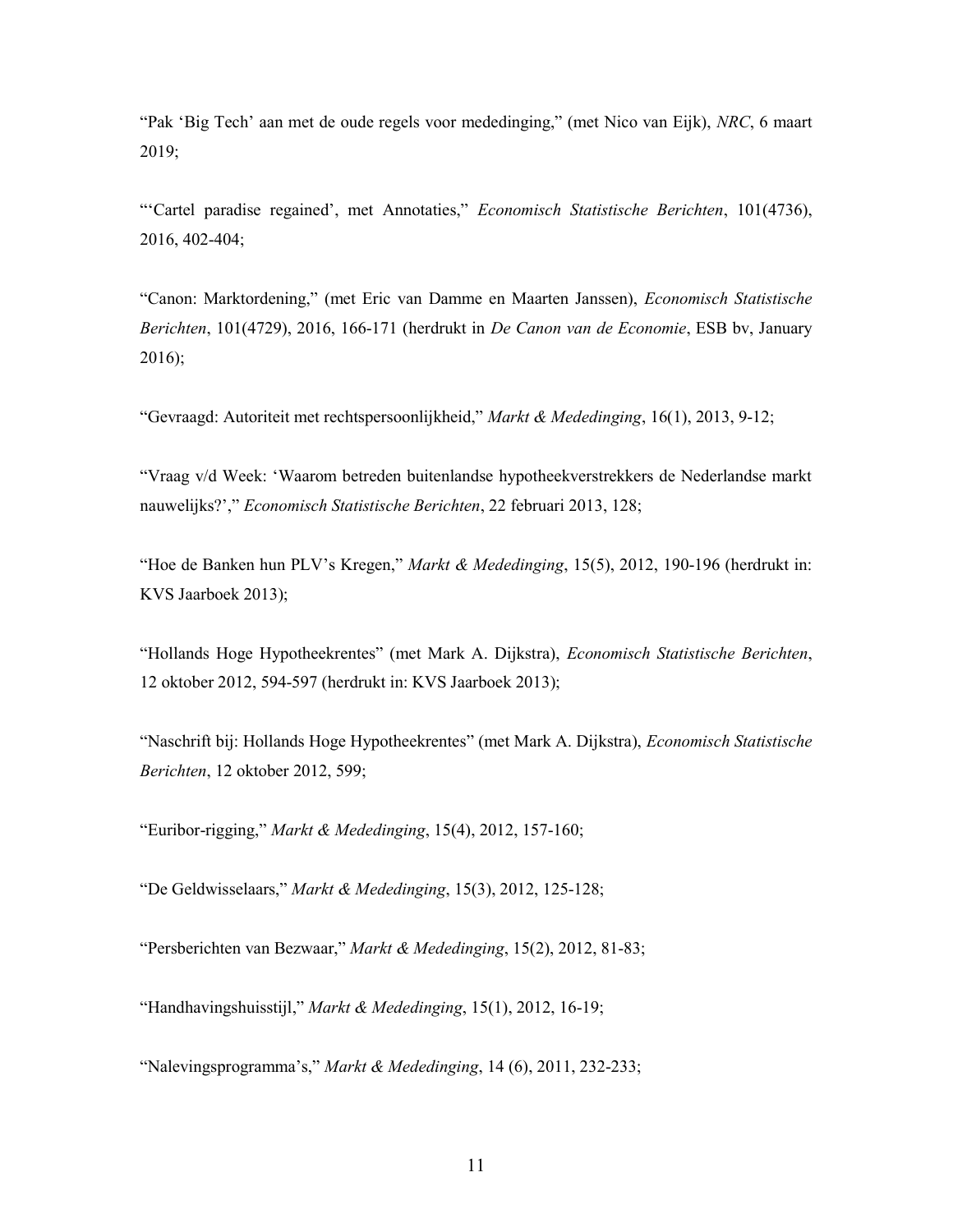"Pak 'Big Tech' aan met de oude regels voor mededinging," (met Nico van Eijk), *NRC*, 6 maart 2019;

"'Cartel paradise regained', met Annotaties," *Economisch Statistische Berichten*, 101(4736), 2016, 402-404;

"Canon: Marktordening," (met Eric van Damme en Maarten Janssen), *Economisch Statistische Berichten*, 101(4729), 2016, 166-171 (herdrukt in *De Canon van de Economie*, ESB bv, January 2016);

"Gevraagd: Autoriteit met rechtspersoonlijkheid," *Markt & Mededinging*, 16(1), 2013, 9-12;

"Vraag v/d Week: 'Waarom betreden buitenlandse hypotheekverstrekkers de Nederlandse markt nauwelijks?'," *Economisch Statistische Berichten*, 22 februari 2013, 128;

"Hoe de Banken hun PLV's Kregen," *Markt & Mededinging*, 15(5), 2012, 190-196 (herdrukt in: KVS Jaarboek 2013);

"Hollands Hoge Hypotheekrentes" (met Mark A. Dijkstra), *Economisch Statistische Berichten*, 12 oktober 2012, 594-597 (herdrukt in: KVS Jaarboek 2013);

"Naschrift bij: Hollands Hoge Hypotheekrentes" (met Mark A. Dijkstra), *Economisch Statistische Berichten*, 12 oktober 2012, 599;

"Euribor-rigging," *Markt & Mededinging*, 15(4), 2012, 157-160;

"De Geldwisselaars," *Markt & Mededinging*, 15(3), 2012, 125-128;

"Persberichten van Bezwaar," *Markt & Mededinging*, 15(2), 2012, 81-83;

"Handhavingshuisstijl," *Markt & Mededinging*, 15(1), 2012, 16-19;

"Nalevingsprogramma's," *Markt & Mededinging*, 14 (6), 2011, 232-233;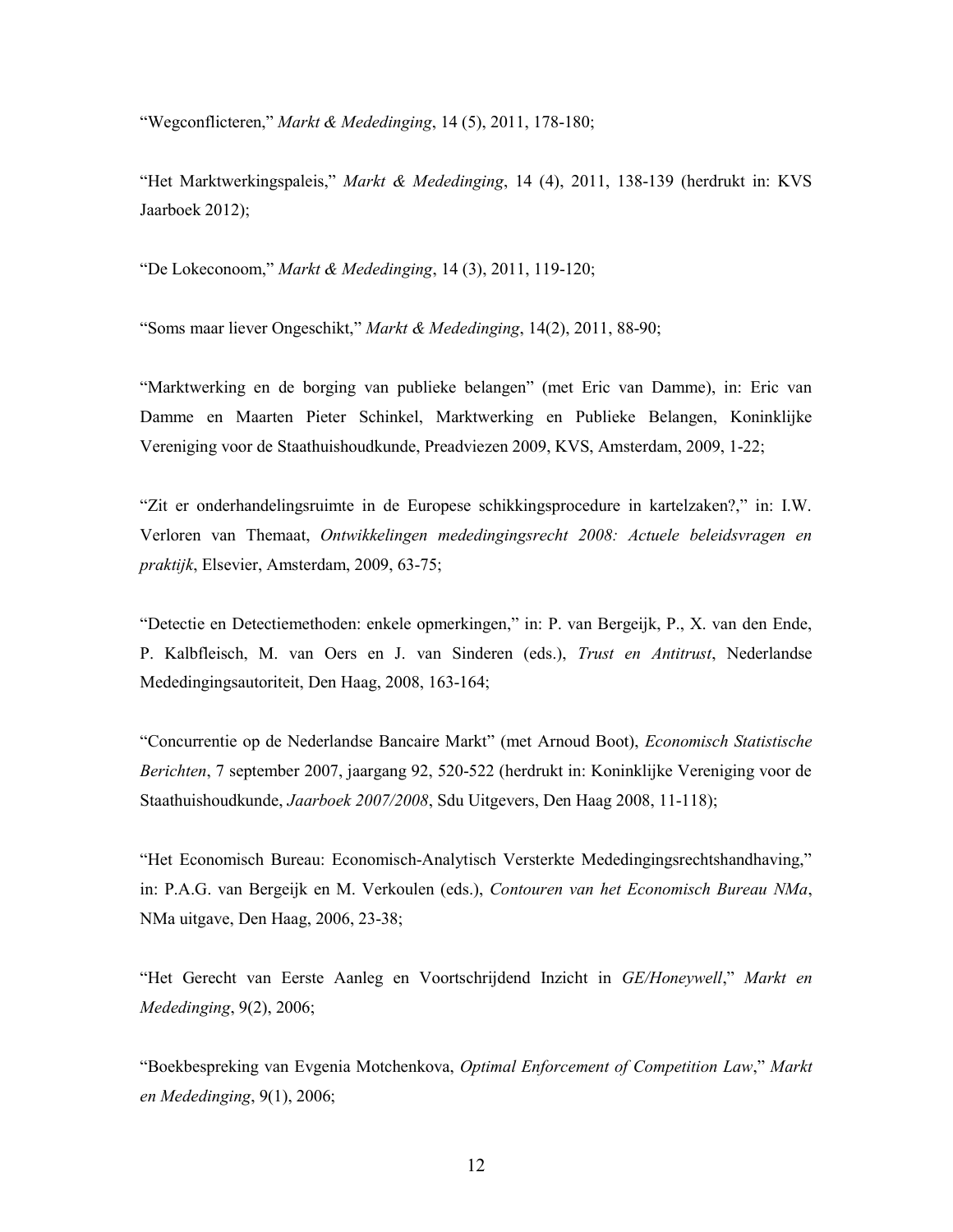“Wegconflicteren,” *Markt & Mededinging*, 14 (5), 2011, 178-180;

“Het Marktwerkingspaleis,” *Markt & Mededinging*, 14 (4), 2011, 138-139 (herdrukt in: KVS Jaarboek 2012);

“De Lokeconoom,” *Markt & Mededinging*, 14 (3), 2011, 119-120;

“Soms maar liever Ongeschikt,” *Markt & Mededinging*, 14(2), 2011, 88-90;

“Marktwerking en de borging van publieke belangen” (met Eric van Damme), in: Eric van Damme en Maarten Pieter Schinkel, Marktwerking en Publieke Belangen, Koninklijke Vereniging voor de Staathuishoudkunde, Preadviezen 2009, KVS, Amsterdam, 2009, 1-22;

“Zit er onderhandelingsruimte in de Europese schikkingsprocedure in kartelzaken?,” in: I.W. Verloren van Themaat, *Ontwikkelingen mededingingsrecht 2008: Actuele beleidsvragen en praktijk*, Elsevier, Amsterdam, 2009, 63-75;

“Detectie en Detectiemethoden: enkele opmerkingen,” in: P. van Bergeijk, P., X. van den Ende, P. Kalbfleisch, M. van Oers en J. van Sinderen (eds.), *Trust en Antitrust*, Nederlandse Mededingingsautoriteit, Den Haag, 2008, 163-164;

“Concurrentie op de Nederlandse Bancaire Markt” (met Arnoud Boot), *Economisch Statistische Berichten*, 7 september 2007, jaargang 92, 520-522 (herdrukt in: Koninklijke Vereniging voor de Staathuishoudkunde, *Jaarboek 2007/2008*, Sdu Uitgevers, Den Haag 2008, 11-118);

“Het Economisch Bureau: Economisch-Analytisch Versterkte Mededingingsrechtshandhaving,” in: P.A.G. van Bergeijk en M. Verkoulen (eds.), *Contouren van het Economisch Bureau NMa*, NMa uitgave, Den Haag, 2006, 23-38;

“Het Gerecht van Eerste Aanleg en Voortschrijdend Inzicht in *GE/Honeywell*,” *Markt en Mededinging*, 9(2), 2006;

“Boekbespreking van Evgenia Motchenkova, *Optimal Enforcement of Competition Law*,” *Markt en Mededinging*, 9(1), 2006;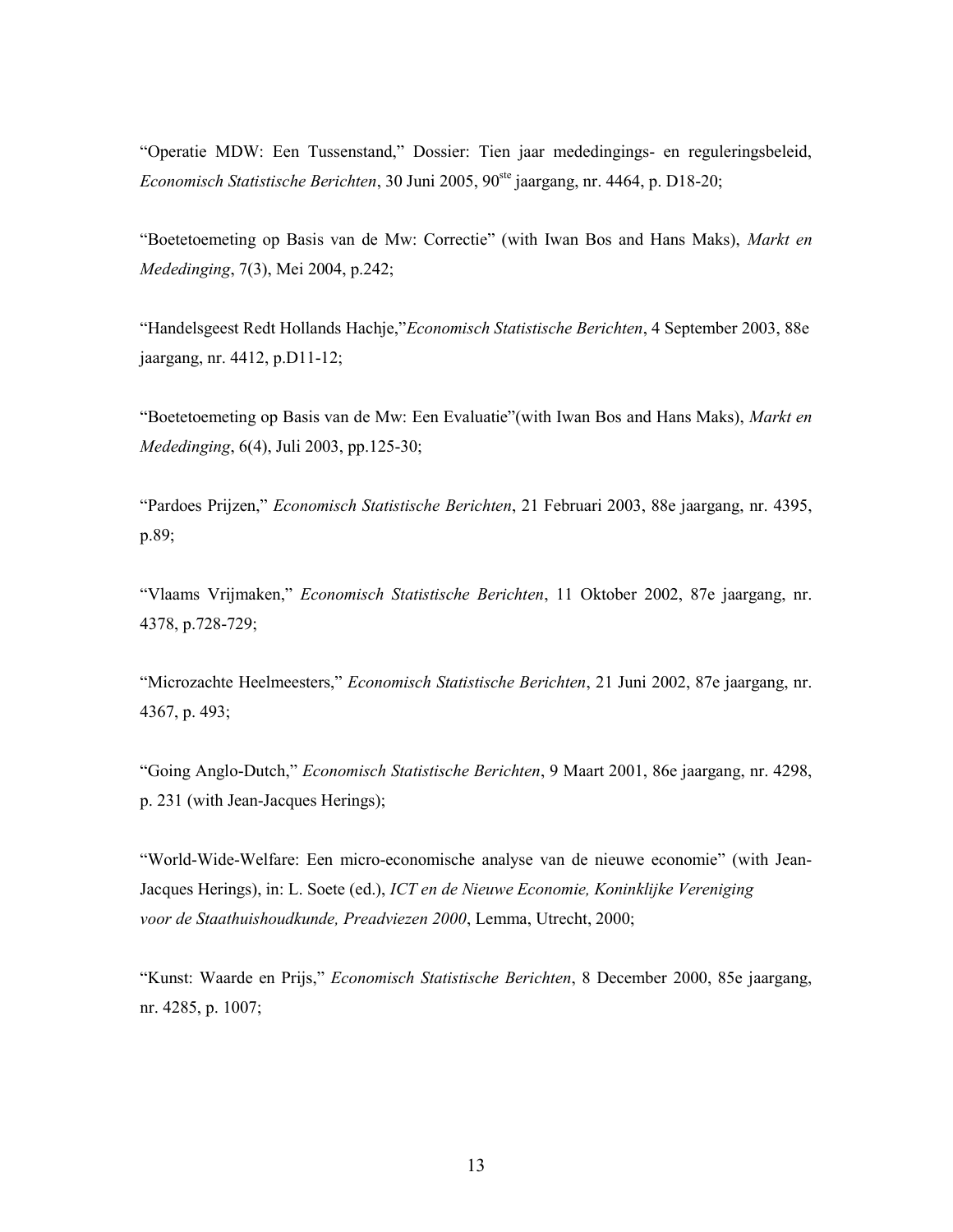"Operatie MDW: Een Tussenstand," Dossier: Tien jaar mededingings- en reguleringsbeleid, *Economisch Statistische Berichten*, 30 Juni 2005, 90ste jaargang, nr. 4464, p. D18-20;

"Boetetoemeting op Basis van de Mw: Correctie" (with Iwan Bos and Hans Maks), *Markt en Mededinging*, 7(3), Mei 2004, p.242;

"Handelsgeest Redt Hollands Hachje,"*Economisch Statistische Berichten*, 4 September 2003, 88e jaargang, nr. 4412, p.D11-12;

"Boetetoemeting op Basis van de Mw: Een Evaluatie"(with Iwan Bos and Hans Maks), *Markt en Mededinging*, 6(4), Juli 2003, pp.125-30;

"Pardoes Prijzen," *Economisch Statistische Berichten*, 21 Februari 2003, 88e jaargang, nr. 4395, p.89;

"Vlaams Vrijmaken," *Economisch Statistische Berichten*, 11 Oktober 2002, 87e jaargang, nr. 4378, p.728-729;

"Microzachte Heelmeesters," *Economisch Statistische Berichten*, 21 Juni 2002, 87e jaargang, nr. 4367, p. 493;

"Going Anglo-Dutch," *Economisch Statistische Berichten*, 9 Maart 2001, 86e jaargang, nr. 4298, p. 231 (with Jean-Jacques Herings);

"World-Wide-Welfare: Een micro-economische analyse van de nieuwe economie" (with Jean-Jacques Herings), in: L. Soete (ed.), *ICT en de Nieuwe Economie, Koninklijke Vereniging voor de Staathuishoudkunde, Preadviezen 2000*, Lemma, Utrecht, 2000;

"Kunst: Waarde en Prijs," *Economisch Statistische Berichten*, 8 December 2000, 85e jaargang, nr. 4285, p. 1007;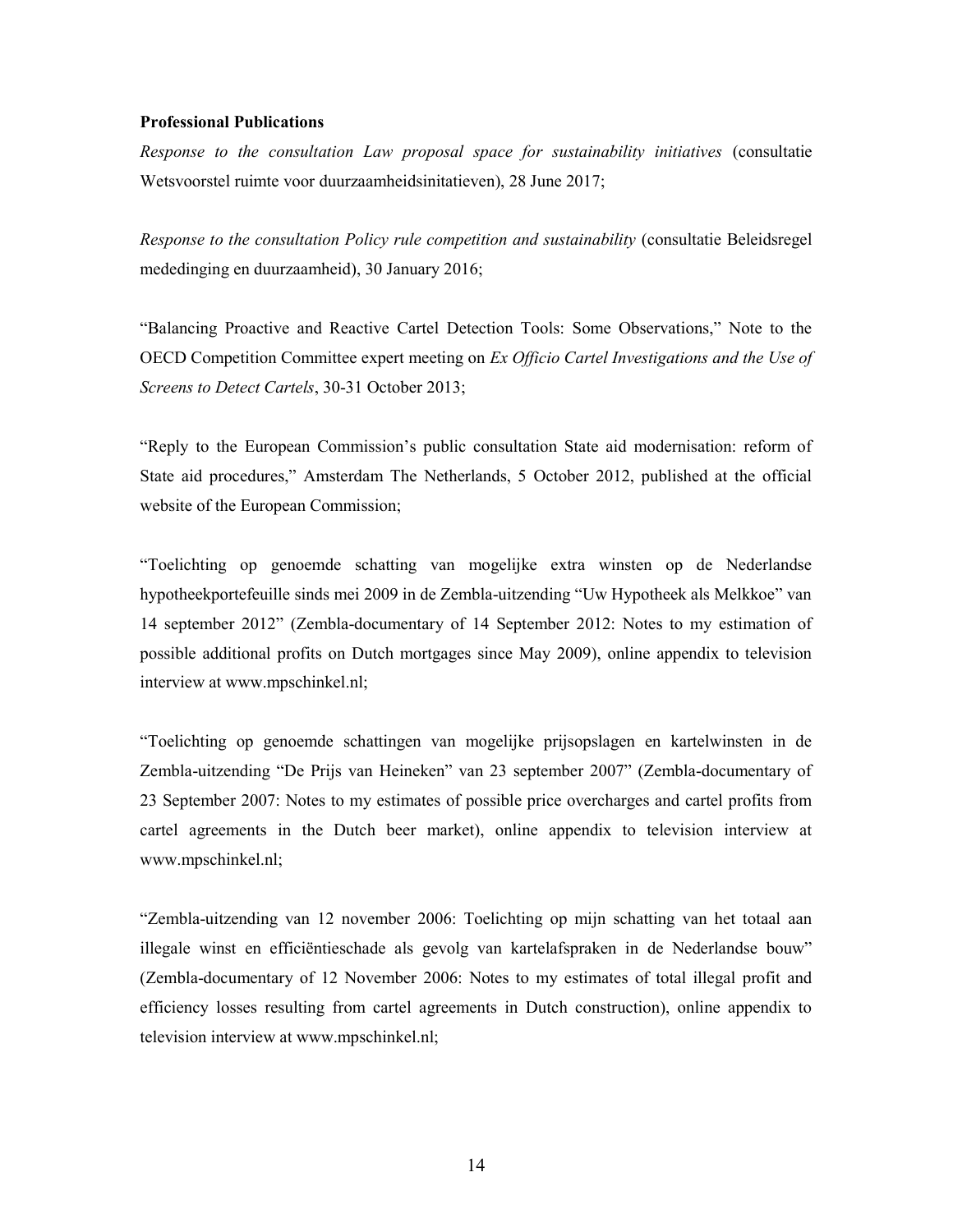**Professional Publications**

*Response to the consultation Law proposal space for sustainability initiatives* (consultatie Wetsvoorstel ruimte voor duurzaamheidsinitatieven), 28 June 2017;

*Response to the consultation Policy rule competition and sustainability* (consultatie Beleidsregel mededinging en duurzaamheid), 30 January 2016;

"Balancing Proactive and Reactive Cartel Detection Tools: Some Observations," Note to the OECD Competition Committee expert meeting on *Ex Officio Cartel Investigations and the Use of Screens to Detect Cartels*, 30-31 October 2013;

"Reply to the European Commission's public consultation State aid modernisation: reform of State aid procedures," Amsterdam The Netherlands, 5 October 2012, published at the official website of the European Commission;

"Toelichting op genoemde schatting van mogelijke extra winsten op de Nederlandse hypotheekportefeuille sinds mei 2009 in de Zembla-uitzending "Uw Hypotheek als Melkkoe" van 14 september 2012" (Zembla-documentary of 14 September 2012: Notes to my estimation of possible additional profits on Dutch mortgages since May 2009), online appendix to television interview at www.mpschinkel.nl;

"Toelichting op genoemde schattingen van mogelijke prijsopslagen en kartelwinsten in de Zembla-uitzending "De Prijs van Heineken" van 23 september 2007" (Zembla-documentary of 23 September 2007: Notes to my estimates of possible price overcharges and cartel profits from cartel agreements in the Dutch beer market), online appendix to television interview at www.mpschinkel.nl;

"Zembla-uitzending van 12 november 2006: Toelichting op mijn schatting van het totaal aan illegale winst en efficiëntieschade als gevolg van kartelafspraken in de Nederlandse bouw" (Zembla-documentary of 12 November 2006: Notes to my estimates of total illegal profit and efficiency losses resulting from cartel agreements in Dutch construction), online appendix to television interview at www.mpschinkel.nl;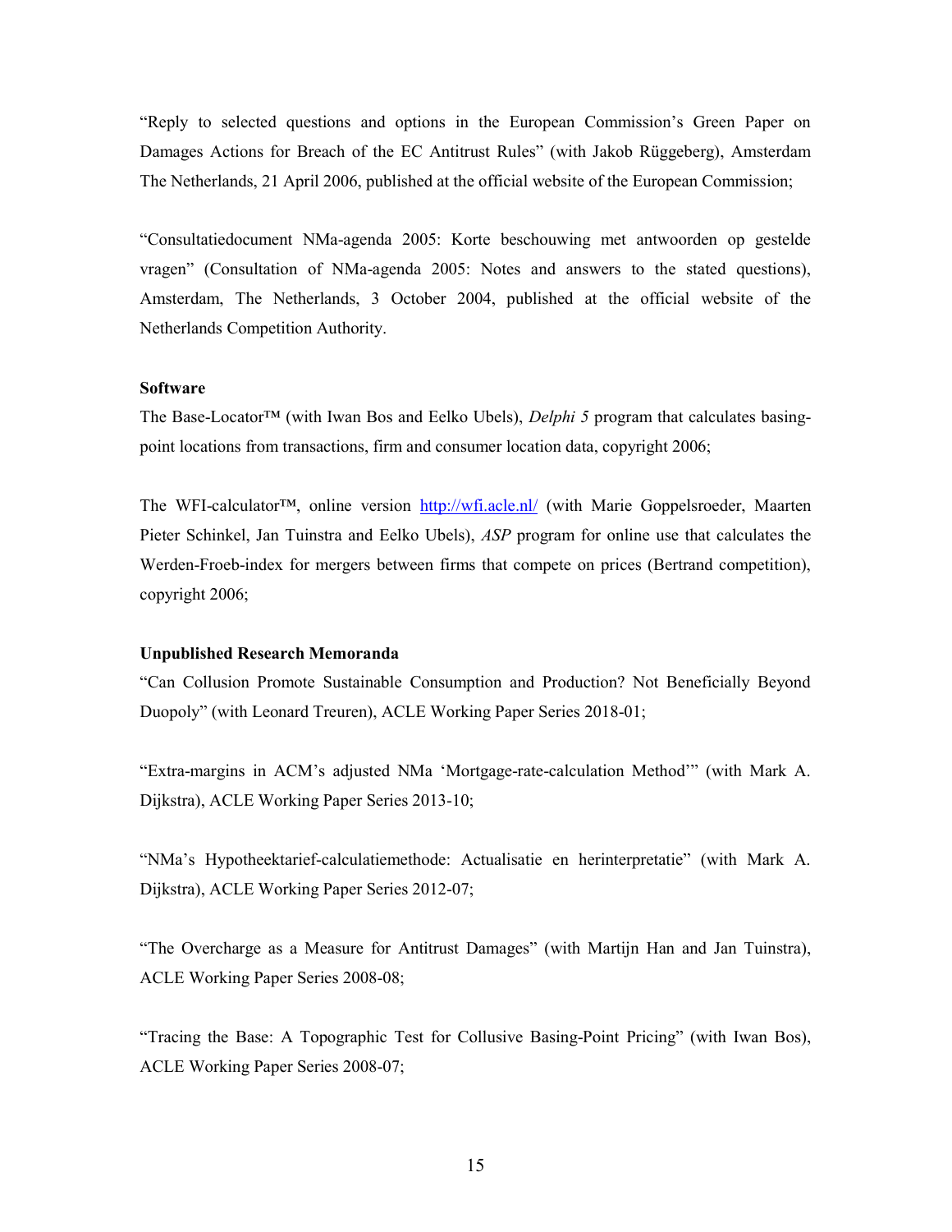"Reply to selected questions and options in the European Commission's Green Paper on Damages Actions for Breach of the EC Antitrust Rules" (with Jakob Rüggeberg), Amsterdam The Netherlands, 21 April 2006, published at the official website of the European Commission;

"Consultatiedocument NMa-agenda 2005: Korte beschouwing met antwoorden op gestelde vragen" (Consultation of NMa-agenda 2005: Notes and answers to the stated questions), Amsterdam, The Netherlands, 3 October 2004, published at the official website of the Netherlands Competition Authority.

**Software**

The Base-Locator™ (with Iwan Bos and Eelko Ubels), *Delphi 5* program that calculates basing-point locations from transactions, firm and consumer location data, copyright 2006;

The WFI-calculator™, online version http://wfi.acle.nl/ (with Marie Goppelsroeder, Maarten Pieter Schinkel, Jan Tuinstra and Eelko Ubels), *ASP* program for online use that calculates the Werden-Froeb-index for mergers between firms that compete on prices (Bertrand competition), copyright 2006;

**Unpublished Research Memoranda**

"Can Collusion Promote Sustainable Consumption and Production? Not Beneficially Beyond Duopoly" (with Leonard Treuren), ACLE Working Paper Series 2018-01;

"Extra-margins in ACM's adjusted NMa 'Mortgage-rate-calculation Method'" (with Mark A. Dijkstra), ACLE Working Paper Series 2013-10;

"NMa's Hypotheektarief-calculatiemethode: Actualisatie en herinterpretatie" (with Mark A. Dijkstra), ACLE Working Paper Series 2012-07;

"The Overcharge as a Measure for Antitrust Damages" (with Martijn Han and Jan Tuinstra), ACLE Working Paper Series 2008-08;

"Tracing the Base: A Topographic Test for Collusive Basing-Point Pricing" (with Iwan Bos), ACLE Working Paper Series 2008-07;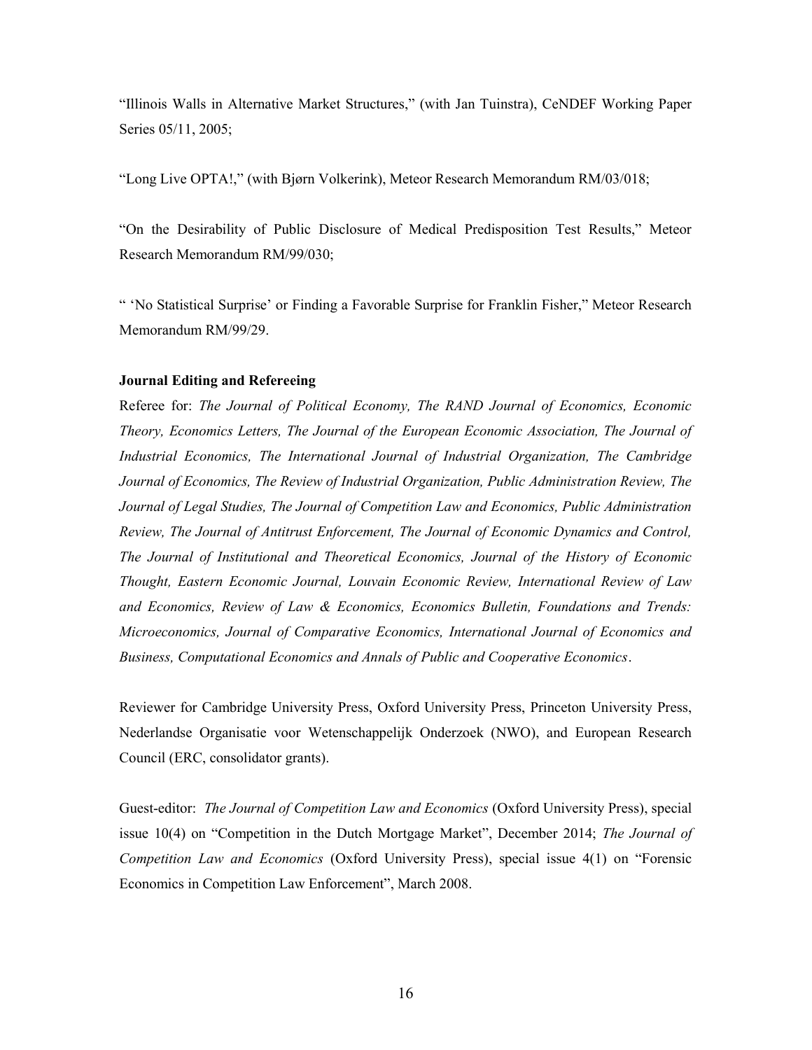"Illinois Walls in Alternative Market Structures," (with Jan Tuinstra), CeNDEF Working Paper Series 05/11, 2005;

"Long Live OPTA!," (with Bjørn Volkerink), Meteor Research Memorandum RM/03/018;

"On the Desirability of Public Disclosure of Medical Predisposition Test Results," Meteor Research Memorandum RM/99/030;

" 'No Statistical Surprise' or Finding a Favorable Surprise for Franklin Fisher," Meteor Research Memorandum RM/99/29.

**Journal Editing and Refereeing**

Referee for: *The Journal of Political Economy, The RAND Journal of Economics, Economic Theory, Economics Letters, The Journal of the European Economic Association, The Journal of Industrial Economics, The International Journal of Industrial Organization, The Cambridge Journal of Economics, The Review of Industrial Organization, Public Administration Review, The Journal of Legal Studies, The Journal of Competition Law and Economics, Public Administration Review, The Journal of Antitrust Enforcement, The Journal of Economic Dynamics and Control, The Journal of Institutional and Theoretical Economics, Journal of the History of Economic Thought, Eastern Economic Journal, Louvain Economic Review, International Review of Law and Economics, Review of Law & Economics, Economics Bulletin, Foundations and Trends: Microeconomics, Journal of Comparative Economics, International Journal of Economics and Business, Computational Economics and Annals of Public and Cooperative Economics*.

Reviewer for Cambridge University Press, Oxford University Press, Princeton University Press, Nederlandse Organisatie voor Wetenschappelijk Onderzoek (NWO), and European Research Council (ERC, consolidator grants).

Guest-editor: *The Journal of Competition Law and Economics* (Oxford University Press), special issue 10(4) on "Competition in the Dutch Mortgage Market", December 2014; *The Journal of Competition Law and Economics* (Oxford University Press), special issue 4(1) on "Forensic Economics in Competition Law Enforcement", March 2008.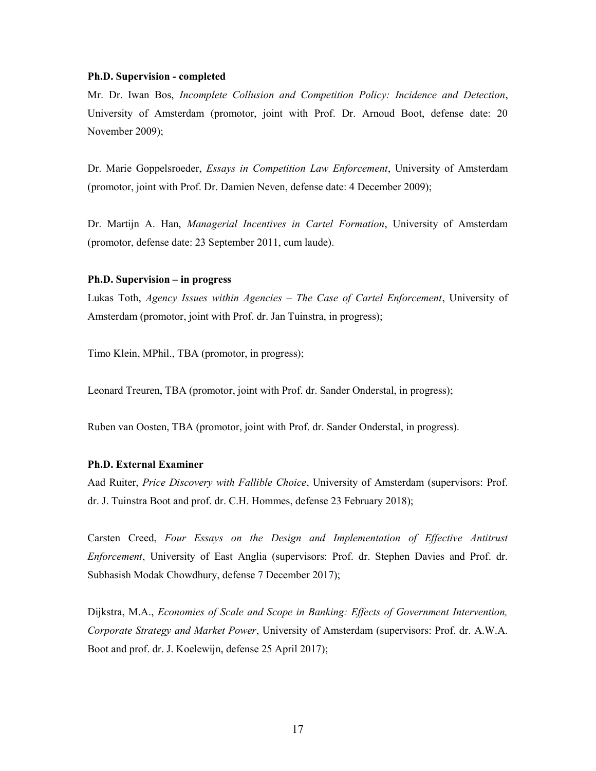**Ph.D. Supervision - completed**

Mr. Dr. Iwan Bos, *Incomplete Collusion and Competition Policy: Incidence and Detection*, University of Amsterdam (promotor, joint with Prof. Dr. Arnoud Boot, defense date: 20 November 2009);

Dr. Marie Goppelsroeder, *Essays in Competition Law Enforcement*, University of Amsterdam (promotor, joint with Prof. Dr. Damien Neven, defense date: 4 December 2009);

Dr. Martijn A. Han, *Managerial Incentives in Cartel Formation*, University of Amsterdam (promotor, defense date: 23 September 2011, cum laude).

**Ph.D. Supervision – in progress**

Lukas Toth, *Agency Issues within Agencies – The Case of Cartel Enforcement*, University of Amsterdam (promotor, joint with Prof. dr. Jan Tuinstra, in progress);

Timo Klein, MPhil., TBA (promotor, in progress);

Leonard Treuren, TBA (promotor, joint with Prof. dr. Sander Onderstal, in progress);

Ruben van Oosten, TBA (promotor, joint with Prof. dr. Sander Onderstal, in progress).

**Ph.D. External Examiner**

Aad Ruiter, *Price Discovery with Fallible Choice*, University of Amsterdam (supervisors: Prof. dr. J. Tuinstra Boot and prof. dr. C.H. Hommes, defense 23 February 2018);

Carsten Creed, *Four Essays on the Design and Implementation of Effective Antitrust Enforcement*, University of East Anglia (supervisors: Prof. dr. Stephen Davies and Prof. dr. Subhasish Modak Chowdhury, defense 7 December 2017);

Dijkstra, M.A., *Economies of Scale and Scope in Banking: Effects of Government Intervention, Corporate Strategy and Market Power*, University of Amsterdam (supervisors: Prof. dr. A.W.A. Boot and prof. dr. J. Koelewijn, defense 25 April 2017);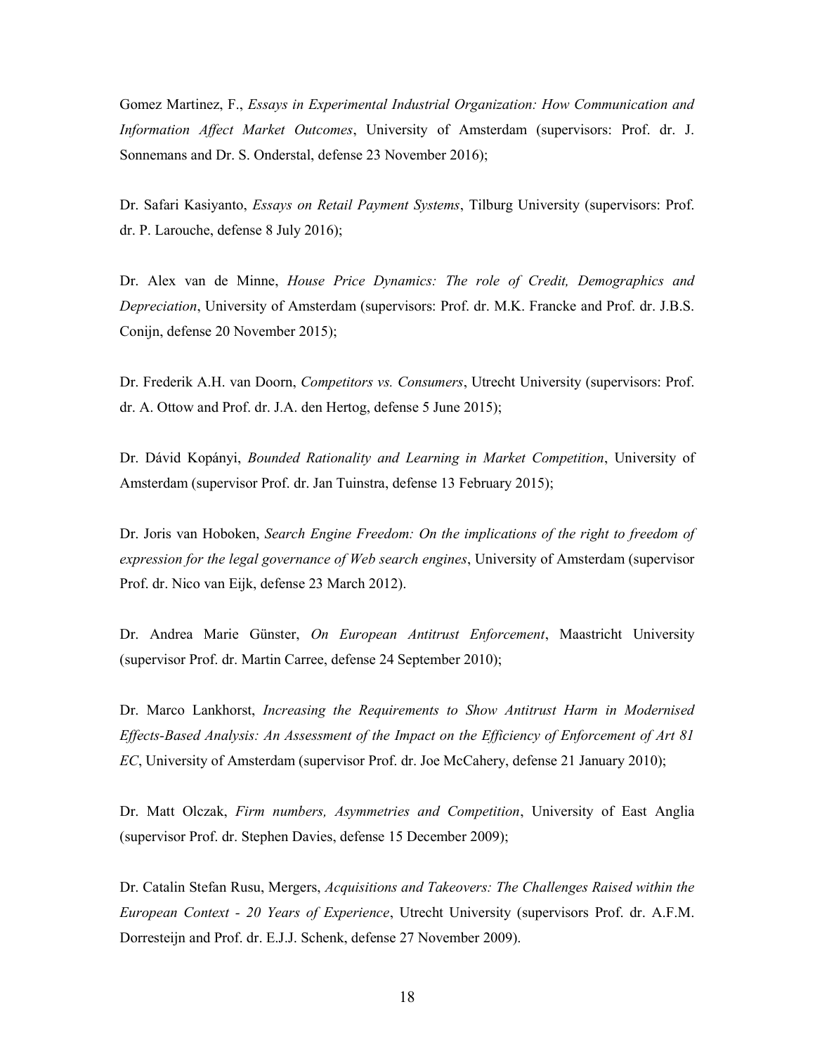Gomez Martinez, F., *Essays in Experimental Industrial Organization: How Communication and Information Affect Market Outcomes*, University of Amsterdam (supervisors: Prof. dr. J. Sonnemans and Dr. S. Onderstal, defense 23 November 2016);

Dr. Safari Kasiyanto, *Essays on Retail Payment Systems*, Tilburg University (supervisors: Prof. dr. P. Larouche, defense 8 July 2016);

Dr. Alex van de Minne, *House Price Dynamics: The role of Credit, Demographics and Depreciation*, University of Amsterdam (supervisors: Prof. dr. M.K. Francke and Prof. dr. J.B.S. Conijn, defense 20 November 2015);

Dr. Frederik A.H. van Doorn, *Competitors vs. Consumers*, Utrecht University (supervisors: Prof. dr. A. Ottow and Prof. dr. J.A. den Hertog, defense 5 June 2015);

Dr. Dávid Kopányi, *Bounded Rationality and Learning in Market Competition*, University of Amsterdam (supervisor Prof. dr. Jan Tuinstra, defense 13 February 2015);

Dr. Joris van Hoboken, *Search Engine Freedom: On the implications of the right to freedom of expression for the legal governance of Web search engines*, University of Amsterdam (supervisor Prof. dr. Nico van Eijk, defense 23 March 2012).

Dr. Andrea Marie Günster, *On European Antitrust Enforcement*, Maastricht University (supervisor Prof. dr. Martin Carree, defense 24 September 2010);

Dr. Marco Lankhorst, *Increasing the Requirements to Show Antitrust Harm in Modernised Effects-Based Analysis: An Assessment of the Impact on the Efficiency of Enforcement of Art 81 EC*, University of Amsterdam (supervisor Prof. dr. Joe McCahery, defense 21 January 2010);

Dr. Matt Olczak, *Firm numbers, Asymmetries and Competition*, University of East Anglia (supervisor Prof. dr. Stephen Davies, defense 15 December 2009);

Dr. Catalin Stefan Rusu, Mergers, *Acquisitions and Takeovers: The Challenges Raised within the European Context - 20 Years of Experience*, Utrecht University (supervisors Prof. dr. A.F.M. Dorresteijn and Prof. dr. E.J.J. Schenk, defense 27 November 2009).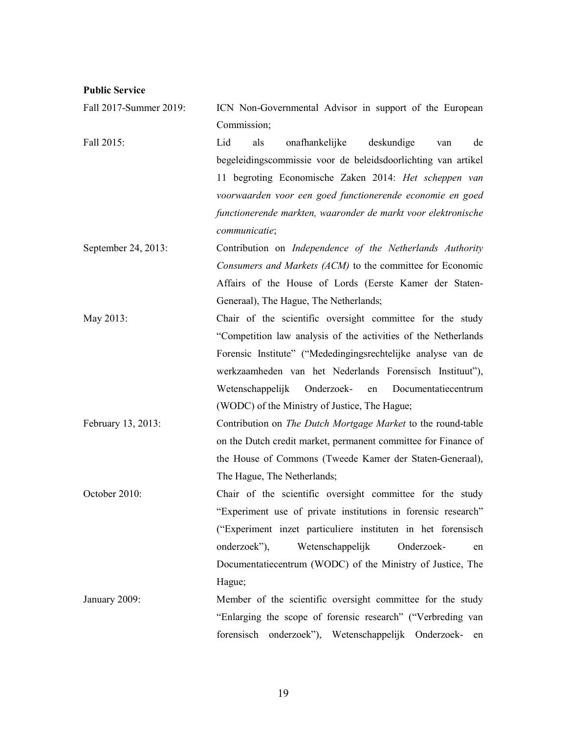**Public Service**

Fall 2017-Summer 2019: ICN Non-Governmental Advisor in support of the European Commission;

Fall 2015: Lid als onafhankelijke deskundige van de begeleidingscommissie voor de beleidsdoorlichting van artikel 11 begroting Economische Zaken 2014: *Het scheppen van voorwaarden voor een goed functionerende economie en goed functionerende markten, waaronder de markt voor elektronische communicatie*;

September 24, 2013: Contribution on *Independence of the Netherlands Authority Consumers and Markets (ACM)* to the committee for Economic Affairs of the House of Lords (Eerste Kamer der Staten-Generaal), The Hague, The Netherlands;

May 2013: Chair of the scientific oversight committee for the study "Competition law analysis of the activities of the Netherlands Forensic Institute" ("Mededingingsrechtelijke analyse van de werkzaamheden van het Nederlands Forensisch Instituut"), Wetenschappelijk Onderzoek- en Documentatiecentrum (WODC) of the Ministry of Justice, The Hague;

February 13, 2013: Contribution on *The Dutch Mortgage Market* to the round-table on the Dutch credit market, permanent committee for Finance of the House of Commons (Tweede Kamer der Staten-Generaal), The Hague, The Netherlands;

October 2010: Chair of the scientific oversight committee for the study "Experiment use of private institutions in forensic research" ("Experiment inzet particuliere instituten in het forensisch onderzoek"), Wetenschappelijk Onderzoek- en Documentatiecentrum (WODC) of the Ministry of Justice, The Hague;

January 2009: Member of the scientific oversight committee for the study "Enlarging the scope of forensic research" ("Verbreding van forensisch onderzoek"), Wetenschappelijk Onderzoek- en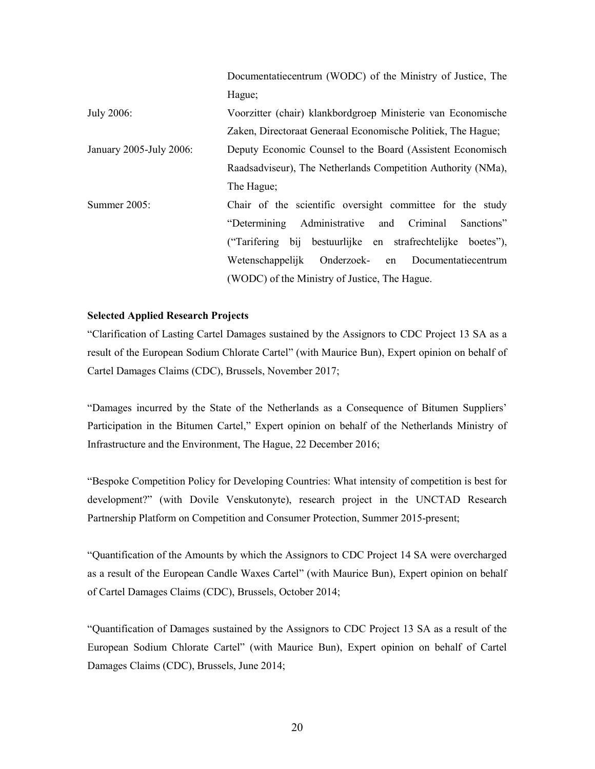Documentatiecentrum (WODC) of the Ministry of Justice, The Hague;

July 2006: Voorzitter (chair) klankbordgroep Ministerie van Economische Zaken, Directoraat Generaal Economische Politiek, The Hague;

January 2005-July 2006: Deputy Economic Counsel to the Board (Assistent Economisch Raadsadviseur), The Netherlands Competition Authority (NMa), The Hague;

Summer 2005: Chair of the scientific oversight committee for the study "Determining Administrative and Criminal Sanctions" ("Tarifering bij bestuurlijke en strafrechtelijke boetes"), Wetenschappelijk Onderzoek- en Documentatiecentrum (WODC) of the Ministry of Justice, The Hague.

**Selected Applied Research Projects**

"Clarification of Lasting Cartel Damages sustained by the Assignors to CDC Project 13 SA as a result of the European Sodium Chlorate Cartel" (with Maurice Bun), Expert opinion on behalf of Cartel Damages Claims (CDC), Brussels, November 2017;

"Damages incurred by the State of the Netherlands as a Consequence of Bitumen Suppliers' Participation in the Bitumen Cartel," Expert opinion on behalf of the Netherlands Ministry of Infrastructure and the Environment, The Hague, 22 December 2016;

"Bespoke Competition Policy for Developing Countries: What intensity of competition is best for development?" (with Dovile Venskutonyte), research project in the UNCTAD Research Partnership Platform on Competition and Consumer Protection, Summer 2015-present;

"Quantification of the Amounts by which the Assignors to CDC Project 14 SA were overcharged as a result of the European Candle Waxes Cartel" (with Maurice Bun), Expert opinion on behalf of Cartel Damages Claims (CDC), Brussels, October 2014;

"Quantification of Damages sustained by the Assignors to CDC Project 13 SA as a result of the European Sodium Chlorate Cartel" (with Maurice Bun), Expert opinion on behalf of Cartel Damages Claims (CDC), Brussels, June 2014;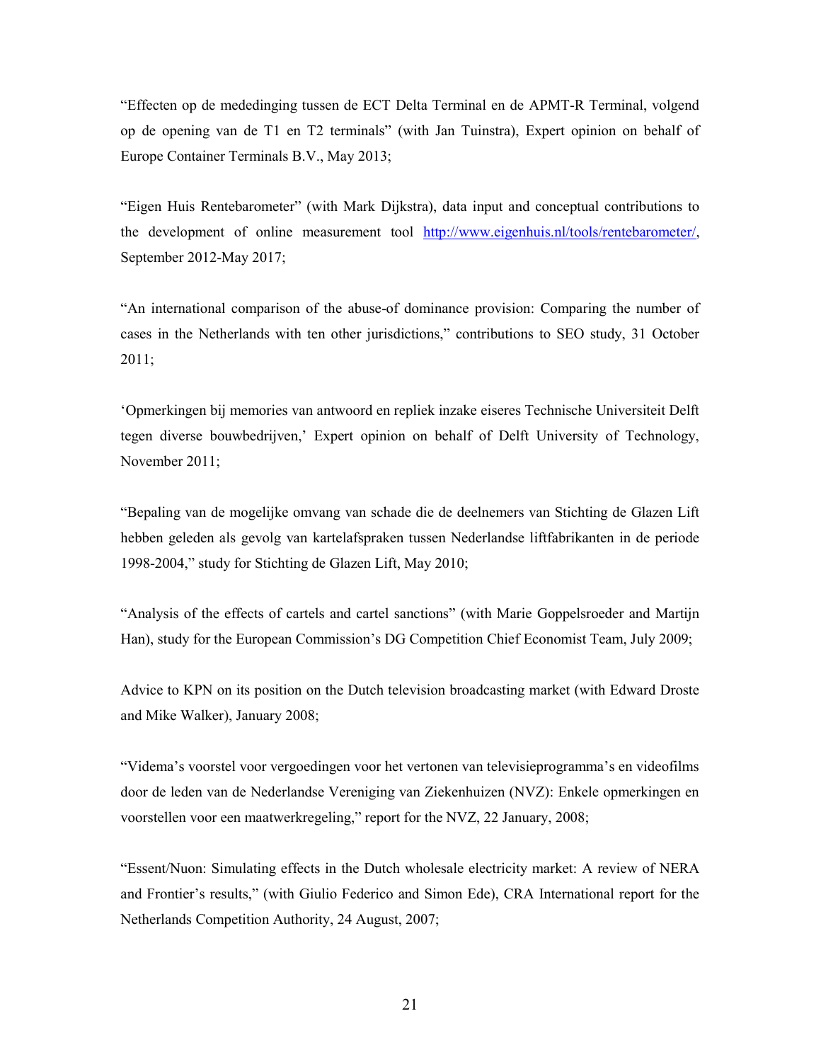"Effecten op de mededinging tussen de ECT Delta Terminal en de APMT-R Terminal, volgend op de opening van de T1 en T2 terminals" (with Jan Tuinstra), Expert opinion on behalf of Europe Container Terminals B.V., May 2013;

"Eigen Huis Rentebarometer" (with Mark Dijkstra), data input and conceptual contributions to the development of online measurement tool http://www.eigenhuis.nl/tools/rentebarometer/, September 2012-May 2017;

"An international comparison of the abuse-of dominance provision: Comparing the number of cases in the Netherlands with ten other jurisdictions," contributions to SEO study, 31 October 2011;

'Opmerkingen bij memories van antwoord en repliek inzake eiseres Technische Universiteit Delft tegen diverse bouwbedrijven,' Expert opinion on behalf of Delft University of Technology, November 2011;

"Bepaling van de mogelijke omvang van schade die de deelnemers van Stichting de Glazen Lift hebben geleden als gevolg van kartelafspraken tussen Nederlandse liftfabrikanten in de periode 1998-2004," study for Stichting de Glazen Lift, May 2010;

"Analysis of the effects of cartels and cartel sanctions" (with Marie Goppelsroeder and Martijn Han), study for the European Commission's DG Competition Chief Economist Team, July 2009;

Advice to KPN on its position on the Dutch television broadcasting market (with Edward Droste and Mike Walker), January 2008;

"Videma's voorstel voor vergoedingen voor het vertonen van televisieprogramma's en videofilms door de leden van de Nederlandse Vereniging van Ziekenhuizen (NVZ): Enkele opmerkingen en voorstellen voor een maatwerkregeling," report for the NVZ, 22 January, 2008;

"Essent/Nuon: Simulating effects in the Dutch wholesale electricity market: A review of NERA and Frontier's results," (with Giulio Federico and Simon Ede), CRA International report for the Netherlands Competition Authority, 24 August, 2007;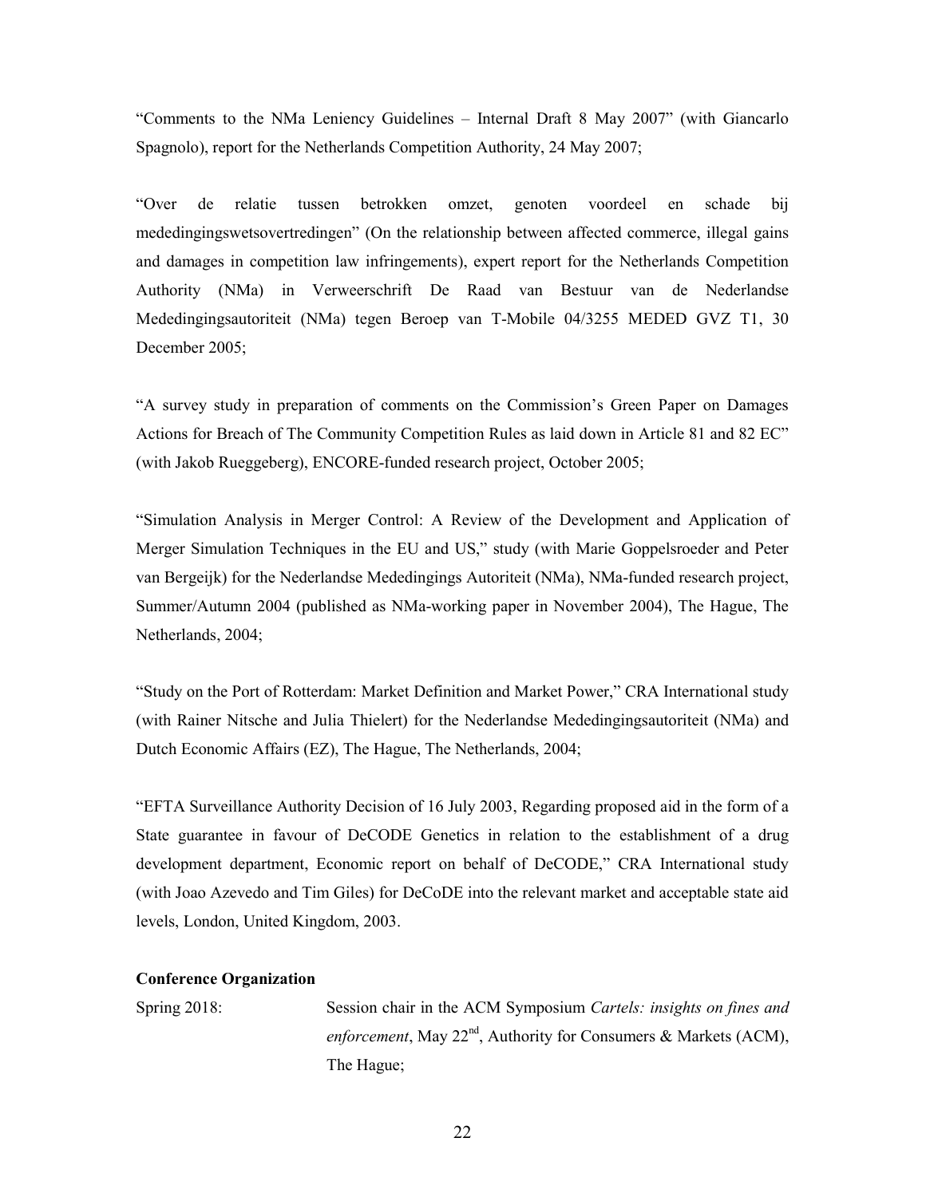"Comments to the NMa Leniency Guidelines – Internal Draft 8 May 2007" (with Giancarlo Spagnolo), report for the Netherlands Competition Authority, 24 May 2007;

"Over de relatie tussen betrokken omzet, genoten voordeel en schade bij mededingingswetsovertredingen" (On the relationship between affected commerce, illegal gains and damages in competition law infringements), expert report for the Netherlands Competition Authority (NMa) in Verweerschrift De Raad van Bestuur van de Nederlandse Mededingingsautoriteit (NMa) tegen Beroep van T-Mobile 04/3255 MEDED GVZ T1, 30 December 2005;

"A survey study in preparation of comments on the Commission's Green Paper on Damages Actions for Breach of The Community Competition Rules as laid down in Article 81 and 82 EC" (with Jakob Rueggeberg), ENCORE-funded research project, October 2005;

"Simulation Analysis in Merger Control: A Review of the Development and Application of Merger Simulation Techniques in the EU and US," study (with Marie Goppelsroeder and Peter van Bergeijk) for the Nederlandse Mededingings Autoriteit (NMa), NMa-funded research project, Summer/Autumn 2004 (published as NMa-working paper in November 2004), The Hague, The Netherlands, 2004;

"Study on the Port of Rotterdam: Market Definition and Market Power," CRA International study (with Rainer Nitsche and Julia Thielert) for the Nederlandse Mededingingsautoriteit (NMa) and Dutch Economic Affairs (EZ), The Hague, The Netherlands, 2004;

"EFTA Surveillance Authority Decision of 16 July 2003, Regarding proposed aid in the form of a State guarantee in favour of DeCODE Genetics in relation to the establishment of a drug development department, Economic report on behalf of DeCODE," CRA International study (with Joao Azevedo and Tim Giles) for DeCoDE into the relevant market and acceptable state aid levels, London, United Kingdom, 2003.

**Conference Organization**

Spring 2018: Session chair in the ACM Symposium *Cartels: insights on fines and enforcement*, May 22nd, Authority for Consumers & Markets (ACM), The Hague;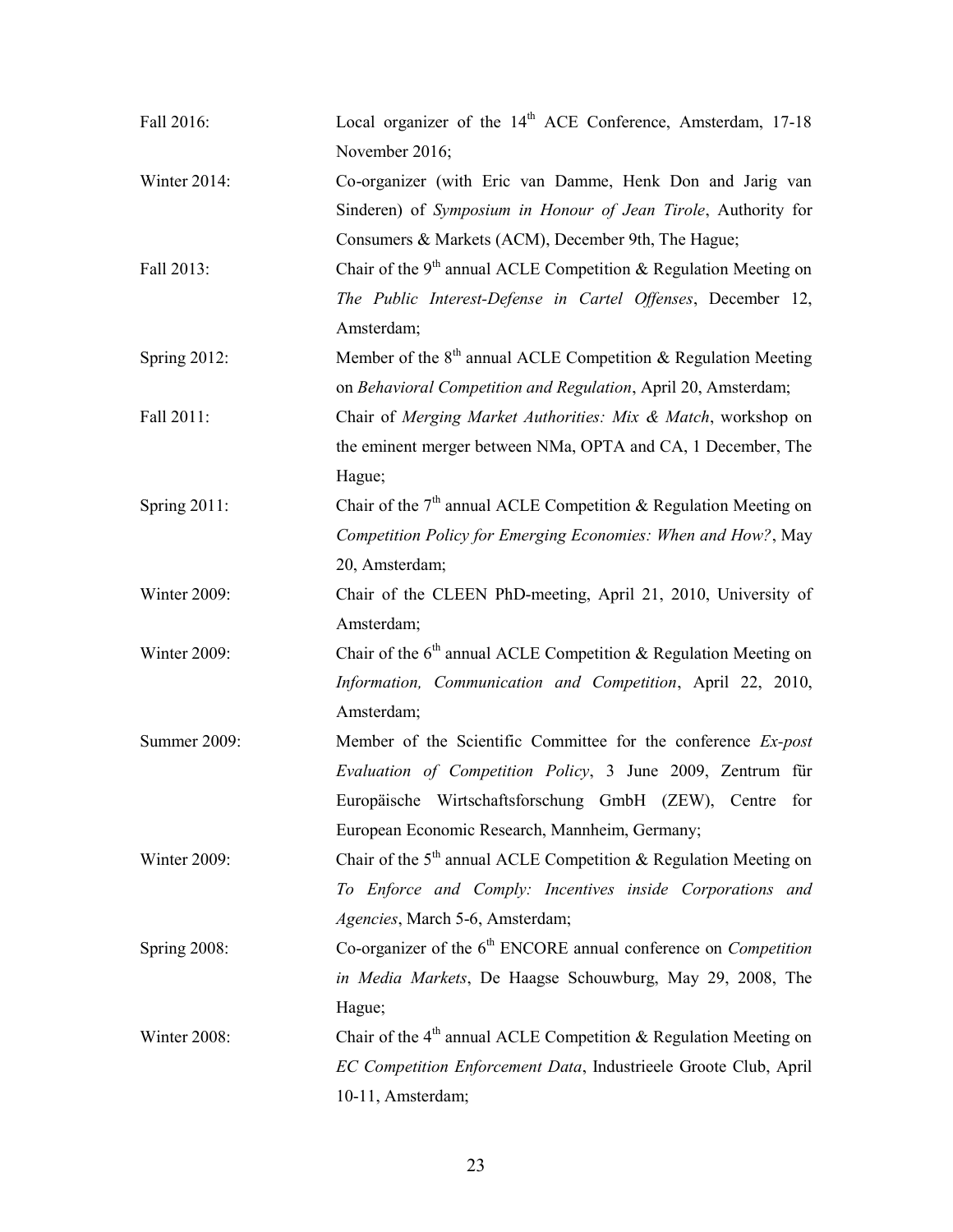Fall 2016: Local organizer of the 14th ACE Conference, Amsterdam, 17-18 November 2016;

Winter 2014: Co-organizer (with Eric van Damme, Henk Don and Jarig van Sinderen) of *Symposium in Honour of Jean Tirole*, Authority for Consumers & Markets (ACM), December 9th, The Hague;

Fall 2013: Chair of the 9th annual ACLE Competition & Regulation Meeting on *The Public Interest-Defense in Cartel Offenses*, December 12, Amsterdam;

Spring 2012: Member of the 8th annual ACLE Competition & Regulation Meeting on *Behavioral Competition and Regulation*, April 20, Amsterdam;

Fall 2011: Chair of *Merging Market Authorities: Mix & Match*, workshop on the eminent merger between NMa, OPTA and CA, 1 December, The Hague;

Spring 2011: Chair of the 7th annual ACLE Competition & Regulation Meeting on *Competition Policy for Emerging Economies: When and How?*, May 20, Amsterdam;

Winter 2009: Chair of the CLEEN PhD-meeting, April 21, 2010, University of Amsterdam;

Winter 2009: Chair of the 6th annual ACLE Competition & Regulation Meeting on *Information, Communication and Competition*, April 22, 2010, Amsterdam;

Summer 2009: Member of the Scientific Committee for the conference *Ex-post Evaluation of Competition Policy*, 3 June 2009, Zentrum für Europäische Wirtschaftsforschung GmbH (ZEW), Centre for European Economic Research, Mannheim, Germany;

Winter 2009: Chair of the 5th annual ACLE Competition & Regulation Meeting on *To Enforce and Comply: Incentives inside Corporations and Agencies*, March 5-6, Amsterdam;

Spring 2008: Co-organizer of the 6th ENCORE annual conference on *Competition in Media Markets*, De Haagse Schouwburg, May 29, 2008, The Hague;

Winter 2008: Chair of the 4th annual ACLE Competition & Regulation Meeting on *EC Competition Enforcement Data*, Industrieele Groote Club, April 10-11, Amsterdam;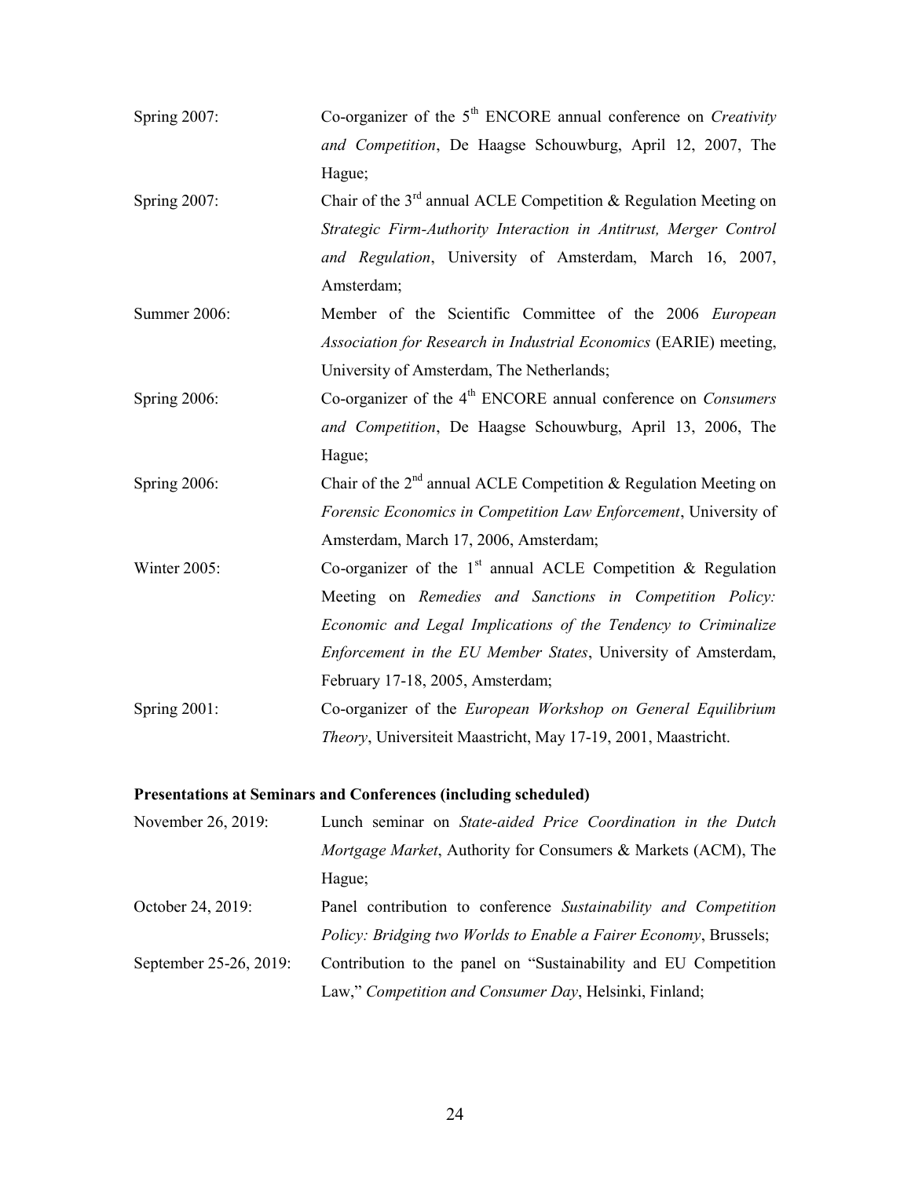Spring 2007: Co-organizer of the 5th ENCORE annual conference on *Creativity and Competition*, De Haagse Schouwburg, April 12, 2007, The Hague;

Spring 2007: Chair of the 3rd annual ACLE Competition & Regulation Meeting on *Strategic Firm-Authority Interaction in Antitrust, Merger Control and Regulation*, University of Amsterdam, March 16, 2007, Amsterdam;

Summer 2006: Member of the Scientific Committee of the 2006 *European Association for Research in Industrial Economics* (EARIE) meeting, University of Amsterdam, The Netherlands;

Spring 2006: Co-organizer of the 4th ENCORE annual conference on *Consumers and Competition*, De Haagse Schouwburg, April 13, 2006, The Hague;

Spring 2006: Chair of the 2nd annual ACLE Competition & Regulation Meeting on *Forensic Economics in Competition Law Enforcement*, University of Amsterdam, March 17, 2006, Amsterdam;

Winter 2005: Co-organizer of the 1st annual ACLE Competition & Regulation Meeting on *Remedies and Sanctions in Competition Policy: Economic and Legal Implications of the Tendency to Criminalize Enforcement in the EU Member States*, University of Amsterdam, February 17-18, 2005, Amsterdam;

Spring 2001: Co-organizer of the *European Workshop on General Equilibrium Theory*, Universiteit Maastricht, May 17-19, 2001, Maastricht.

**Presentations at Seminars and Conferences (including scheduled)**

November 26, 2019: Lunch seminar on *State-aided Price Coordination in the Dutch Mortgage Market*, Authority for Consumers & Markets (ACM), The Hague;

October 24, 2019: Panel contribution to conference *Sustainability and Competition Policy: Bridging two Worlds to Enable a Fairer Economy*, Brussels;

September 25-26, 2019: Contribution to the panel on "Sustainability and EU Competition Law," *Competition and Consumer Day*, Helsinki, Finland;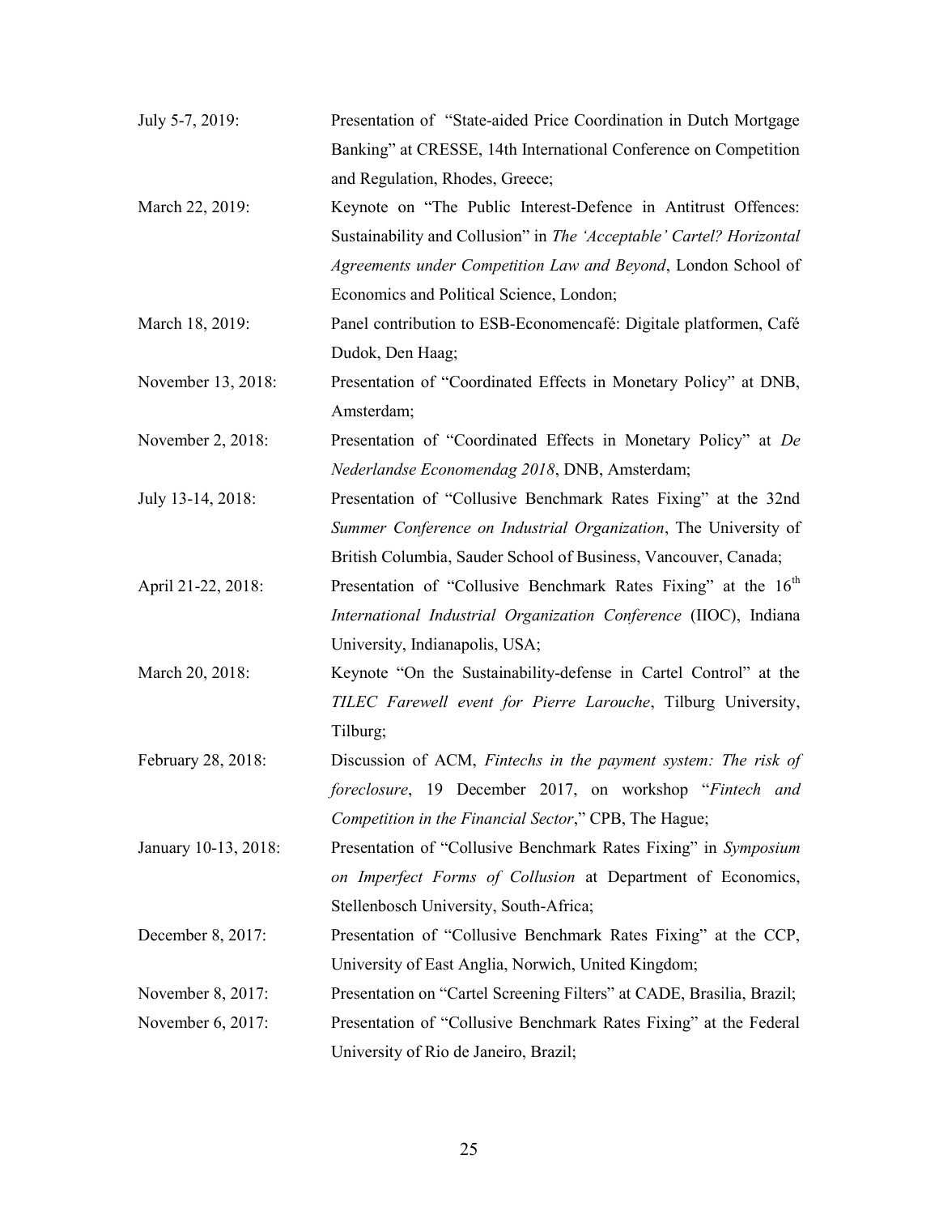July 5-7, 2019: Presentation of "State-aided Price Coordination in Dutch Mortgage Banking" at CRESSE, 14th International Conference on Competition and Regulation, Rhodes, Greece;

March 22, 2019: Keynote on "The Public Interest-Defence in Antitrust Offences: Sustainability and Collusion" in *The 'Acceptable' Cartel? Horizontal Agreements under Competition Law and Beyond*, London School of Economics and Political Science, London;

March 18, 2019: Panel contribution to ESB-Economencafé: Digitale platformen, Café Dudok, Den Haag;

November 13, 2018: Presentation of "Coordinated Effects in Monetary Policy" at DNB, Amsterdam;

November 2, 2018: Presentation of "Coordinated Effects in Monetary Policy" at *De Nederlandse Economendag 2018*, DNB, Amsterdam;

July 13-14, 2018: Presentation of "Collusive Benchmark Rates Fixing" at the 32nd *Summer Conference on Industrial Organization*, The University of British Columbia, Sauder School of Business, Vancouver, Canada;

April 21-22, 2018: Presentation of "Collusive Benchmark Rates Fixing" at the 16th *International Industrial Organization Conference* (IIOC), Indiana University, Indianapolis, USA;

March 20, 2018: Keynote "On the Sustainability-defense in Cartel Control" at the *TILEC Farewell event for Pierre Larouche*, Tilburg University, Tilburg;

February 28, 2018: Discussion of ACM, *Fintechs in the payment system: The risk of foreclosure*, 19 December 2017, on workshop "*Fintech and Competition in the Financial Sector*," CPB, The Hague;

January 10-13, 2018: Presentation of "Collusive Benchmark Rates Fixing" in *Symposium on Imperfect Forms of Collusion* at Department of Economics, Stellenbosch University, South-Africa;

December 8, 2017: Presentation of "Collusive Benchmark Rates Fixing" at the CCP, University of East Anglia, Norwich, United Kingdom;

November 8, 2017: Presentation on "Cartel Screening Filters" at CADE, Brasilia, Brazil;

November 6, 2017: Presentation of "Collusive Benchmark Rates Fixing" at the Federal University of Rio de Janeiro, Brazil;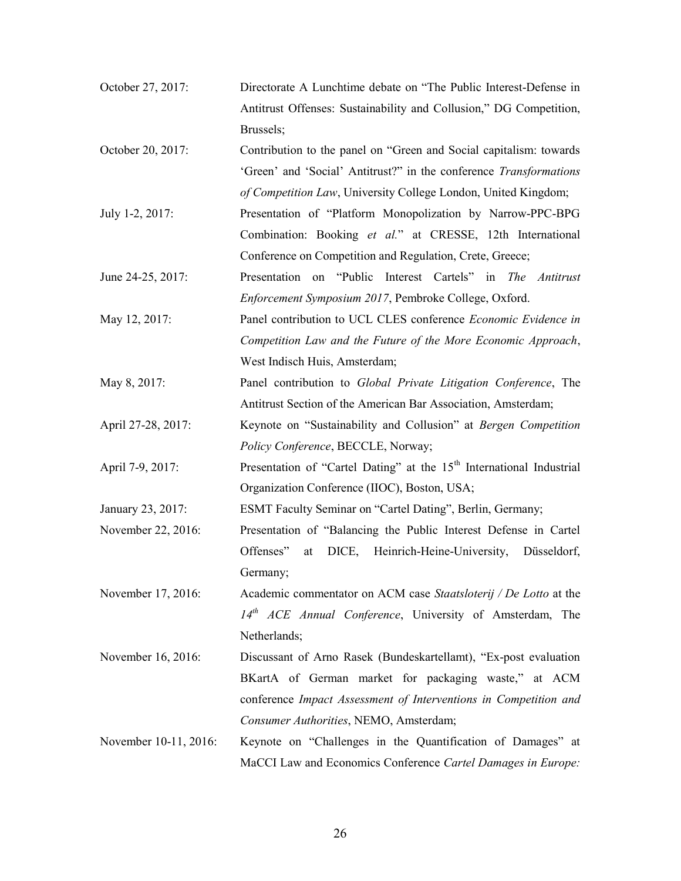October 27, 2017: Directorate A Lunchtime debate on "The Public Interest-Defense in Antitrust Offenses: Sustainability and Collusion," DG Competition, Brussels;

October 20, 2017: Contribution to the panel on "Green and Social capitalism: towards 'Green' and 'Social' Antitrust?" in the conference *Transformations of Competition Law*, University College London, United Kingdom;

July 1-2, 2017: Presentation of "Platform Monopolization by Narrow-PPC-BPG Combination: Booking *et al.*" at CRESSE, 12th International Conference on Competition and Regulation, Crete, Greece;

June 24-25, 2017: Presentation on "Public Interest Cartels" in *The Antitrust Enforcement Symposium 2017*, Pembroke College, Oxford.

May 12, 2017: Panel contribution to UCL CLES conference *Economic Evidence in Competition Law and the Future of the More Economic Approach*, West Indisch Huis, Amsterdam;

May 8, 2017: Panel contribution to *Global Private Litigation Conference*, The Antitrust Section of the American Bar Association, Amsterdam;

April 27-28, 2017: Keynote on "Sustainability and Collusion" at *Bergen Competition Policy Conference*, BECCLE, Norway;

April 7-9, 2017: Presentation of "Cartel Dating" at the 15th International Industrial Organization Conference (IIOC), Boston, USA;

January 23, 2017: ESMT Faculty Seminar on "Cartel Dating", Berlin, Germany;

November 22, 2016: Presentation of "Balancing the Public Interest Defense in Cartel Offenses" at DICE, Heinrich-Heine-University, Düsseldorf, Germany;

November 17, 2016: Academic commentator on ACM case *Staatsloterij / De Lotto* at the *14th ACE Annual Conference*, University of Amsterdam, The Netherlands;

November 16, 2016: Discussant of Arno Rasek (Bundeskartellamt), "Ex-post evaluation BKartA of German market for packaging waste," at ACM conference *Impact Assessment of Interventions in Competition and Consumer Authorities*, NEMO, Amsterdam;

November 10-11, 2016: Keynote on "Challenges in the Quantification of Damages" at MaCCI Law and Economics Conference *Cartel Damages in Europe:*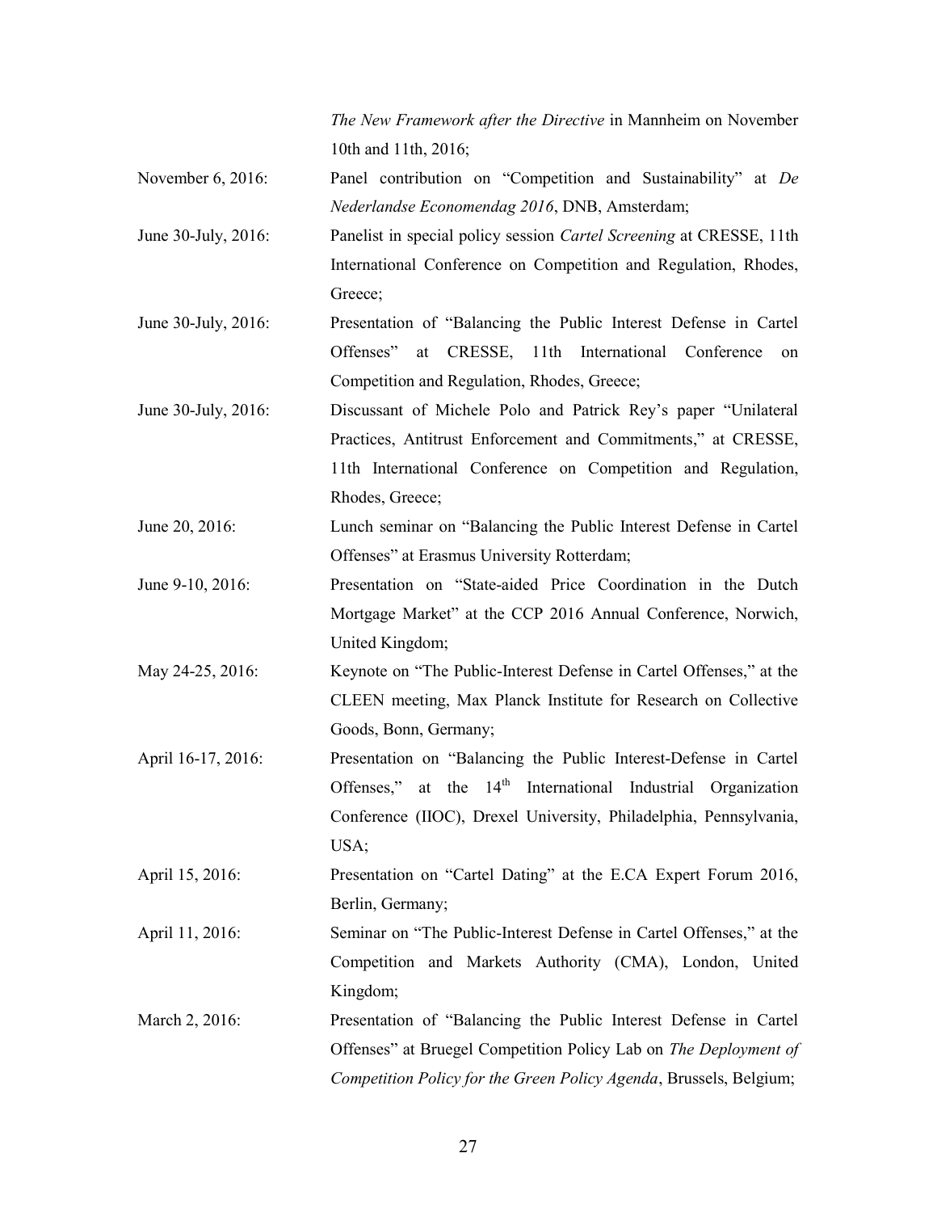*The New Framework after the Directive* in Mannheim on November 10th and 11th, 2016;

November 6, 2016: Panel contribution on "Competition and Sustainability" at *De Nederlandse Economendag 2016*, DNB, Amsterdam;

June 30-July, 2016: Panelist in special policy session *Cartel Screening* at CRESSE, 11th International Conference on Competition and Regulation, Rhodes, Greece;

June 30-July, 2016: Presentation of "Balancing the Public Interest Defense in Cartel Offenses" at CRESSE, 11th International Conference on Competition and Regulation, Rhodes, Greece;

June 30-July, 2016: Discussant of Michele Polo and Patrick Rey's paper "Unilateral Practices, Antitrust Enforcement and Commitments," at CRESSE, 11th International Conference on Competition and Regulation, Rhodes, Greece;

June 20, 2016: Lunch seminar on "Balancing the Public Interest Defense in Cartel Offenses" at Erasmus University Rotterdam;

June 9-10, 2016: Presentation on "State-aided Price Coordination in the Dutch Mortgage Market" at the CCP 2016 Annual Conference, Norwich, United Kingdom;

May 24-25, 2016: Keynote on "The Public-Interest Defense in Cartel Offenses," at the CLEEN meeting, Max Planck Institute for Research on Collective Goods, Bonn, Germany;

April 16-17, 2016: Presentation on "Balancing the Public Interest-Defense in Cartel Offenses," at the 14th International Industrial Organization Conference (IIOC), Drexel University, Philadelphia, Pennsylvania, USA;

April 15, 2016: Presentation on "Cartel Dating" at the E.CA Expert Forum 2016, Berlin, Germany;

April 11, 2016: Seminar on "The Public-Interest Defense in Cartel Offenses," at the Competition and Markets Authority (CMA), London, United Kingdom;

March 2, 2016: Presentation of "Balancing the Public Interest Defense in Cartel Offenses" at Bruegel Competition Policy Lab on *The Deployment of Competition Policy for the Green Policy Agenda*, Brussels, Belgium;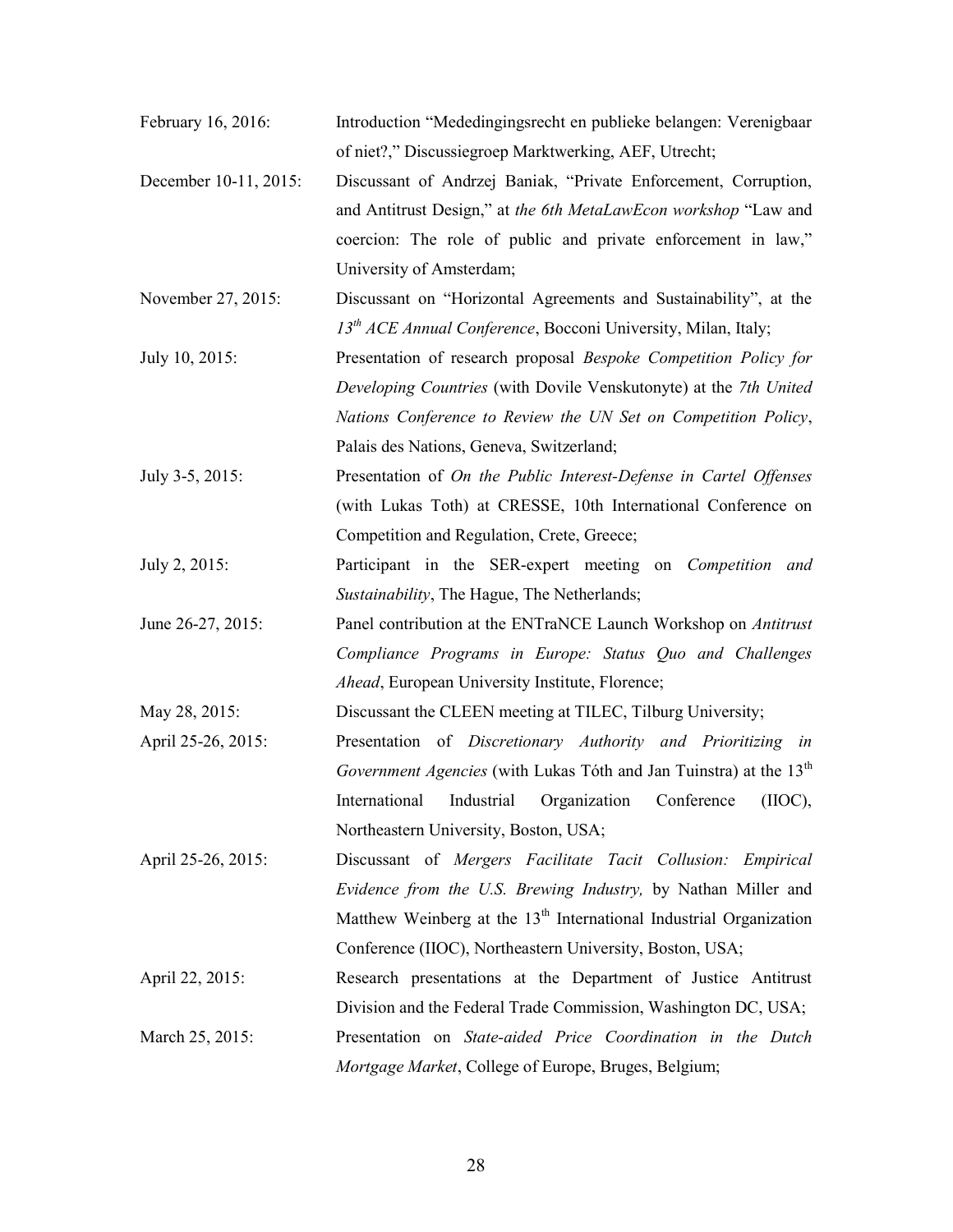February 16, 2016: Introduction "Mededingingsrecht en publieke belangen: Verenigbaar of niet?," Discussiegroep Marktwerking, AEF, Utrecht;

December 10-11, 2015: Discussant of Andrzej Baniak, "Private Enforcement, Corruption, and Antitrust Design," at *the 6th MetaLawEcon workshop* "Law and coercion: The role of public and private enforcement in law," University of Amsterdam;

November 27, 2015: Discussant on "Horizontal Agreements and Sustainability", at the *13th ACE Annual Conference*, Bocconi University, Milan, Italy;

July 10, 2015: Presentation of research proposal *Bespoke Competition Policy for Developing Countries* (with Dovile Venskutonyte) at the *7th United Nations Conference to Review the UN Set on Competition Policy*, Palais des Nations, Geneva, Switzerland;

July 3-5, 2015: Presentation of *On the Public Interest-Defense in Cartel Offenses* (with Lukas Toth) at CRESSE, 10th International Conference on Competition and Regulation, Crete, Greece;

July 2, 2015: Participant in the SER-expert meeting on *Competition and Sustainability*, The Hague, The Netherlands;

June 26-27, 2015: Panel contribution at the ENTraNCE Launch Workshop on *Antitrust Compliance Programs in Europe: Status Quo and Challenges Ahead*, European University Institute, Florence;

May 28, 2015: Discussant the CLEEN meeting at TILEC, Tilburg University;

April 25-26, 2015: Presentation of *Discretionary Authority and Prioritizing in Government Agencies* (with Lukas Tóth and Jan Tuinstra) at the 13th International Industrial Organization Conference (IIOC), Northeastern University, Boston, USA;

April 25-26, 2015: Discussant of *Mergers Facilitate Tacit Collusion: Empirical Evidence from the U.S. Brewing Industry,* by Nathan Miller and Matthew Weinberg at the 13th International Industrial Organization Conference (IIOC), Northeastern University, Boston, USA;

April 22, 2015: Research presentations at the Department of Justice Antitrust Division and the Federal Trade Commission, Washington DC, USA;

March 25, 2015: Presentation on *State-aided Price Coordination in the Dutch Mortgage Market*, College of Europe, Bruges, Belgium;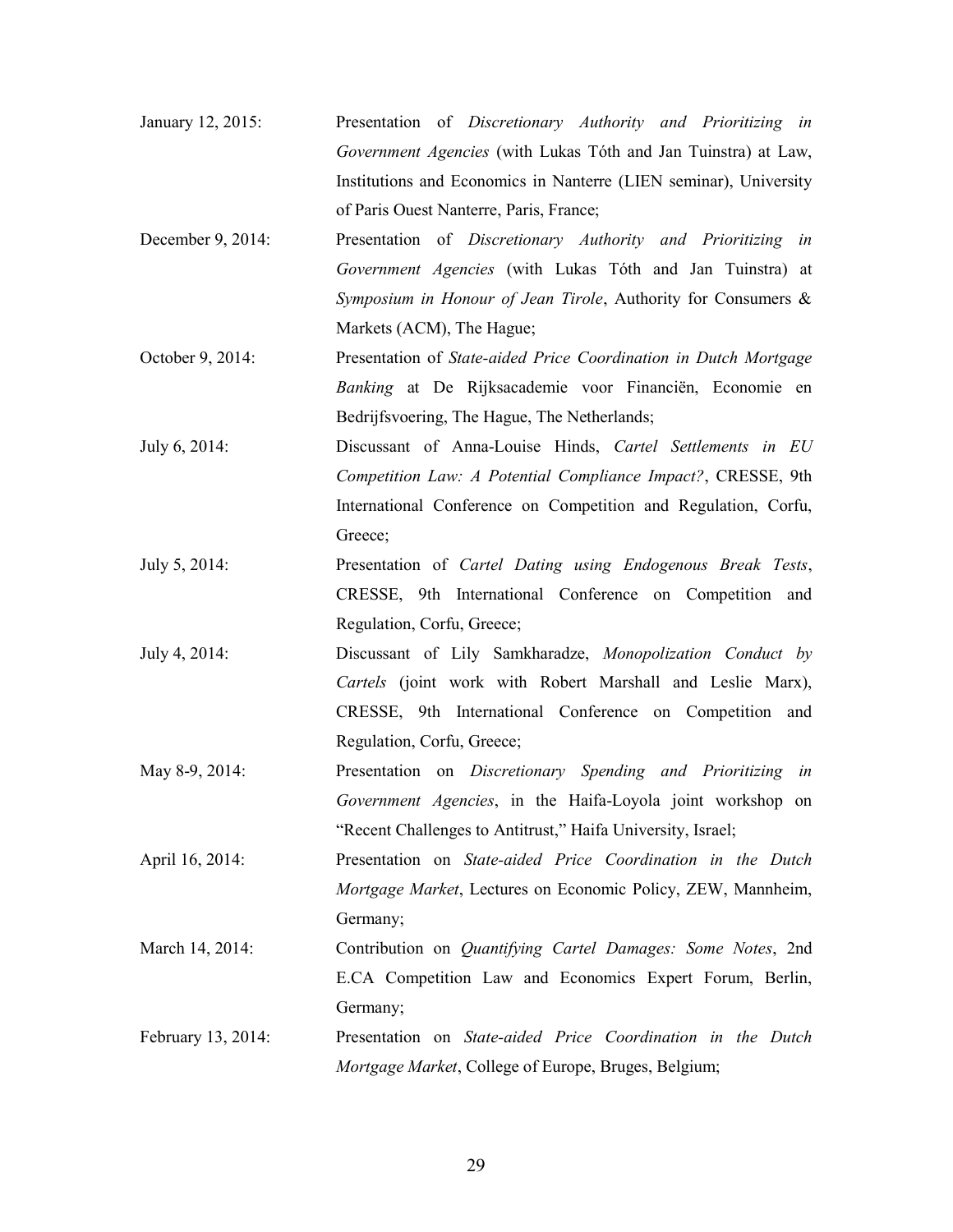January 12, 2015: Presentation of *Discretionary Authority and Prioritizing in Government Agencies* (with Lukas Tóth and Jan Tuinstra) at Law, Institutions and Economics in Nanterre (LIEN seminar), University of Paris Ouest Nanterre, Paris, France;

December 9, 2014: Presentation of *Discretionary Authority and Prioritizing in Government Agencies* (with Lukas Tóth and Jan Tuinstra) at *Symposium in Honour of Jean Tirole*, Authority for Consumers & Markets (ACM), The Hague;

October 9, 2014: Presentation of *State-aided Price Coordination in Dutch Mortgage Banking* at De Rijksacademie voor Financiën, Economie en Bedrijfsvoering, The Hague, The Netherlands;

July 6, 2014: Discussant of Anna-Louise Hinds, *Cartel Settlements in EU Competition Law: A Potential Compliance Impact?*, CRESSE, 9th International Conference on Competition and Regulation, Corfu, Greece;

July 5, 2014: Presentation of *Cartel Dating using Endogenous Break Tests*, CRESSE, 9th International Conference on Competition and Regulation, Corfu, Greece;

July 4, 2014: Discussant of Lily Samkharadze, *Monopolization Conduct by Cartels* (joint work with Robert Marshall and Leslie Marx), CRESSE, 9th International Conference on Competition and Regulation, Corfu, Greece;

May 8-9, 2014: Presentation on *Discretionary Spending and Prioritizing in Government Agencies*, in the Haifa-Loyola joint workshop on "Recent Challenges to Antitrust," Haifa University, Israel;

April 16, 2014: Presentation on *State-aided Price Coordination in the Dutch Mortgage Market*, Lectures on Economic Policy, ZEW, Mannheim, Germany;

March 14, 2014: Contribution on *Quantifying Cartel Damages: Some Notes*, 2nd E.CA Competition Law and Economics Expert Forum, Berlin, Germany;

February 13, 2014: Presentation on *State-aided Price Coordination in the Dutch Mortgage Market*, College of Europe, Bruges, Belgium;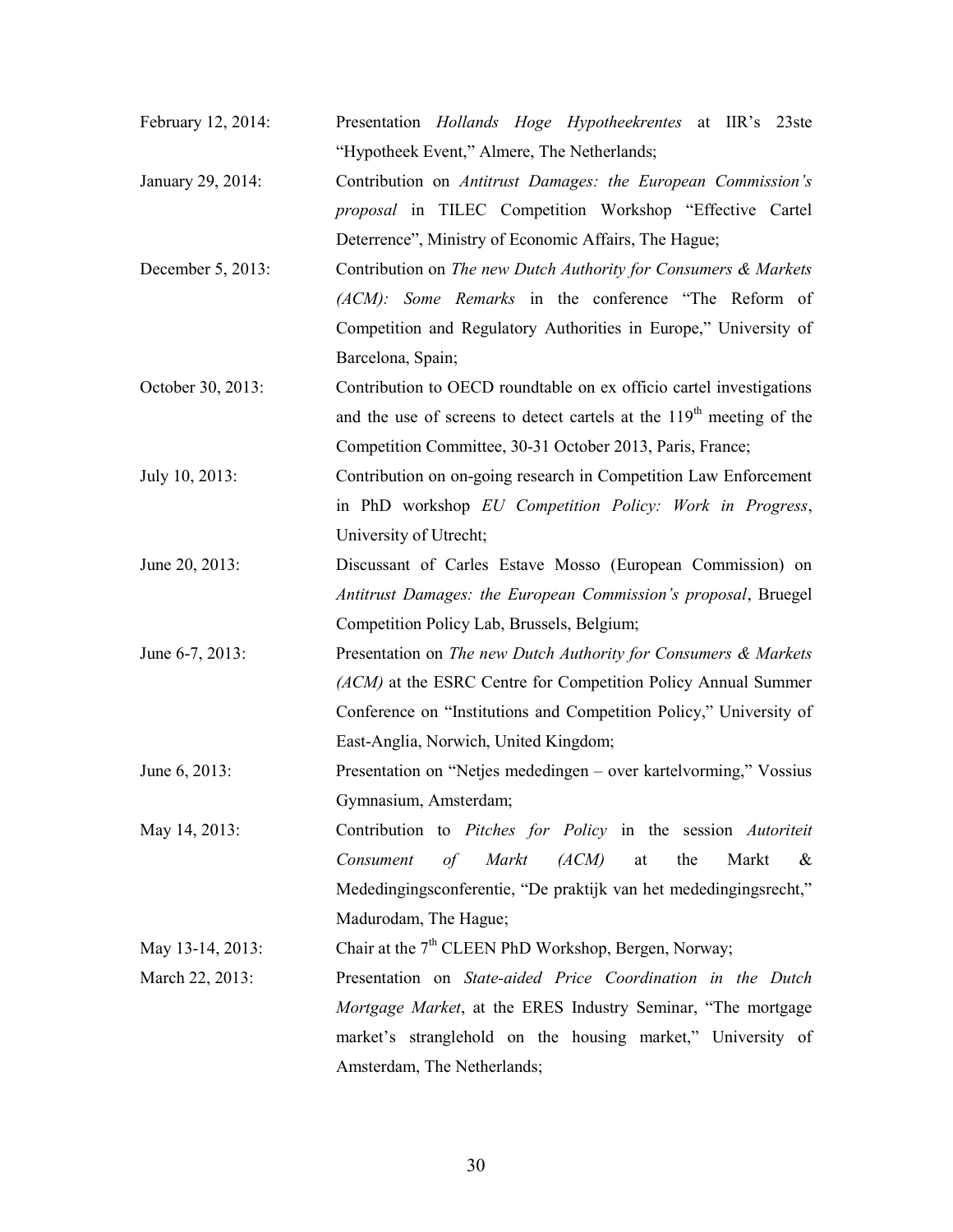February 12, 2014: Presentation *Hollands Hoge Hypotheekrentes* at IIR's 23ste "Hypotheek Event," Almere, The Netherlands;

January 29, 2014: Contribution on *Antitrust Damages: the European Commission's proposal* in TILEC Competition Workshop "Effective Cartel Deterrence", Ministry of Economic Affairs, The Hague;

December 5, 2013: Contribution on *The new Dutch Authority for Consumers & Markets (ACM): Some Remarks* in the conference "The Reform of Competition and Regulatory Authorities in Europe," University of Barcelona, Spain;

October 30, 2013: Contribution to OECD roundtable on ex officio cartel investigations and the use of screens to detect cartels at the 119th meeting of the Competition Committee, 30-31 October 2013, Paris, France;

July 10, 2013: Contribution on on-going research in Competition Law Enforcement in PhD workshop *EU Competition Policy: Work in Progress*, University of Utrecht;

June 20, 2013: Discussant of Carles Estave Mosso (European Commission) on *Antitrust Damages: the European Commission's proposal*, Bruegel Competition Policy Lab, Brussels, Belgium;

June 6-7, 2013: Presentation on *The new Dutch Authority for Consumers & Markets (ACM)* at the ESRC Centre for Competition Policy Annual Summer Conference on "Institutions and Competition Policy," University of East-Anglia, Norwich, United Kingdom;

June 6, 2013: Presentation on "Netjes mededingen – over kartelvorming," Vossius Gymnasium, Amsterdam;

May 14, 2013: Contribution to *Pitches for Policy* in the session *Autoriteit Consument of Markt (ACM)* at the Markt & Mededingingsconferentie, "De praktijk van het mededingingsrecht," Madurodam, The Hague;

May 13-14, 2013: Chair at the 7th CLEEN PhD Workshop, Bergen, Norway;

March 22, 2013: Presentation on *State-aided Price Coordination in the Dutch Mortgage Market*, at the ERES Industry Seminar, "The mortgage market's stranglehold on the housing market," University of Amsterdam, The Netherlands;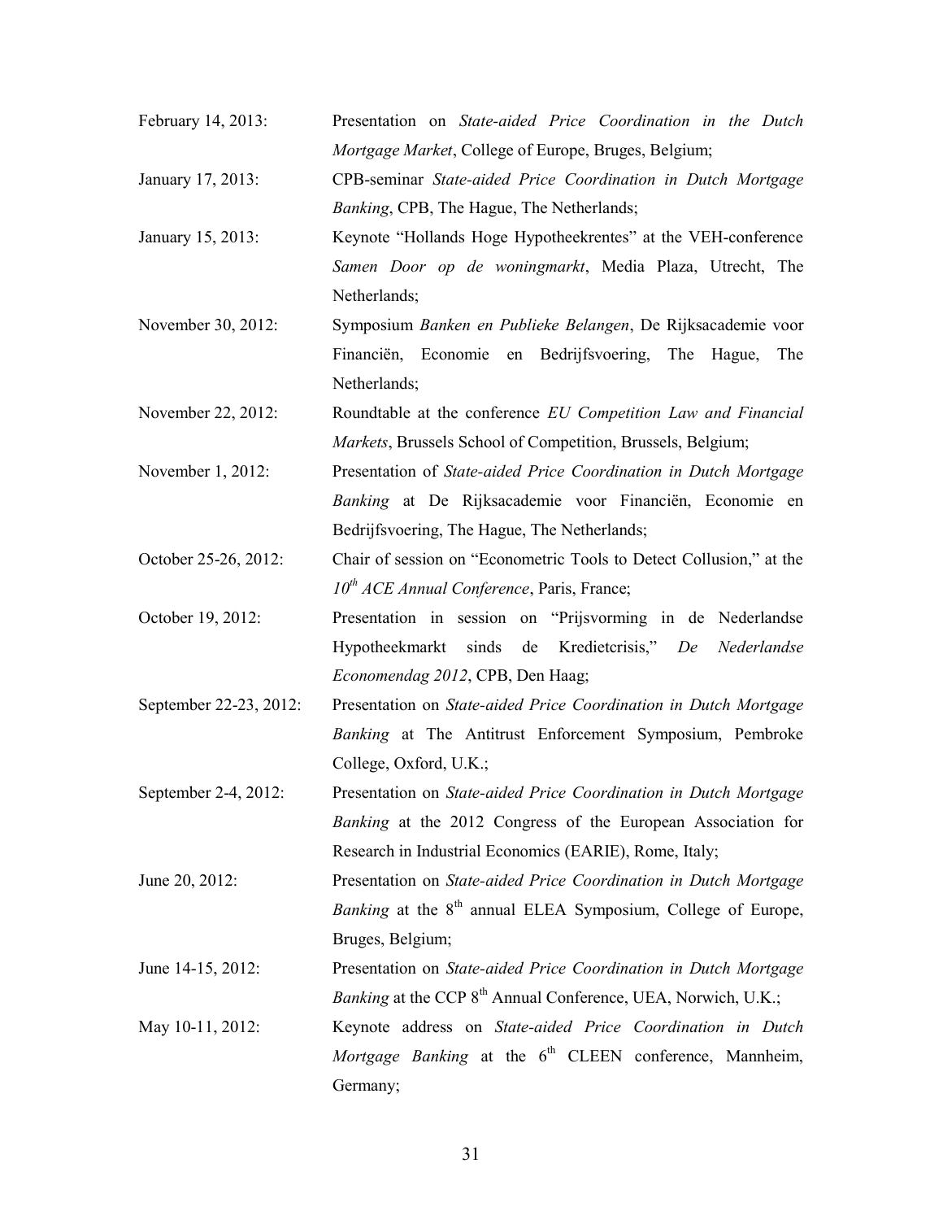February 14, 2013: Presentation on *State-aided Price Coordination in the Dutch Mortgage Market*, College of Europe, Bruges, Belgium;

January 17, 2013: CPB-seminar *State-aided Price Coordination in Dutch Mortgage Banking*, CPB, The Hague, The Netherlands;

January 15, 2013: Keynote "Hollands Hoge Hypotheekrentes" at the VEH-conference *Samen Door op de woningmarkt*, Media Plaza, Utrecht, The Netherlands;

November 30, 2012: Symposium *Banken en Publieke Belangen*, De Rijksacademie voor Financiën, Economie en Bedrijfsvoering, The Hague, The Netherlands;

November 22, 2012: Roundtable at the conference *EU Competition Law and Financial Markets*, Brussels School of Competition, Brussels, Belgium;

November 1, 2012: Presentation of *State-aided Price Coordination in Dutch Mortgage Banking* at De Rijksacademie voor Financiën, Economie en Bedrijfsvoering, The Hague, The Netherlands;

October 25-26, 2012: Chair of session on "Econometric Tools to Detect Collusion," at the *10th ACE Annual Conference*, Paris, France;

October 19, 2012: Presentation in session on "Prijsvorming in de Nederlandse Hypotheekmarkt sinds de Kredietcrisis," *De Nederlandse Economendag 2012*, CPB, Den Haag;

September 22-23, 2012: Presentation on *State-aided Price Coordination in Dutch Mortgage Banking* at The Antitrust Enforcement Symposium, Pembroke College, Oxford, U.K.;

September 2-4, 2012: Presentation on *State-aided Price Coordination in Dutch Mortgage Banking* at the 2012 Congress of the European Association for Research in Industrial Economics (EARIE), Rome, Italy;

June 20, 2012: Presentation on *State-aided Price Coordination in Dutch Mortgage Banking* at the 8th annual ELEA Symposium, College of Europe, Bruges, Belgium;

June 14-15, 2012: Presentation on *State-aided Price Coordination in Dutch Mortgage Banking* at the CCP 8th Annual Conference, UEA, Norwich, U.K.;

May 10-11, 2012: Keynote address on *State-aided Price Coordination in Dutch Mortgage Banking* at the 6th CLEEN conference, Mannheim, Germany;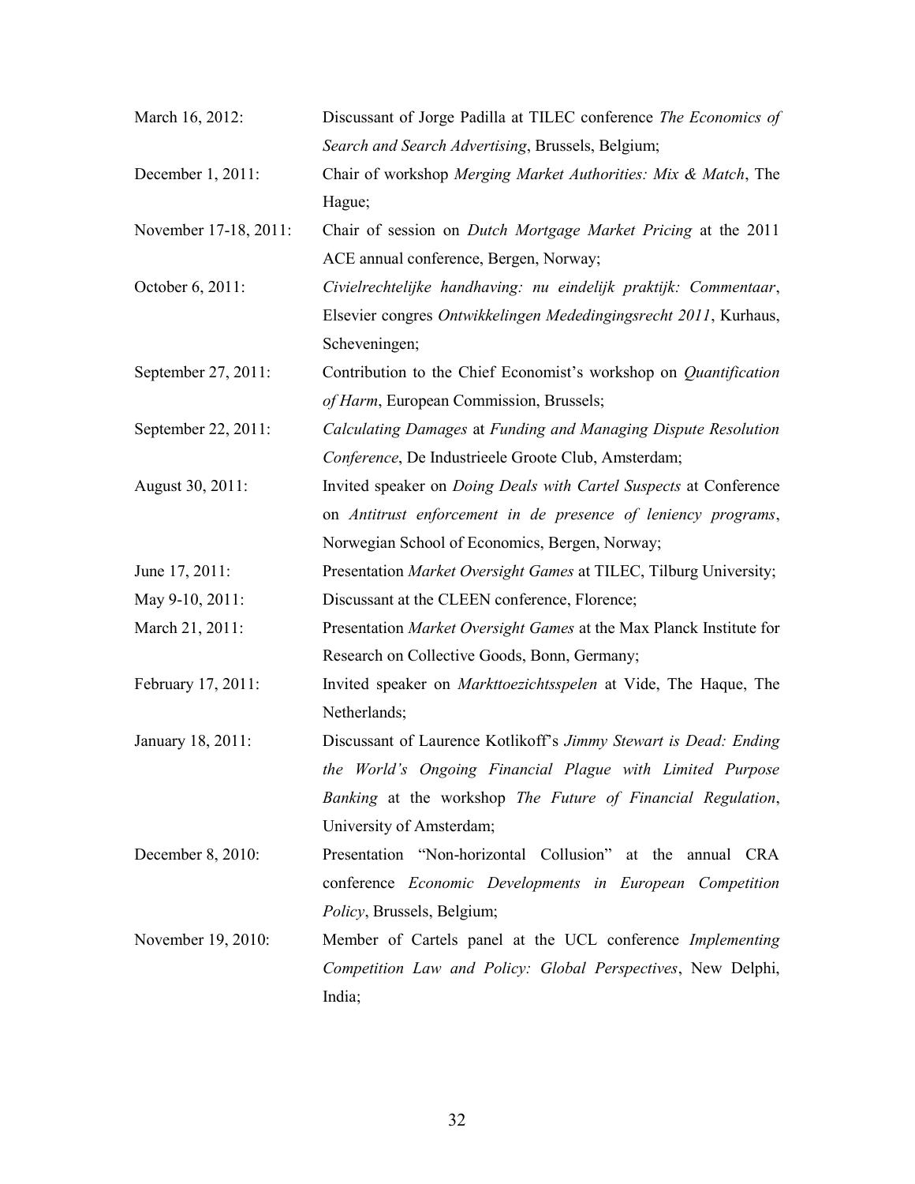March 16, 2012: Discussant of Jorge Padilla at TILEC conference *The Economics of Search and Search Advertising*, Brussels, Belgium;

December 1, 2011: Chair of workshop *Merging Market Authorities: Mix & Match*, The Hague;

November 17-18, 2011: Chair of session on *Dutch Mortgage Market Pricing* at the 2011 ACE annual conference, Bergen, Norway;

October 6, 2011: *Civielrechtelijke handhaving: nu eindelijk praktijk: Commentaar*, Elsevier congres *Ontwikkelingen Mededingingsrecht 2011*, Kurhaus, Scheveningen;

September 27, 2011: Contribution to the Chief Economist's workshop on *Quantification of Harm*, European Commission, Brussels;

September 22, 2011: *Calculating Damages* at *Funding and Managing Dispute Resolution Conference*, De Industrieele Groote Club, Amsterdam;

August 30, 2011: Invited speaker on *Doing Deals with Cartel Suspects* at Conference on *Antitrust enforcement in de presence of leniency programs*, Norwegian School of Economics, Bergen, Norway;

June 17, 2011: Presentation *Market Oversight Games* at TILEC, Tilburg University;

May 9-10, 2011: Discussant at the CLEEN conference, Florence;

March 21, 2011: Presentation *Market Oversight Games* at the Max Planck Institute for Research on Collective Goods, Bonn, Germany;

February 17, 2011: Invited speaker on *Markttoezichtsspelen* at Vide, The Haque, The Netherlands;

January 18, 2011: Discussant of Laurence Kotlikoff's *Jimmy Stewart is Dead: Ending the World's Ongoing Financial Plague with Limited Purpose Banking* at the workshop *The Future of Financial Regulation*, University of Amsterdam;

December 8, 2010: Presentation "Non-horizontal Collusion" at the annual CRA conference *Economic Developments in European Competition Policy*, Brussels, Belgium;

November 19, 2010: Member of Cartels panel at the UCL conference *Implementing Competition Law and Policy: Global Perspectives*, New Delphi, India;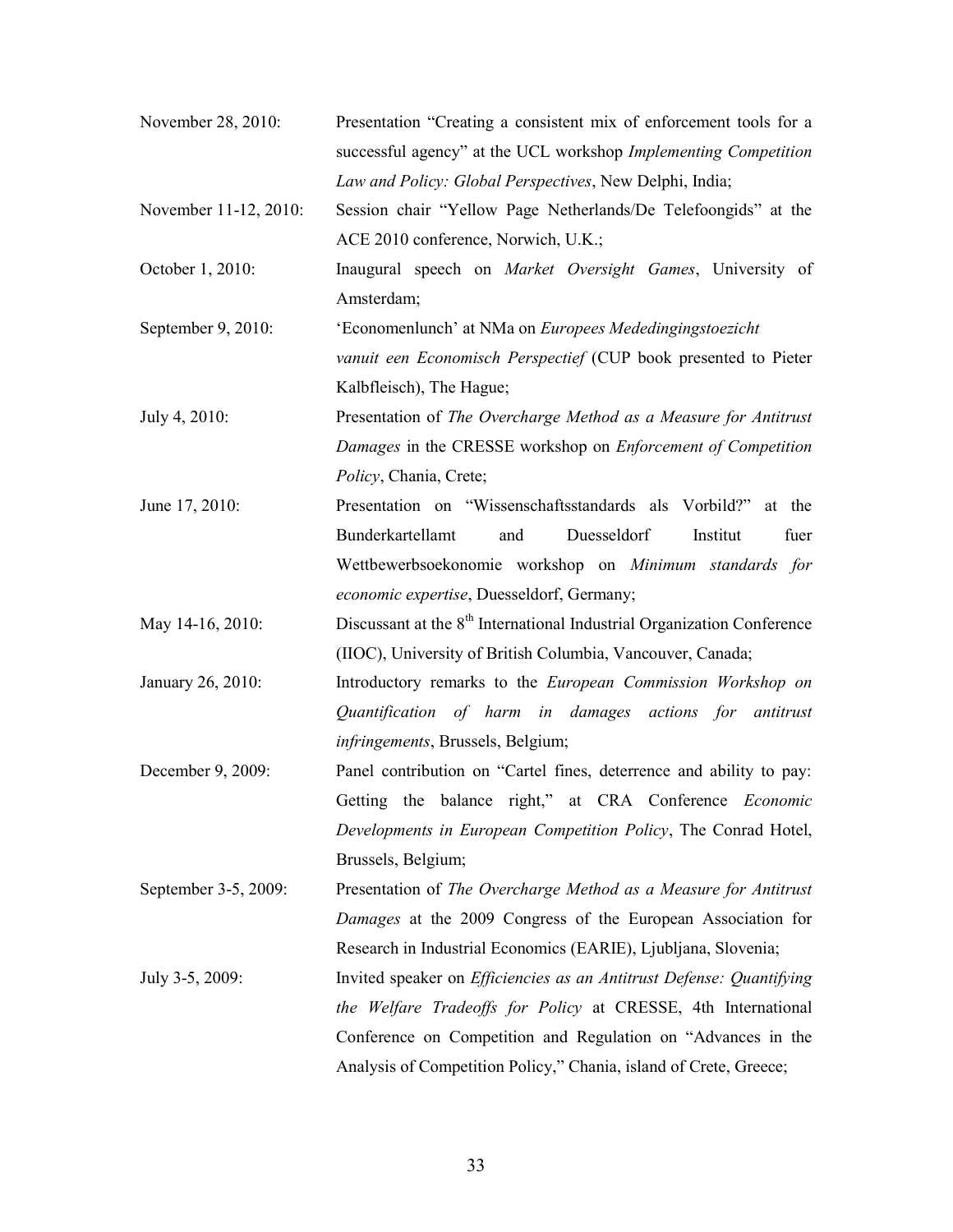November 28, 2010: Presentation "Creating a consistent mix of enforcement tools for a successful agency" at the UCL workshop *Implementing Competition Law and Policy: Global Perspectives*, New Delphi, India;

November 11-12, 2010: Session chair "Yellow Page Netherlands/De Telefoongids" at the ACE 2010 conference, Norwich, U.K.;

October 1, 2010: Inaugural speech on *Market Oversight Games*, University of Amsterdam;

September 9, 2010: 'Economenlunch' at NMa on *Europees Mededingingstoezicht vanuit een Economisch Perspectief* (CUP book presented to Pieter Kalbfleisch), The Hague;

July 4, 2010: Presentation of *The Overcharge Method as a Measure for Antitrust Damages* in the CRESSE workshop on *Enforcement of Competition Policy*, Chania, Crete;

June 17, 2010: Presentation on "Wissenschaftsstandards als Vorbild?" at the Bunderkartellamt and Duesseldorf Institut fuer Wettbewerbsoekonomie workshop on *Minimum standards for economic expertise*, Duesseldorf, Germany;

May 14-16, 2010: Discussant at the 8th International Industrial Organization Conference (IIOC), University of British Columbia, Vancouver, Canada;

January 26, 2010: Introductory remarks to the *European Commission Workshop on Quantification of harm in damages actions for antitrust infringements*, Brussels, Belgium;

December 9, 2009: Panel contribution on "Cartel fines, deterrence and ability to pay: Getting the balance right," at CRA Conference *Economic Developments in European Competition Policy*, The Conrad Hotel, Brussels, Belgium;

September 3-5, 2009: Presentation of *The Overcharge Method as a Measure for Antitrust Damages* at the 2009 Congress of the European Association for Research in Industrial Economics (EARIE), Ljubljana, Slovenia;

July 3-5, 2009: Invited speaker on *Efficiencies as an Antitrust Defense: Quantifying the Welfare Tradeoffs for Policy* at CRESSE, 4th International Conference on Competition and Regulation on "Advances in the Analysis of Competition Policy," Chania, island of Crete, Greece;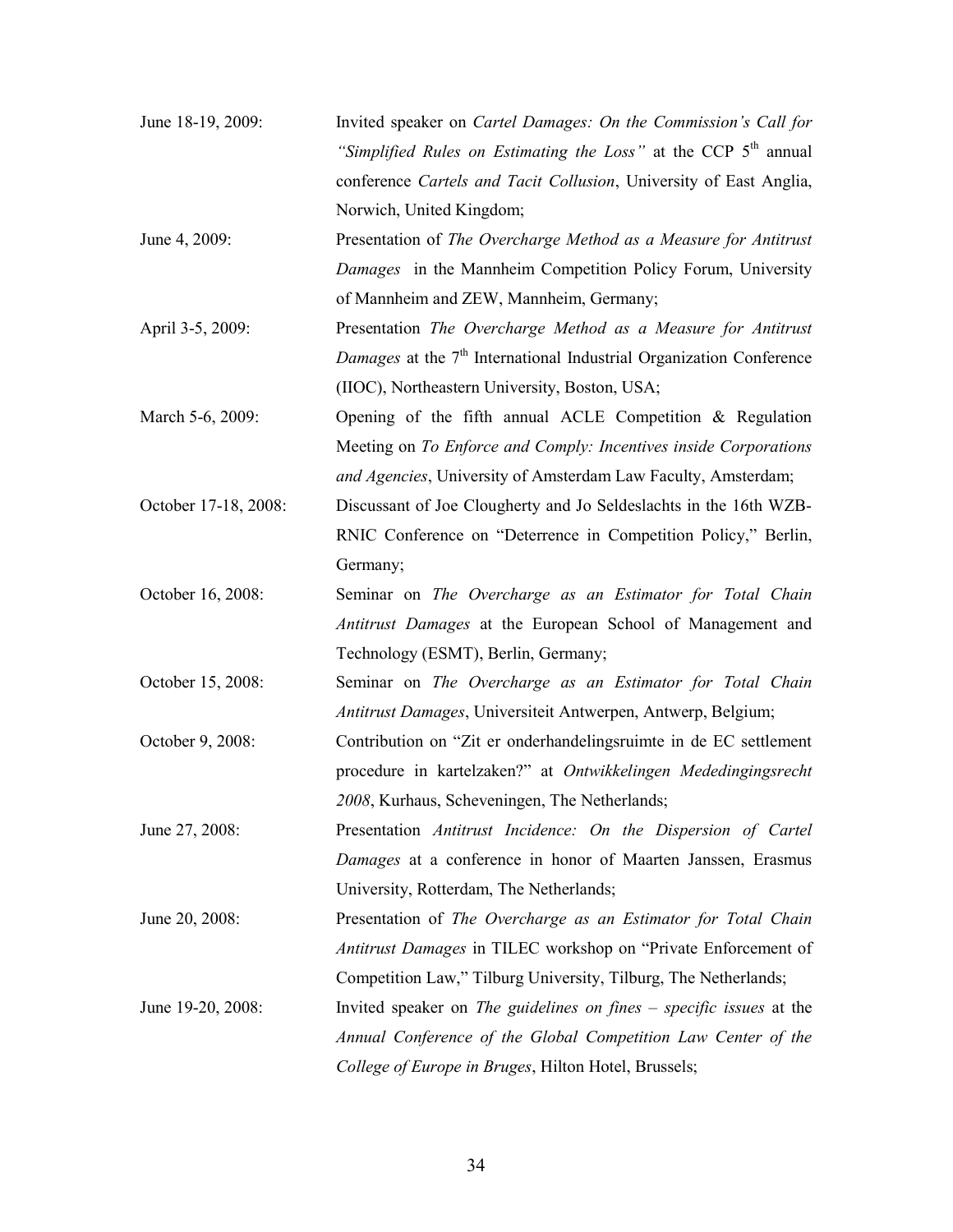June 18-19, 2009: Invited speaker on *Cartel Damages: On the Commission's Call for "Simplified Rules on Estimating the Loss"* at the CCP 5th annual conference *Cartels and Tacit Collusion*, University of East Anglia, Norwich, United Kingdom;

June 4, 2009: Presentation of *The Overcharge Method as a Measure for Antitrust Damages* in the Mannheim Competition Policy Forum, University of Mannheim and ZEW, Mannheim, Germany;

April 3-5, 2009: Presentation *The Overcharge Method as a Measure for Antitrust Damages* at the 7th International Industrial Organization Conference (IIOC), Northeastern University, Boston, USA;

March 5-6, 2009: Opening of the fifth annual ACLE Competition & Regulation Meeting on *To Enforce and Comply: Incentives inside Corporations and Agencies*, University of Amsterdam Law Faculty, Amsterdam;

October 17-18, 2008: Discussant of Joe Clougherty and Jo Seldeslachts in the 16th WZB-RNIC Conference on "Deterrence in Competition Policy," Berlin, Germany;

October 16, 2008: Seminar on *The Overcharge as an Estimator for Total Chain Antitrust Damages* at the European School of Management and Technology (ESMT), Berlin, Germany;

October 15, 2008: Seminar on *The Overcharge as an Estimator for Total Chain Antitrust Damages*, Universiteit Antwerpen, Antwerp, Belgium;

October 9, 2008: Contribution on "Zit er onderhandelingsruimte in de EC settlement procedure in kartelzaken?" at *Ontwikkelingen Mededingingsrecht 2008*, Kurhaus, Scheveningen, The Netherlands;

June 27, 2008: Presentation *Antitrust Incidence: On the Dispersion of Cartel Damages* at a conference in honor of Maarten Janssen, Erasmus University, Rotterdam, The Netherlands;

June 20, 2008: Presentation of *The Overcharge as an Estimator for Total Chain Antitrust Damages* in TILEC workshop on "Private Enforcement of Competition Law," Tilburg University, Tilburg, The Netherlands;

June 19-20, 2008: Invited speaker on *The guidelines on fines – specific issues* at the *Annual Conference of the Global Competition Law Center of the College of Europe in Bruges*, Hilton Hotel, Brussels;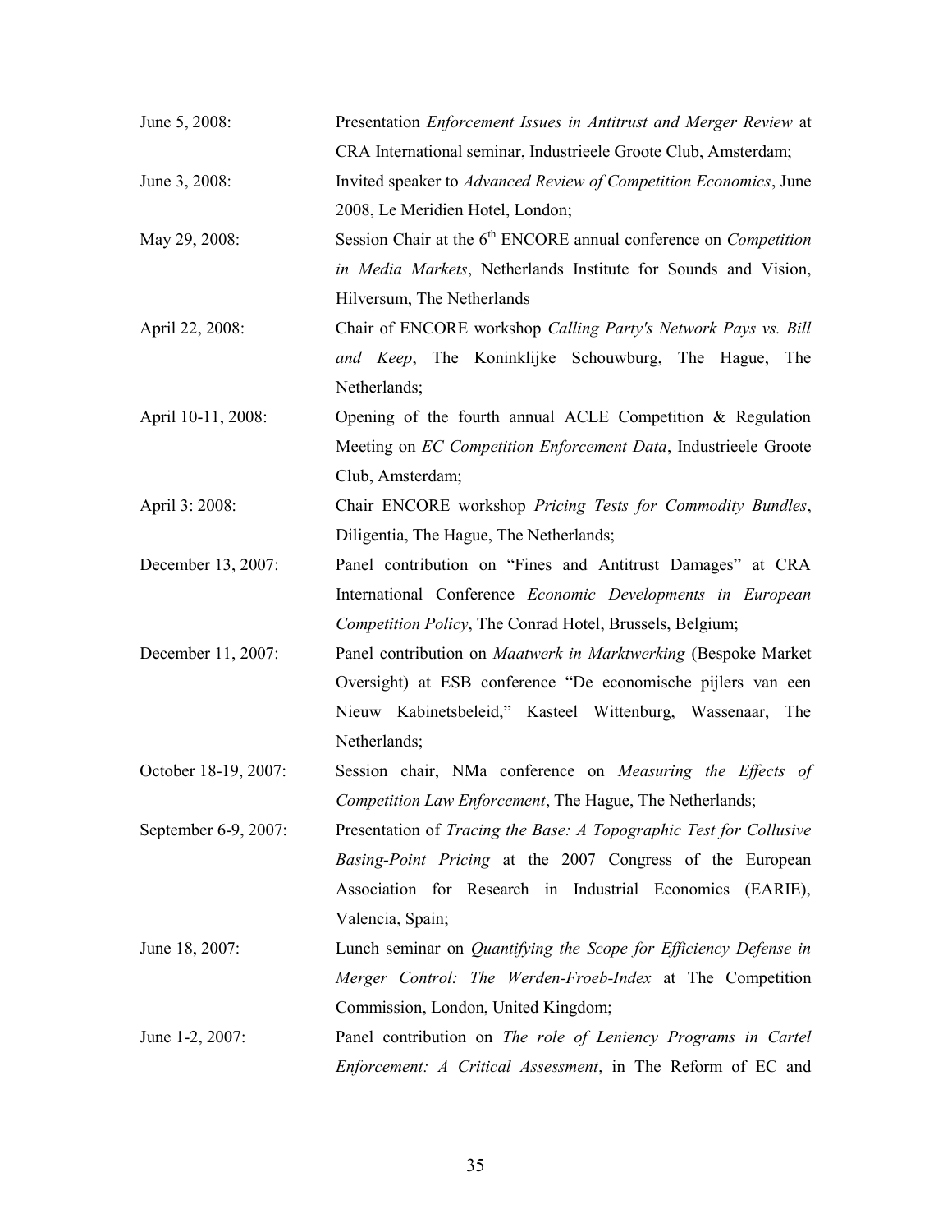June 5, 2008: Presentation *Enforcement Issues in Antitrust and Merger Review* at CRA International seminar, Industrieele Groote Club, Amsterdam;

June 3, 2008: Invited speaker to *Advanced Review of Competition Economics*, June 2008, Le Meridien Hotel, London;

May 29, 2008: Session Chair at the 6th ENCORE annual conference on *Competition in Media Markets*, Netherlands Institute for Sounds and Vision, Hilversum, The Netherlands

April 22, 2008: Chair of ENCORE workshop *Calling Party's Network Pays vs. Bill and Keep*, The Koninklijke Schouwburg, The Hague, The Netherlands;

April 10-11, 2008: Opening of the fourth annual ACLE Competition & Regulation Meeting on *EC Competition Enforcement Data*, Industrieele Groote Club, Amsterdam;

April 3: 2008: Chair ENCORE workshop *Pricing Tests for Commodity Bundles*, Diligentia, The Hague, The Netherlands;

December 13, 2007: Panel contribution on "Fines and Antitrust Damages" at CRA International Conference *Economic Developments in European Competition Policy*, The Conrad Hotel, Brussels, Belgium;

December 11, 2007: Panel contribution on *Maatwerk in Marktwerking* (Bespoke Market Oversight) at ESB conference "De economische pijlers van een Nieuw Kabinetsbeleid," Kasteel Wittenburg, Wassenaar, The Netherlands;

October 18-19, 2007: Session chair, NMa conference on *Measuring the Effects of Competition Law Enforcement*, The Hague, The Netherlands;

September 6-9, 2007: Presentation of *Tracing the Base: A Topographic Test for Collusive Basing-Point Pricing* at the 2007 Congress of the European Association for Research in Industrial Economics (EARIE), Valencia, Spain;

June 18, 2007: Lunch seminar on *Quantifying the Scope for Efficiency Defense in Merger Control: The Werden-Froeb-Index* at The Competition Commission, London, United Kingdom;

June 1-2, 2007: Panel contribution on *The role of Leniency Programs in Cartel Enforcement: A Critical Assessment*, in The Reform of EC and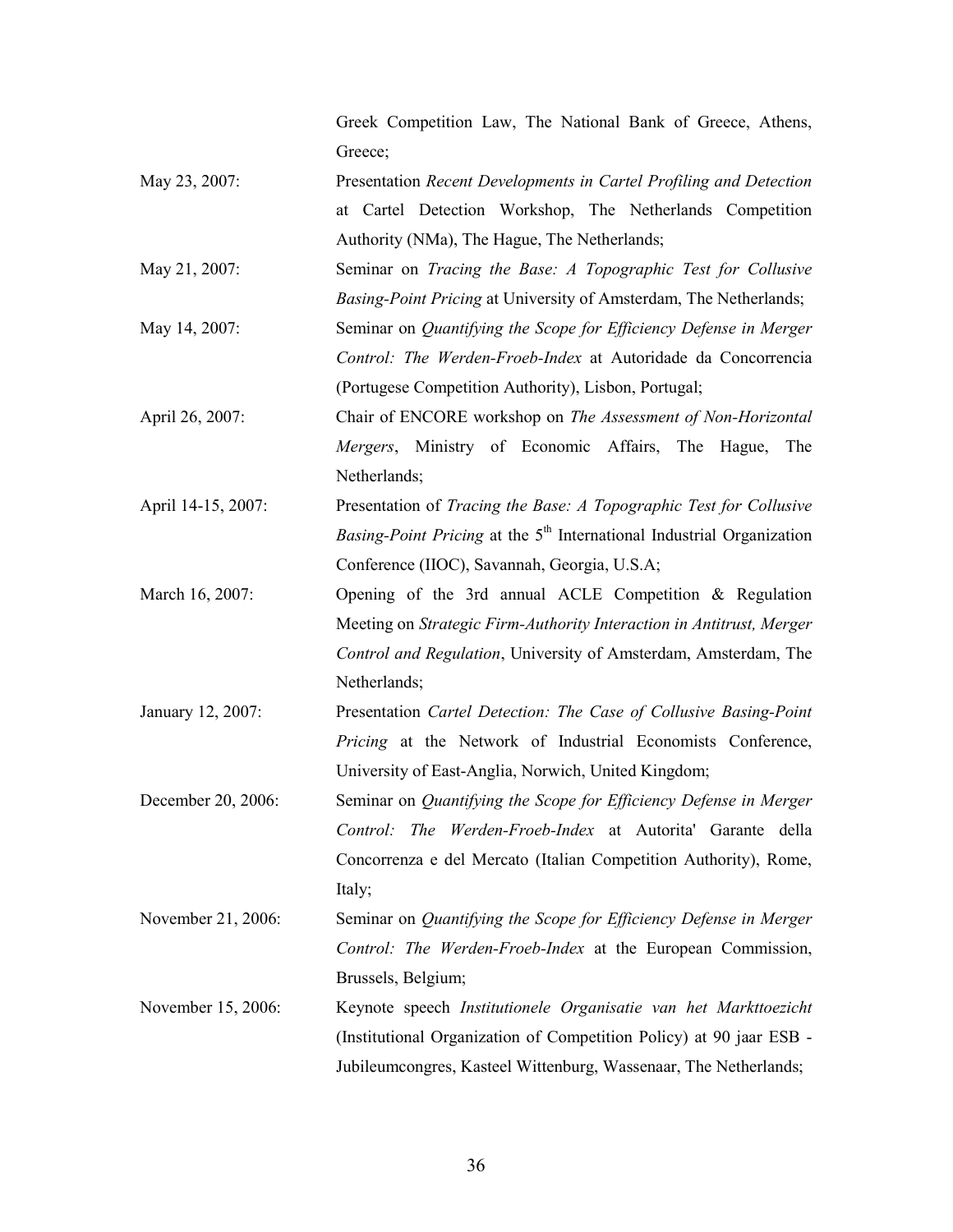Greek Competition Law, The National Bank of Greece, Athens, Greece;

May 23, 2007: Presentation *Recent Developments in Cartel Profiling and Detection* at Cartel Detection Workshop, The Netherlands Competition Authority (NMa), The Hague, The Netherlands;

May 21, 2007: Seminar on *Tracing the Base: A Topographic Test for Collusive Basing-Point Pricing* at University of Amsterdam, The Netherlands;

May 14, 2007: Seminar on *Quantifying the Scope for Efficiency Defense in Merger Control: The Werden-Froeb-Index* at Autoridade da Concorrencia (Portugese Competition Authority), Lisbon, Portugal;

April 26, 2007: Chair of ENCORE workshop on *The Assessment of Non-Horizontal Mergers*, Ministry of Economic Affairs, The Hague, The Netherlands;

April 14-15, 2007: Presentation of *Tracing the Base: A Topographic Test for Collusive Basing-Point Pricing* at the 5th International Industrial Organization Conference (IIOC), Savannah, Georgia, U.S.A;

March 16, 2007: Opening of the 3rd annual ACLE Competition & Regulation Meeting on *Strategic Firm-Authority Interaction in Antitrust, Merger Control and Regulation*, University of Amsterdam, Amsterdam, The Netherlands;

January 12, 2007: Presentation *Cartel Detection: The Case of Collusive Basing-Point Pricing* at the Network of Industrial Economists Conference, University of East-Anglia, Norwich, United Kingdom;

December 20, 2006: Seminar on *Quantifying the Scope for Efficiency Defense in Merger Control: The Werden-Froeb-Index* at Autorita' Garante della Concorrenza e del Mercato (Italian Competition Authority), Rome, Italy;

November 21, 2006: Seminar on *Quantifying the Scope for Efficiency Defense in Merger Control: The Werden-Froeb-Index* at the European Commission, Brussels, Belgium;

November 15, 2006: Keynote speech *Institutionele Organisatie van het Markttoezicht* (Institutional Organization of Competition Policy) at 90 jaar ESB - Jubileumcongres, Kasteel Wittenburg, Wassenaar, The Netherlands;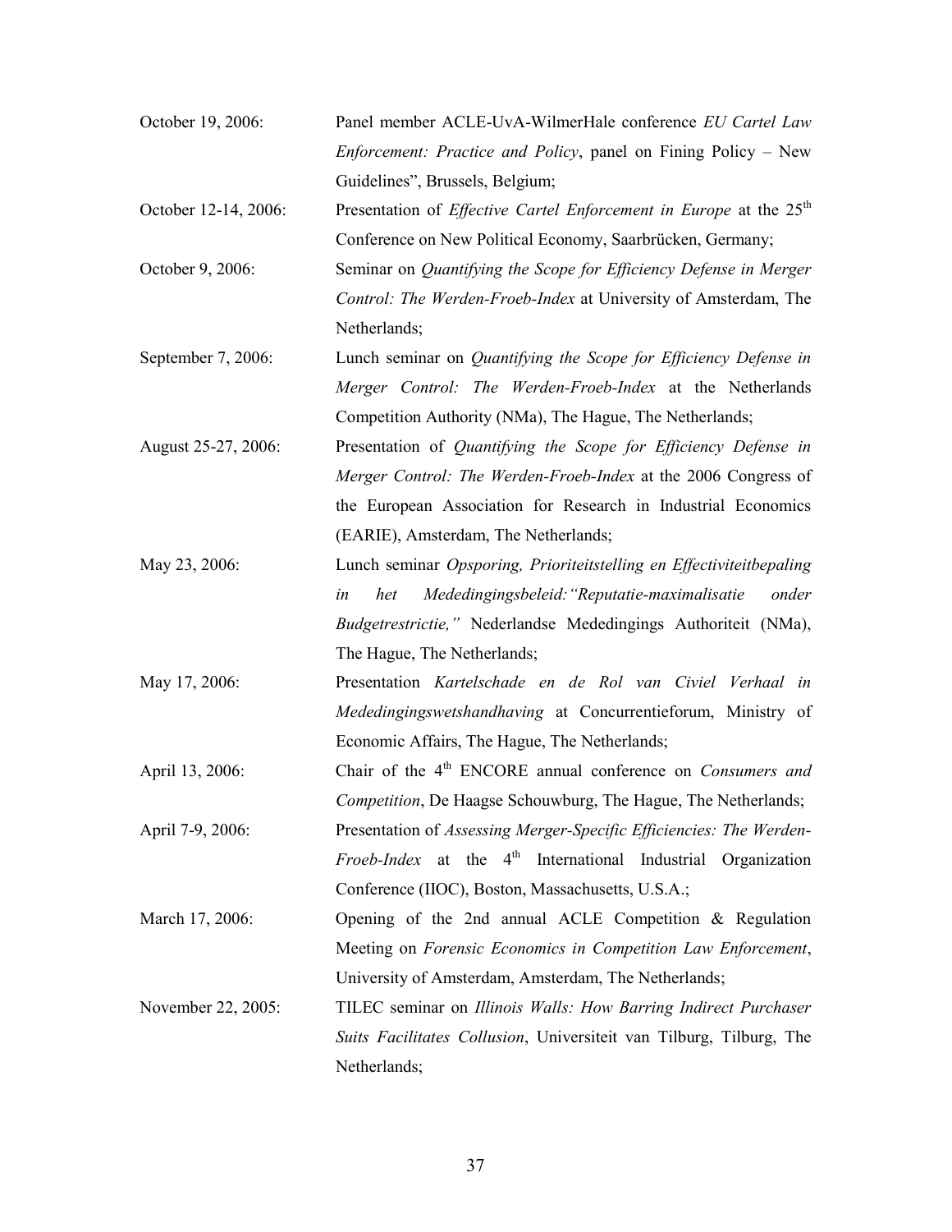October 19, 2006: Panel member ACLE-UvA-WilmerHale conference *EU Cartel Law Enforcement: Practice and Policy*, panel on Fining Policy – New Guidelines", Brussels, Belgium;

October 12-14, 2006: Presentation of *Effective Cartel Enforcement in Europe* at the 25th Conference on New Political Economy, Saarbrücken, Germany;

October 9, 2006: Seminar on *Quantifying the Scope for Efficiency Defense in Merger Control: The Werden-Froeb-Index* at University of Amsterdam, The Netherlands;

September 7, 2006: Lunch seminar on *Quantifying the Scope for Efficiency Defense in Merger Control: The Werden-Froeb-Index* at the Netherlands Competition Authority (NMa), The Hague, The Netherlands;

August 25-27, 2006: Presentation of *Quantifying the Scope for Efficiency Defense in Merger Control: The Werden-Froeb-Index* at the 2006 Congress of the European Association for Research in Industrial Economics (EARIE), Amsterdam, The Netherlands;

May 23, 2006: Lunch seminar *Opsporing, Prioriteitstelling en Effectiviteitbepaling in het Mededingingsbeleid:"Reputatie-maximalisatie onder Budgetrestrictie,"* Nederlandse Mededingings Authoriteit (NMa), The Hague, The Netherlands;

May 17, 2006: Presentation *Kartelschade en de Rol van Civiel Verhaal in Mededingingswetshandhaving* at Concurrentieforum, Ministry of Economic Affairs, The Hague, The Netherlands;

April 13, 2006: Chair of the 4th ENCORE annual conference on *Consumers and Competition*, De Haagse Schouwburg, The Hague, The Netherlands;

April 7-9, 2006: Presentation of *Assessing Merger-Specific Efficiencies: The Werden-Froeb-Index* at the 4th International Industrial Organization Conference (IIOC), Boston, Massachusetts, U.S.A.;

March 17, 2006: Opening of the 2nd annual ACLE Competition & Regulation Meeting on *Forensic Economics in Competition Law Enforcement*, University of Amsterdam, Amsterdam, The Netherlands;

November 22, 2005: TILEC seminar on *Illinois Walls: How Barring Indirect Purchaser Suits Facilitates Collusion*, Universiteit van Tilburg, Tilburg, The Netherlands;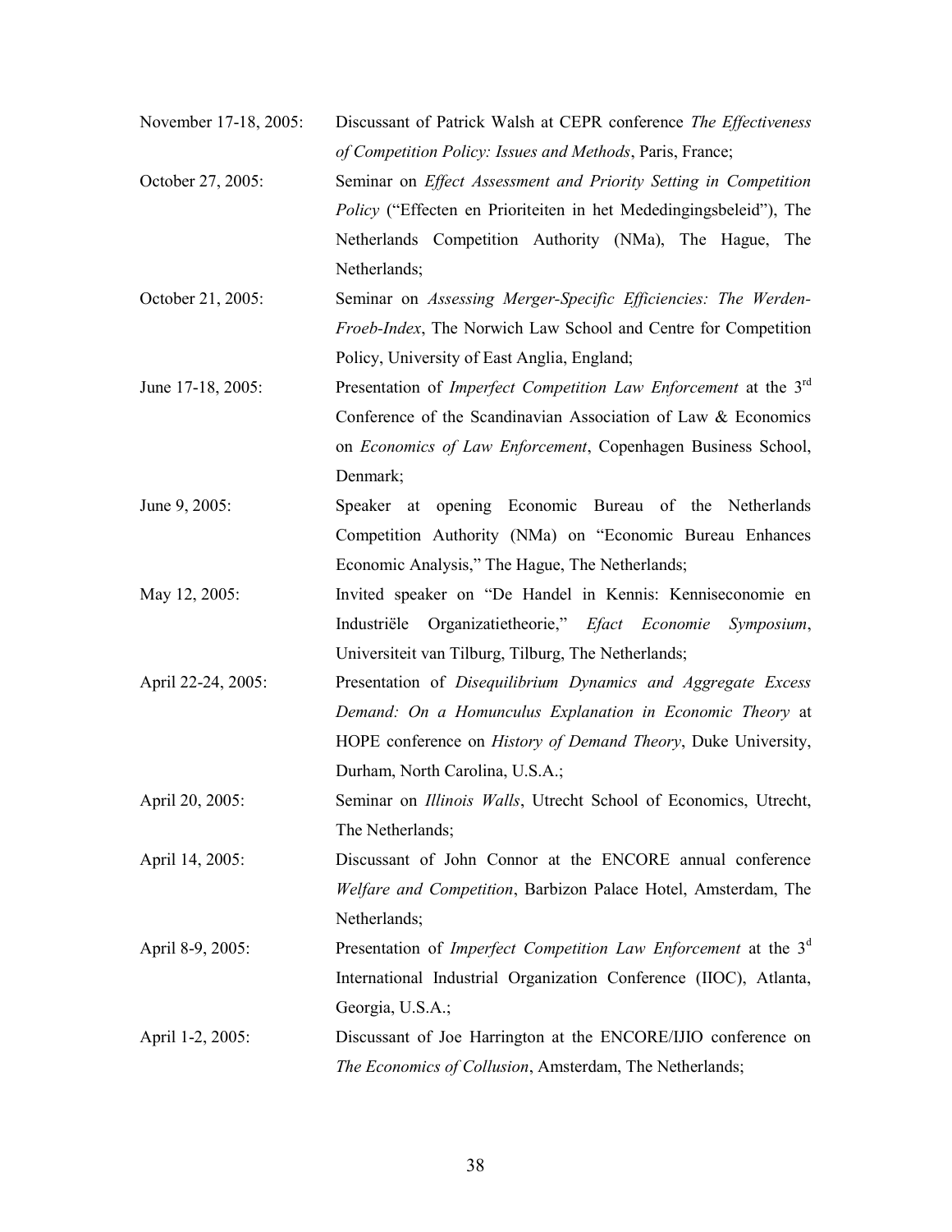November 17-18, 2005: Discussant of Patrick Walsh at CEPR conference *The Effectiveness of Competition Policy: Issues and Methods*, Paris, France;

October 27, 2005: Seminar on *Effect Assessment and Priority Setting in Competition Policy* ("Effecten en Prioriteiten in het Mededingingsbeleid"), The Netherlands Competition Authority (NMa), The Hague, The Netherlands;

October 21, 2005: Seminar on *Assessing Merger-Specific Efficiencies: The Werden-Froeb-Index*, The Norwich Law School and Centre for Competition Policy, University of East Anglia, England;

June 17-18, 2005: Presentation of *Imperfect Competition Law Enforcement* at the 3rd Conference of the Scandinavian Association of Law & Economics on *Economics of Law Enforcement*, Copenhagen Business School, Denmark;

June 9, 2005: Speaker at opening Economic Bureau of the Netherlands Competition Authority (NMa) on "Economic Bureau Enhances Economic Analysis," The Hague, The Netherlands;

May 12, 2005: Invited speaker on "De Handel in Kennis: Kenniseconomie en Industriële Organizatietheorie," *Efact Economie Symposium*, Universiteit van Tilburg, Tilburg, The Netherlands;

April 22-24, 2005: Presentation of *Disequilibrium Dynamics and Aggregate Excess Demand: On a Homunculus Explanation in Economic Theory* at HOPE conference on *History of Demand Theory*, Duke University, Durham, North Carolina, U.S.A.;

April 20, 2005: Seminar on *Illinois Walls*, Utrecht School of Economics, Utrecht, The Netherlands;

April 14, 2005: Discussant of John Connor at the ENCORE annual conference *Welfare and Competition*, Barbizon Palace Hotel, Amsterdam, The Netherlands;

April 8-9, 2005: Presentation of *Imperfect Competition Law Enforcement* at the 3d International Industrial Organization Conference (IIOC), Atlanta, Georgia, U.S.A.;

April 1-2, 2005: Discussant of Joe Harrington at the ENCORE/IJIO conference on *The Economics of Collusion*, Amsterdam, The Netherlands;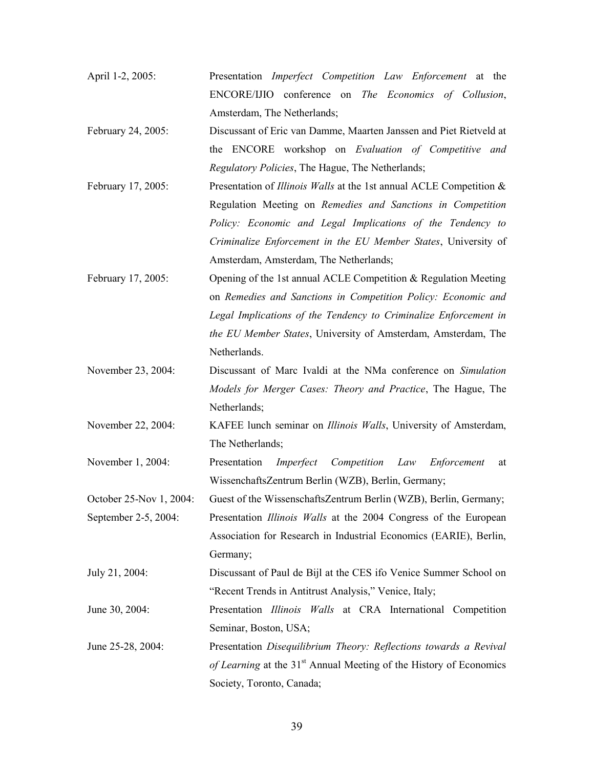April 1-2, 2005: Presentation *Imperfect Competition Law Enforcement* at the ENCORE/IJIO conference on *The Economics of Collusion*, Amsterdam, The Netherlands;

February 24, 2005: Discussant of Eric van Damme, Maarten Janssen and Piet Rietveld at the ENCORE workshop on *Evaluation of Competitive and Regulatory Policies*, The Hague, The Netherlands;

February 17, 2005: Presentation of *Illinois Walls* at the 1st annual ACLE Competition & Regulation Meeting on *Remedies and Sanctions in Competition Policy: Economic and Legal Implications of the Tendency to Criminalize Enforcement in the EU Member States*, University of Amsterdam, Amsterdam, The Netherlands;

February 17, 2005: Opening of the 1st annual ACLE Competition & Regulation Meeting on *Remedies and Sanctions in Competition Policy: Economic and Legal Implications of the Tendency to Criminalize Enforcement in the EU Member States*, University of Amsterdam, Amsterdam, The Netherlands.

November 23, 2004: Discussant of Marc Ivaldi at the NMa conference on *Simulation Models for Merger Cases: Theory and Practice*, The Hague, The Netherlands;

November 22, 2004: KAFEE lunch seminar on *Illinois Walls*, University of Amsterdam, The Netherlands;

November 1, 2004: Presentation *Imperfect Competition Law Enforcement* at WissenchaftsZentrum Berlin (WZB), Berlin, Germany;

October 25-Nov 1, 2004: Guest of the WissenschaftsZentrum Berlin (WZB), Berlin, Germany;

September 2-5, 2004: Presentation *Illinois Walls* at the 2004 Congress of the European Association for Research in Industrial Economics (EARIE), Berlin, Germany;

July 21, 2004: Discussant of Paul de Bijl at the CES ifo Venice Summer School on "Recent Trends in Antitrust Analysis," Venice, Italy;

June 30, 2004: Presentation *Illinois Walls* at CRA International Competition Seminar, Boston, USA;

June 25-28, 2004: Presentation *Disequilibrium Theory: Reflections towards a Revival of Learning* at the 31st Annual Meeting of the History of Economics Society, Toronto, Canada;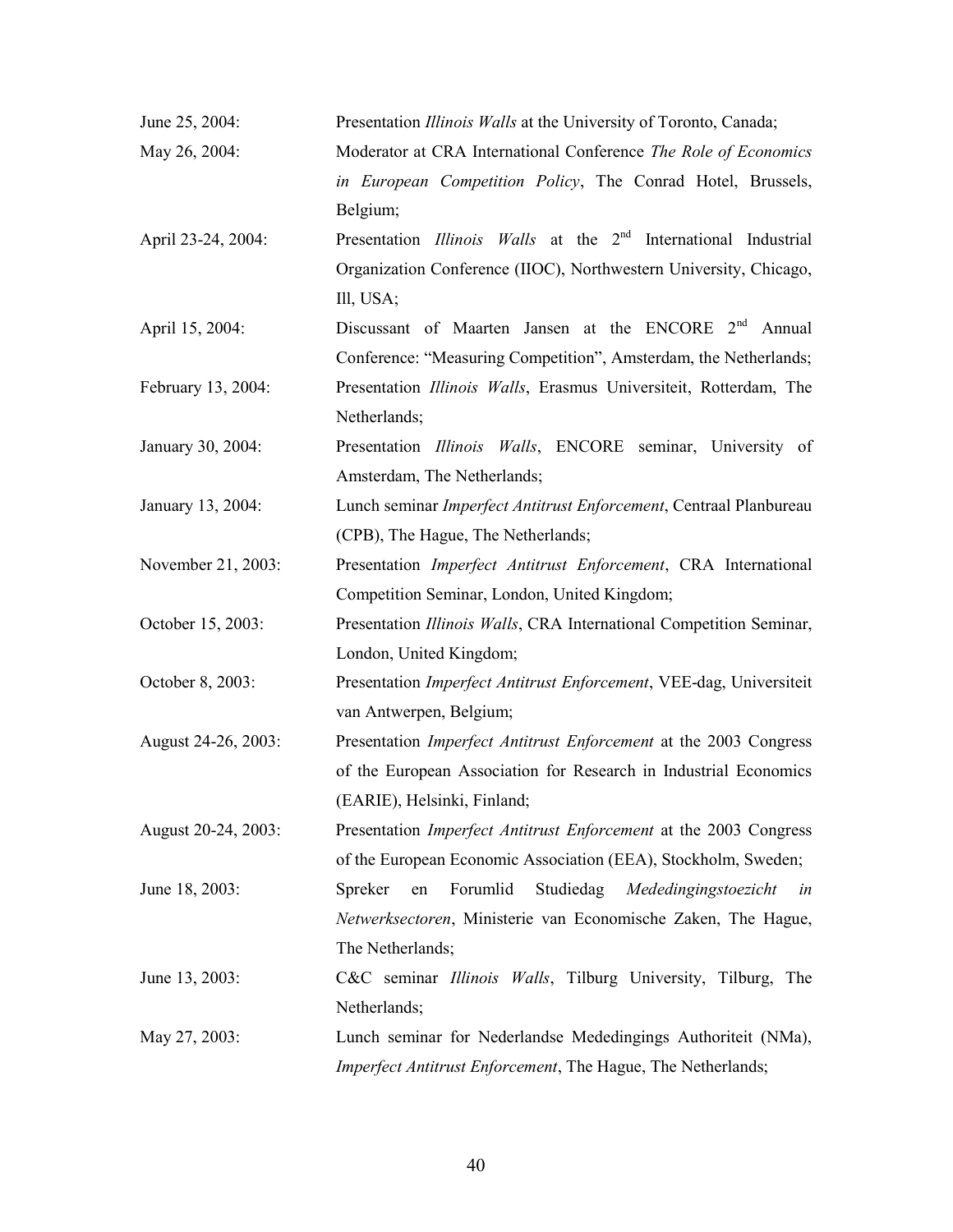June 25, 2004: Presentation *Illinois Walls* at the University of Toronto, Canada;

May 26, 2004: Moderator at CRA International Conference *The Role of Economics in European Competition Policy*, The Conrad Hotel, Brussels, Belgium;

April 23-24, 2004: Presentation *Illinois Walls* at the 2nd International Industrial Organization Conference (IIOC), Northwestern University, Chicago, Ill, USA;

April 15, 2004: Discussant of Maarten Jansen at the ENCORE 2nd Annual Conference: "Measuring Competition", Amsterdam, the Netherlands;

February 13, 2004: Presentation *Illinois Walls*, Erasmus Universiteit, Rotterdam, The Netherlands;

January 30, 2004: Presentation *Illinois Walls*, ENCORE seminar, University of Amsterdam, The Netherlands;

January 13, 2004: Lunch seminar *Imperfect Antitrust Enforcement*, Centraal Planbureau (CPB), The Hague, The Netherlands;

November 21, 2003: Presentation *Imperfect Antitrust Enforcement*, CRA International Competition Seminar, London, United Kingdom;

October 15, 2003: Presentation *Illinois Walls*, CRA International Competition Seminar, London, United Kingdom;

October 8, 2003: Presentation *Imperfect Antitrust Enforcement*, VEE-dag, Universiteit van Antwerpen, Belgium;

August 24-26, 2003: Presentation *Imperfect Antitrust Enforcement* at the 2003 Congress of the European Association for Research in Industrial Economics (EARIE), Helsinki, Finland;

August 20-24, 2003: Presentation *Imperfect Antitrust Enforcement* at the 2003 Congress of the European Economic Association (EEA), Stockholm, Sweden;

June 18, 2003: Spreker en Forumlid Studiedag *Mededingingstoezicht in Netwerksectoren*, Ministerie van Economische Zaken, The Hague, The Netherlands;

June 13, 2003: C&C seminar *Illinois Walls*, Tilburg University, Tilburg, The Netherlands;

May 27, 2003: Lunch seminar for Nederlandse Mededingings Authoriteit (NMa), *Imperfect Antitrust Enforcement*, The Hague, The Netherlands;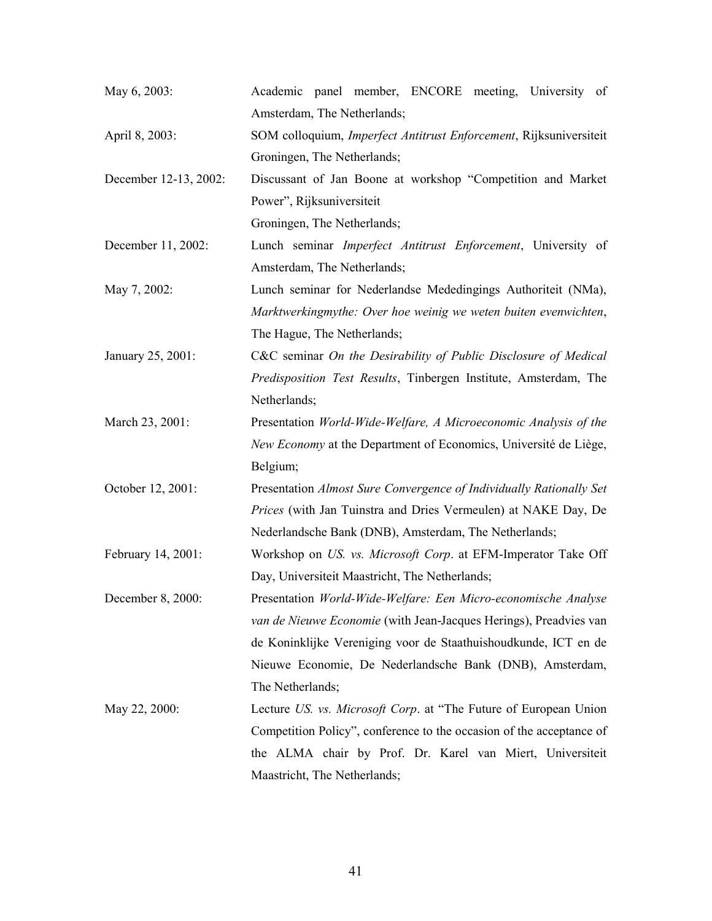May 6, 2003: Academic panel member, ENCORE meeting, University of Amsterdam, The Netherlands;

April 8, 2003: SOM colloquium, *Imperfect Antitrust Enforcement*, Rijksuniversiteit Groningen, The Netherlands;

December 12-13, 2002: Discussant of Jan Boone at workshop "Competition and Market Power", Rijksuniversiteit Groningen, The Netherlands;

December 11, 2002: Lunch seminar *Imperfect Antitrust Enforcement*, University of Amsterdam, The Netherlands;

May 7, 2002: Lunch seminar for Nederlandse Mededingings Authoriteit (NMa), *Marktwerkingmythe: Over hoe weinig we weten buiten evenwichten*, The Hague, The Netherlands;

January 25, 2001: C&C seminar *On the Desirability of Public Disclosure of Medical Predisposition Test Results*, Tinbergen Institute, Amsterdam, The Netherlands;

March 23, 2001: Presentation *World-Wide-Welfare, A Microeconomic Analysis of the New Economy* at the Department of Economics, Université de Liège, Belgium;

October 12, 2001: Presentation *Almost Sure Convergence of Individually Rationally Set Prices* (with Jan Tuinstra and Dries Vermeulen) at NAKE Day, De Nederlandsche Bank (DNB), Amsterdam, The Netherlands;

February 14, 2001: Workshop on *US. vs. Microsoft Corp*. at EFM-Imperator Take Off Day, Universiteit Maastricht, The Netherlands;

December 8, 2000: Presentation *World-Wide-Welfare: Een Micro-economische Analyse van de Nieuwe Economie* (with Jean-Jacques Herings), Preadvies van de Koninklijke Vereniging voor de Staathuishoudkunde, ICT en de Nieuwe Economie, De Nederlandsche Bank (DNB), Amsterdam, The Netherlands;

May 22, 2000: Lecture *US. vs. Microsoft Corp*. at "The Future of European Union Competition Policy", conference to the occasion of the acceptance of the ALMA chair by Prof. Dr. Karel van Miert, Universiteit Maastricht, The Netherlands;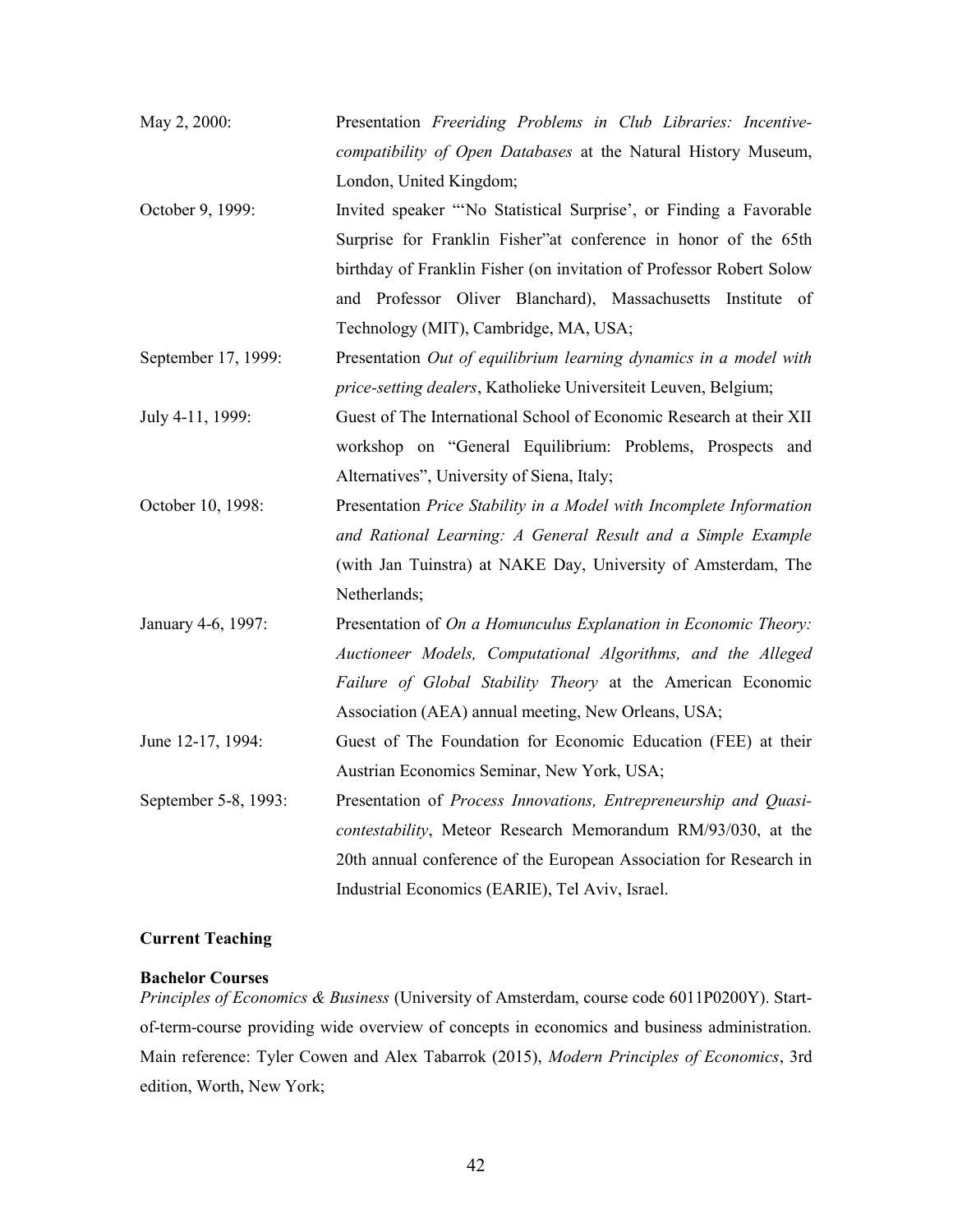May 2, 2000: Presentation *Freeriding Problems in Club Libraries: Incentive-compatibility of Open Databases* at the Natural History Museum, London, United Kingdom;

October 9, 1999: Invited speaker "'No Statistical Surprise', or Finding a Favorable Surprise for Franklin Fisher"at conference in honor of the 65th birthday of Franklin Fisher (on invitation of Professor Robert Solow and Professor Oliver Blanchard), Massachusetts Institute of Technology (MIT), Cambridge, MA, USA;

September 17, 1999: Presentation *Out of equilibrium learning dynamics in a model with price-setting dealers*, Katholieke Universiteit Leuven, Belgium;

July 4-11, 1999: Guest of The International School of Economic Research at their XII workshop on "General Equilibrium: Problems, Prospects and Alternatives", University of Siena, Italy;

October 10, 1998: Presentation *Price Stability in a Model with Incomplete Information and Rational Learning: A General Result and a Simple Example* (with Jan Tuinstra) at NAKE Day, University of Amsterdam, The Netherlands;

January 4-6, 1997: Presentation of *On a Homunculus Explanation in Economic Theory: Auctioneer Models, Computational Algorithms, and the Alleged Failure of Global Stability Theory* at the American Economic Association (AEA) annual meeting, New Orleans, USA;

June 12-17, 1994: Guest of The Foundation for Economic Education (FEE) at their Austrian Economics Seminar, New York, USA;

September 5-8, 1993: Presentation of *Process Innovations, Entrepreneurship and Quasi-contestability*, Meteor Research Memorandum RM/93/030, at the 20th annual conference of the European Association for Research in Industrial Economics (EARIE), Tel Aviv, Israel.

## Current Teaching

### Bachelor Courses

*Principles of Economics & Business* (University of Amsterdam, course code 6011P0200Y). Start-of-term-course providing wide overview of concepts in economics and business administration. Main reference: Tyler Cowen and Alex Tabarrok (2015), *Modern Principles of Economics*, 3rd edition, Worth, New York;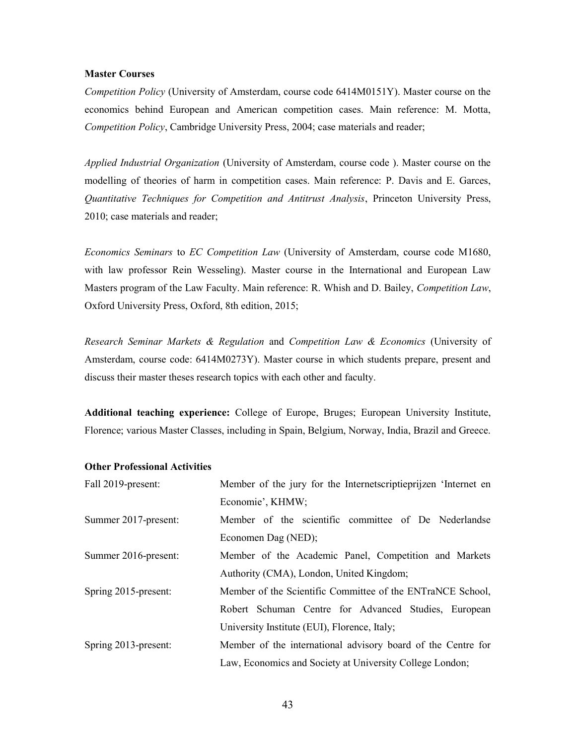**Master Courses**

*Competition Policy* (University of Amsterdam, course code 6414M0151Y). Master course on the economics behind European and American competition cases. Main reference: M. Motta, *Competition Policy*, Cambridge University Press, 2004; case materials and reader;

*Applied Industrial Organization* (University of Amsterdam, course code ). Master course on the modelling of theories of harm in competition cases. Main reference: P. Davis and E. Garces, *Quantitative Techniques for Competition and Antitrust Analysis*, Princeton University Press, 2010; case materials and reader;

*Economics Seminars* to *EC Competition Law* (University of Amsterdam, course code M1680, with law professor Rein Wesseling). Master course in the International and European Law Masters program of the Law Faculty. Main reference: R. Whish and D. Bailey, *Competition Law*, Oxford University Press, Oxford, 8th edition, 2015;

*Research Seminar Markets & Regulation* and *Competition Law & Economics* (University of Amsterdam, course code: 6414M0273Y). Master course in which students prepare, present and discuss their master theses research topics with each other and faculty.

**Additional teaching experience:** College of Europe, Bruges; European University Institute, Florence; various Master Classes, including in Spain, Belgium, Norway, India, Brazil and Greece.

**Other Professional Activities**

| | |
|---|---|
| Fall 2019-present: | Member of the jury for the Internetscriptieprijzen 'Internet en Economie', KHMW; |
| Summer 2017-present: | Member of the scientific committee of De Nederlandse Economen Dag (NED); |
| Summer 2016-present: | Member of the Academic Panel, Competition and Markets Authority (CMA), London, United Kingdom; |
| Spring 2015-present: | Member of the Scientific Committee of the ENTraNCE School, Robert Schuman Centre for Advanced Studies, European University Institute (EUI), Florence, Italy; |
| Spring 2013-present: | Member of the international advisory board of the Centre for Law, Economics and Society at University College London; |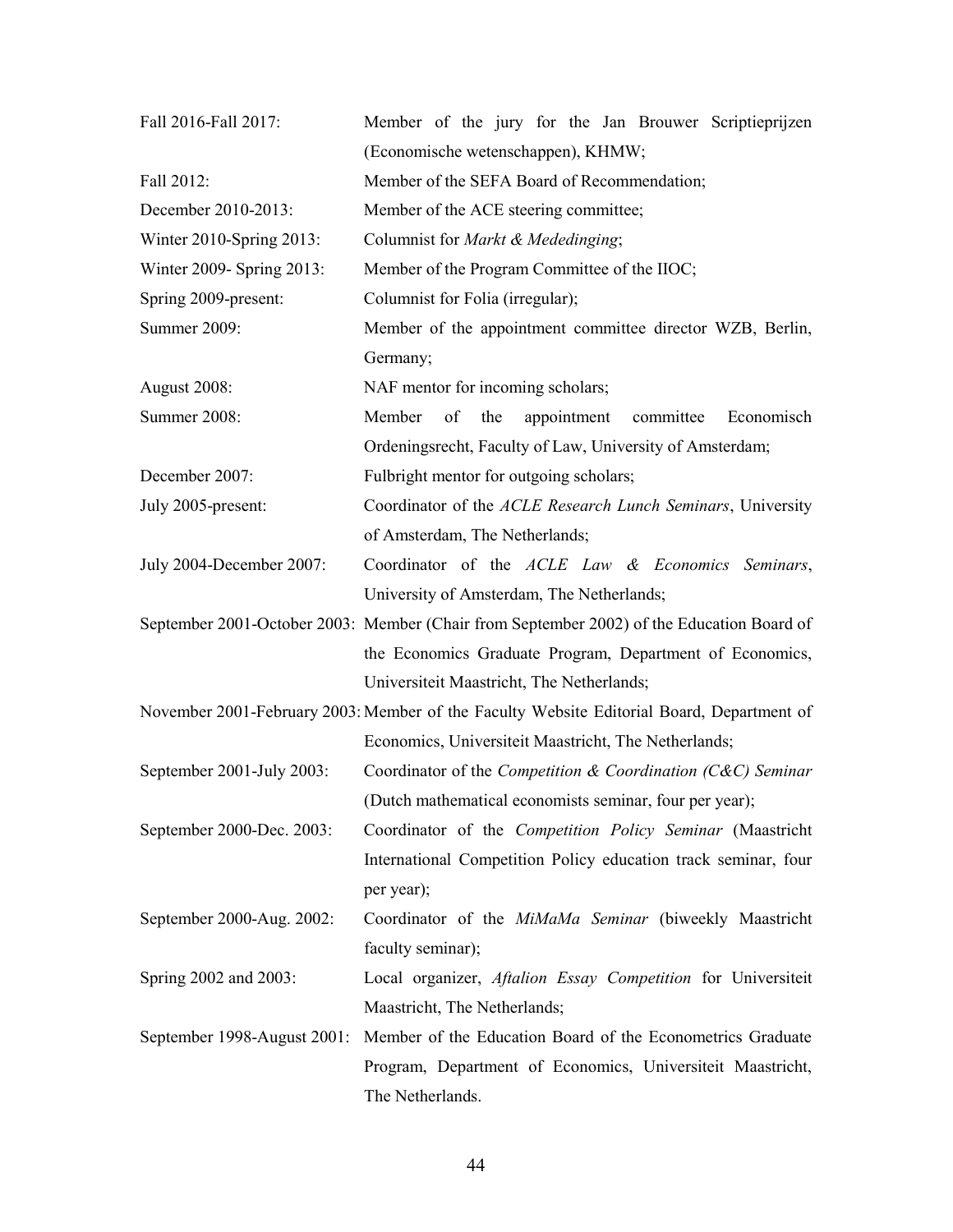Fall 2016-Fall 2017: Member of the jury for the Jan Brouwer Scriptieprijzen (Economische wetenschappen), KHMW;

Fall 2012: Member of the SEFA Board of Recommendation;

December 2010-2013: Member of the ACE steering committee;

Winter 2010-Spring 2013: Columnist for *Markt & Mededinging*;

Winter 2009- Spring 2013: Member of the Program Committee of the IIOC;

Spring 2009-present: Columnist for Folia (irregular);

Summer 2009: Member of the appointment committee director WZB, Berlin, Germany;

August 2008: NAF mentor for incoming scholars;

Summer 2008: Member of the appointment committee Economisch Ordeningsrecht, Faculty of Law, University of Amsterdam;

December 2007: Fulbright mentor for outgoing scholars;

July 2005-present: Coordinator of the *ACLE Research Lunch Seminars*, University of Amsterdam, The Netherlands;

July 2004-December 2007: Coordinator of the *ACLE Law & Economics Seminars*, University of Amsterdam, The Netherlands;

September 2001-October 2003: Member (Chair from September 2002) of the Education Board of the Economics Graduate Program, Department of Economics, Universiteit Maastricht, The Netherlands;

November 2001-February 2003: Member of the Faculty Website Editorial Board, Department of Economics, Universiteit Maastricht, The Netherlands;

September 2001-July 2003: Coordinator of the *Competition & Coordination (C&C) Seminar* (Dutch mathematical economists seminar, four per year);

September 2000-Dec. 2003: Coordinator of the *Competition Policy Seminar* (Maastricht International Competition Policy education track seminar, four per year);

September 2000-Aug. 2002: Coordinator of the *MiMaMa Seminar* (biweekly Maastricht faculty seminar);

Spring 2002 and 2003: Local organizer, *Aftalion Essay Competition* for Universiteit Maastricht, The Netherlands;

September 1998-August 2001: Member of the Education Board of the Econometrics Graduate Program, Department of Economics, Universiteit Maastricht, The Netherlands.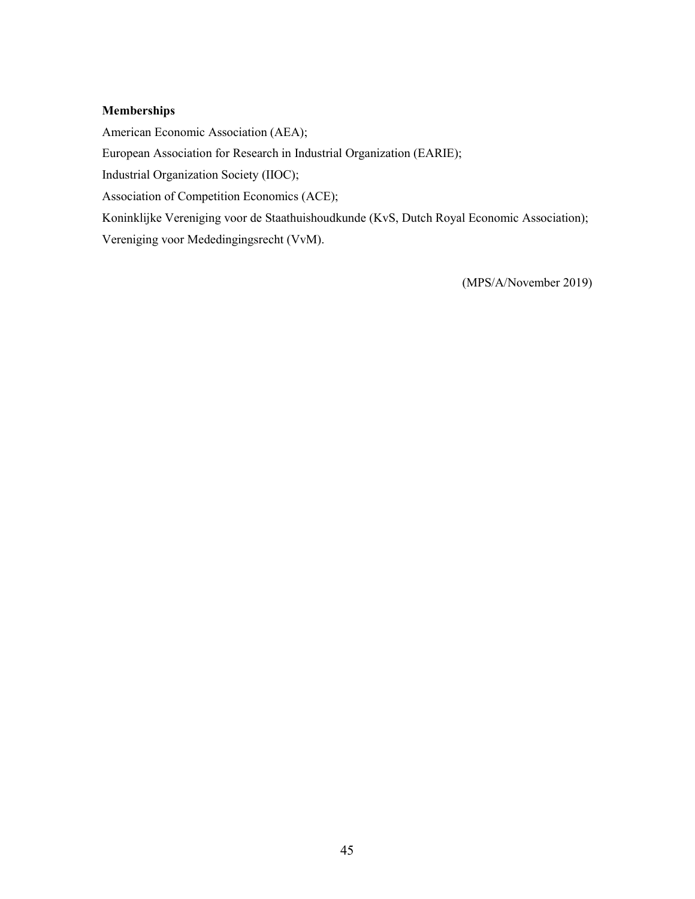**Memberships**

American Economic Association (AEA);

European Association for Research in Industrial Organization (EARIE);

Industrial Organization Society (IIOC);

Association of Competition Economics (ACE);

Koninklijke Vereniging voor de Staathuishoudkunde (KvS, Dutch Royal Economic Association);

Vereniging voor Mededingingsrecht (VvM).

(MPS/A/November 2019)